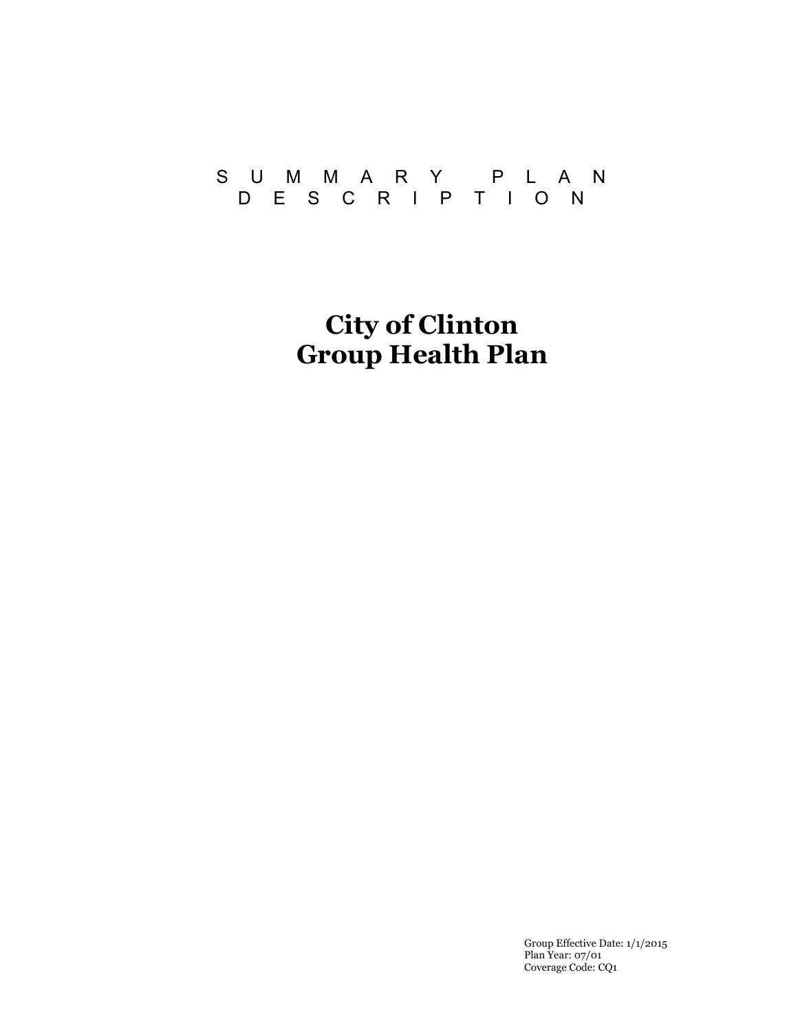SUMMARY PLAN DESCRIPTION

# City of Clinton Group Health Plan

Group Effective Date: 1/1/2015
Plan Year: 07/01
Coverage Code: CQ1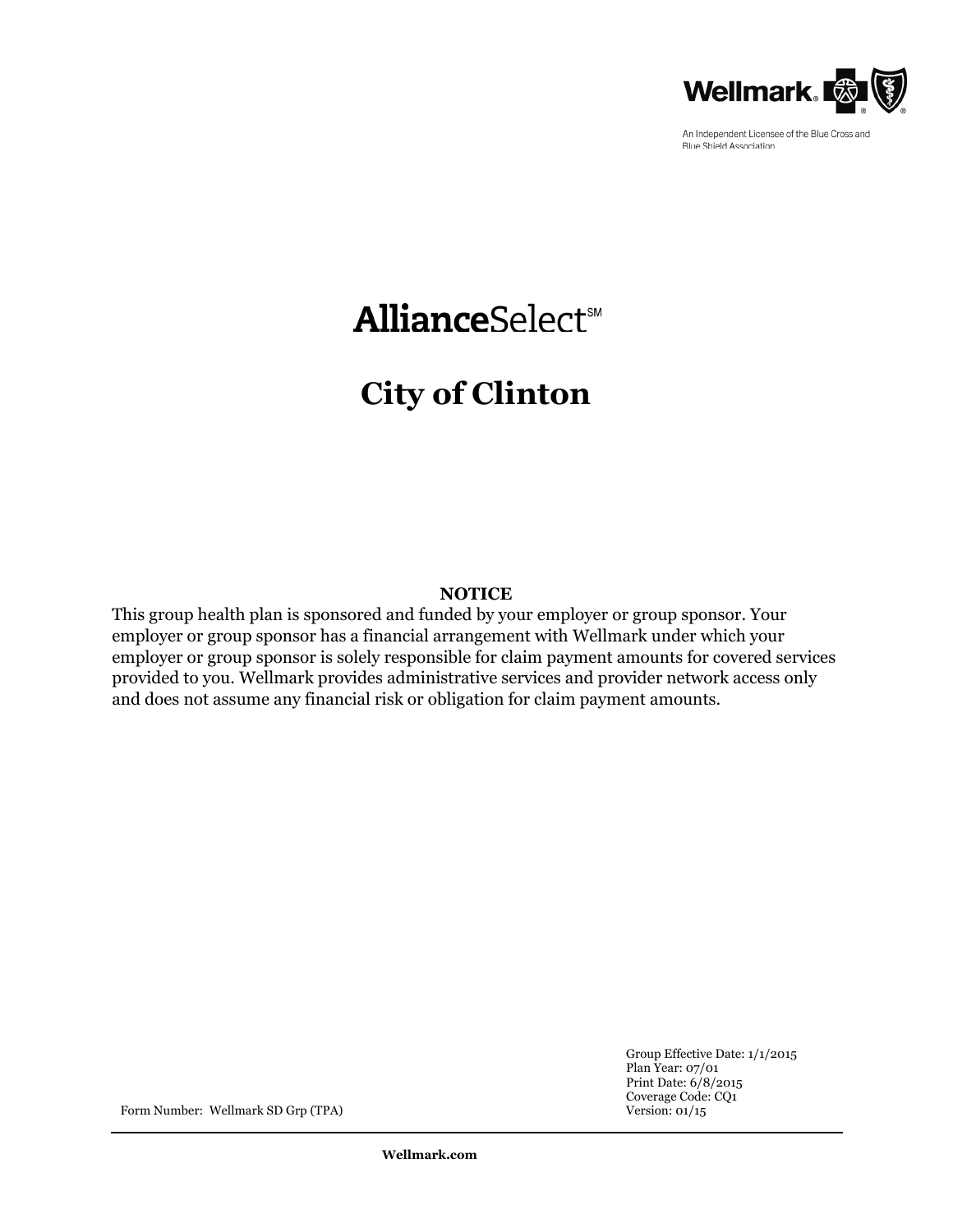Wellmark.

An Independent Licensee of the Blue Cross and Blue Shield Association

# AllianceSelect℠

# City of Clinton

**NOTICE**

This group health plan is sponsored and funded by your employer or group sponsor. Your employer or group sponsor has a financial arrangement with Wellmark under which your employer or group sponsor is solely responsible for claim payment amounts for covered services provided to you. Wellmark provides administrative services and provider network access only and does not assume any financial risk or obligation for claim payment amounts.

Group Effective Date: 1/1/2015
Plan Year: 07/01
Print Date: 6/8/2015
Coverage Code: CQ1
Version: 01/15

Form Number: Wellmark SD Grp (TPA)

**Wellmark.com**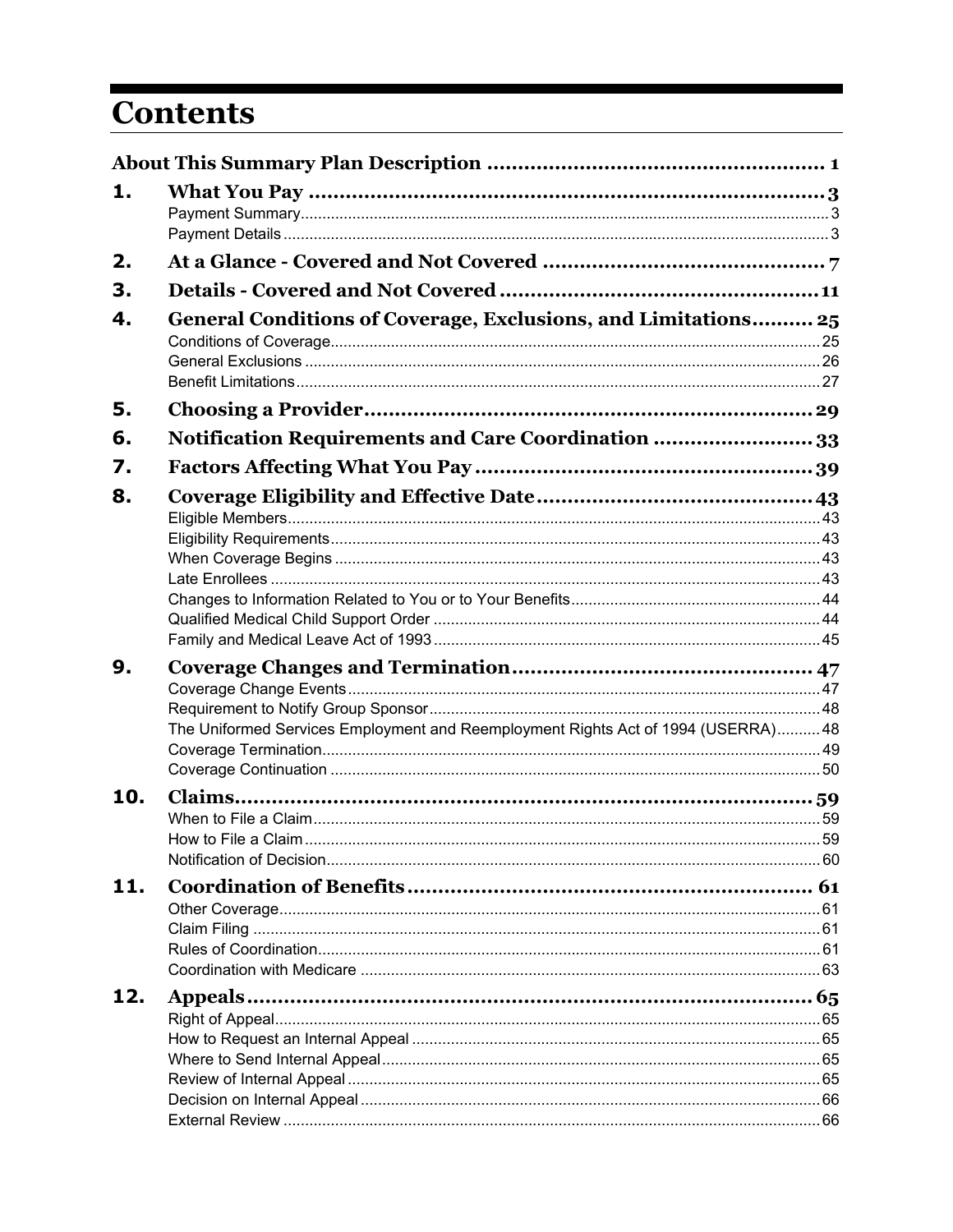# Contents

| | | |
|---|---|---|
| **About This Summary Plan Description** | | **1** |
| **1.** | **What You Pay** | **3** |
| | Payment Summary | 3 |
| | Payment Details | 3 |
| **2.** | **At a Glance - Covered and Not Covered** | **7** |
| **3.** | **Details - Covered and Not Covered** | **11** |
| **4.** | **General Conditions of Coverage, Exclusions, and Limitations** | **25** |
| | Conditions of Coverage | 25 |
| | General Exclusions | 26 |
| | Benefit Limitations | 27 |
| **5.** | **Choosing a Provider** | **29** |
| **6.** | **Notification Requirements and Care Coordination** | **33** |
| **7.** | **Factors Affecting What You Pay** | **39** |
| **8.** | **Coverage Eligibility and Effective Date** | **43** |
| | Eligible Members | 43 |
| | Eligibility Requirements | 43 |
| | When Coverage Begins | 43 |
| | Late Enrollees | 43 |
| | Changes to Information Related to You or to Your Benefits | 44 |
| | Qualified Medical Child Support Order | 44 |
| | Family and Medical Leave Act of 1993 | 45 |
| **9.** | **Coverage Changes and Termination** | **47** |
| | Coverage Change Events | 47 |
| | Requirement to Notify Group Sponsor | 48 |
| | The Uniformed Services Employment and Reemployment Rights Act of 1994 (USERRA) | 48 |
| | Coverage Termination | 49 |
| | Coverage Continuation | 50 |
| **10.** | **Claims** | **59** |
| | When to File a Claim | 59 |
| | How to File a Claim | 59 |
| | Notification of Decision | 60 |
| **11.** | **Coordination of Benefits** | **61** |
| | Other Coverage | 61 |
| | Claim Filing | 61 |
| | Rules of Coordination | 61 |
| | Coordination with Medicare | 63 |
| **12.** | **Appeals** | **65** |
| | Right of Appeal | 65 |
| | How to Request an Internal Appeal | 65 |
| | Where to Send Internal Appeal | 65 |
| | Review of Internal Appeal | 65 |
| | Decision on Internal Appeal | 66 |
| | External Review | 66 |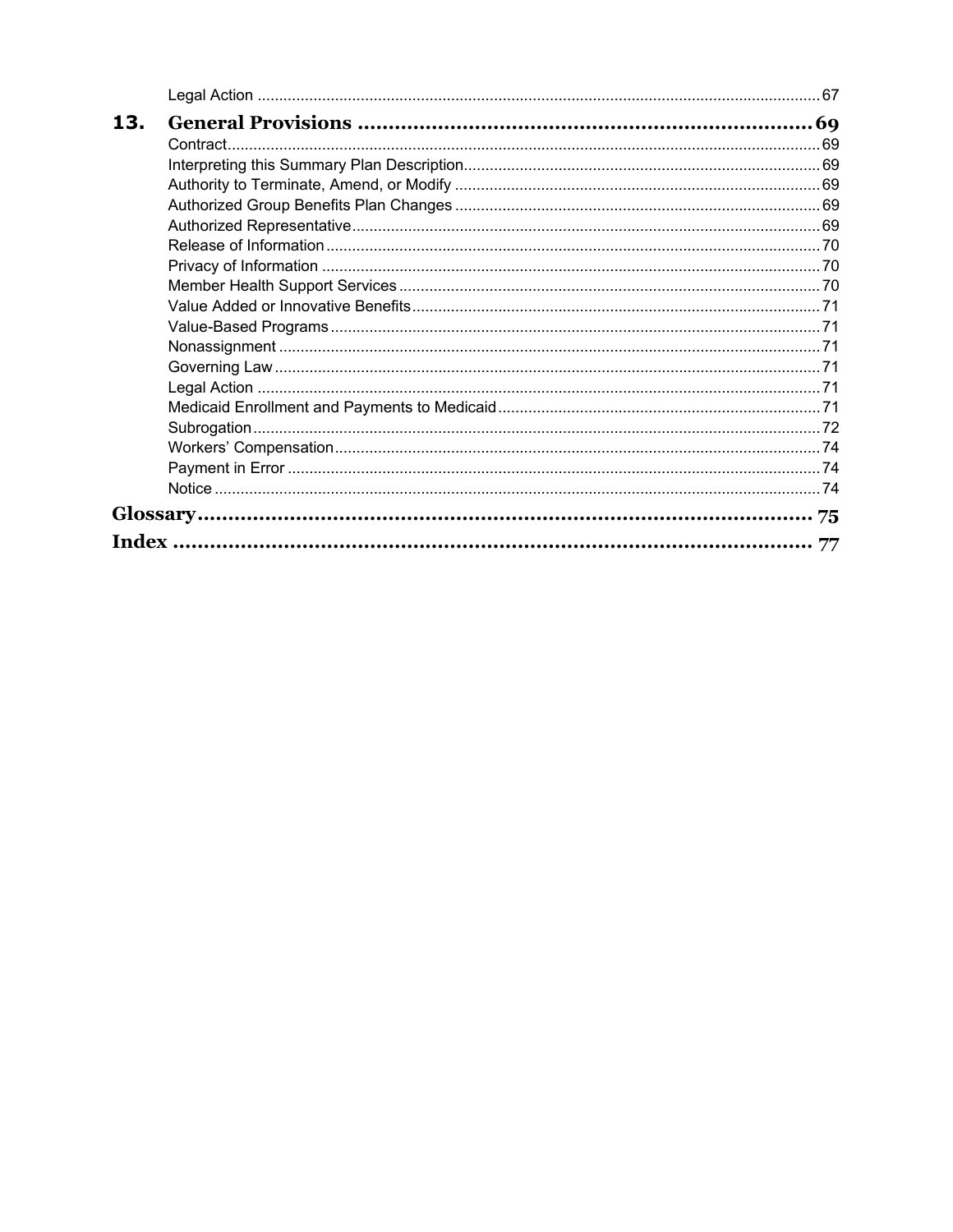Legal Action ..... 67

**13. General Provisions ..... 69**

Contract ..... 69
Interpreting this Summary Plan Description ..... 69
Authority to Terminate, Amend, or Modify ..... 69
Authorized Group Benefits Plan Changes ..... 69
Authorized Representative ..... 69
Release of Information ..... 70
Privacy of Information ..... 70
Member Health Support Services ..... 70
Value Added or Innovative Benefits ..... 71
Value-Based Programs ..... 71
Nonassignment ..... 71
Governing Law ..... 71
Legal Action ..... 71
Medicaid Enrollment and Payments to Medicaid ..... 71
Subrogation ..... 72
Workers' Compensation ..... 74
Payment in Error ..... 74
Notice ..... 74

**Glossary ..... 75**

**Index ..... 77**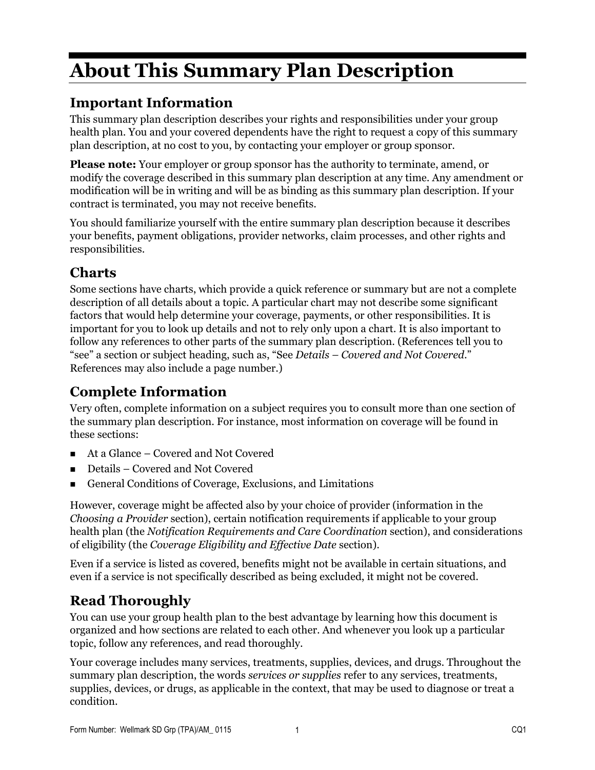# About This Summary Plan Description

## Important Information

This summary plan description describes your rights and responsibilities under your group health plan. You and your covered dependents have the right to request a copy of this summary plan description, at no cost to you, by contacting your employer or group sponsor.

**Please note:** Your employer or group sponsor has the authority to terminate, amend, or modify the coverage described in this summary plan description at any time. Any amendment or modification will be in writing and will be as binding as this summary plan description. If your contract is terminated, you may not receive benefits.

You should familiarize yourself with the entire summary plan description because it describes your benefits, payment obligations, provider networks, claim processes, and other rights and responsibilities.

## Charts

Some sections have charts, which provide a quick reference or summary but are not a complete description of all details about a topic. A particular chart may not describe some significant factors that would help determine your coverage, payments, or other responsibilities. It is important for you to look up details and not to rely only upon a chart. It is also important to follow any references to other parts of the summary plan description. (References tell you to "see" a section or subject heading, such as, "See *Details – Covered and Not Covered*." References may also include a page number.)

## Complete Information

Very often, complete information on a subject requires you to consult more than one section of the summary plan description. For instance, most information on coverage will be found in these sections:

- At a Glance – Covered and Not Covered
- Details – Covered and Not Covered
- General Conditions of Coverage, Exclusions, and Limitations

However, coverage might be affected also by your choice of provider (information in the *Choosing a Provider* section), certain notification requirements if applicable to your group health plan (the *Notification Requirements and Care Coordination* section), and considerations of eligibility (the *Coverage Eligibility and Effective Date* section).

Even if a service is listed as covered, benefits might not be available in certain situations, and even if a service is not specifically described as being excluded, it might not be covered.

## Read Thoroughly

You can use your group health plan to the best advantage by learning how this document is organized and how sections are related to each other. And whenever you look up a particular topic, follow any references, and read thoroughly.

Your coverage includes many services, treatments, supplies, devices, and drugs. Throughout the summary plan description, the words *services or supplies* refer to any services, treatments, supplies, devices, or drugs, as applicable in the context, that may be used to diagnose or treat a condition.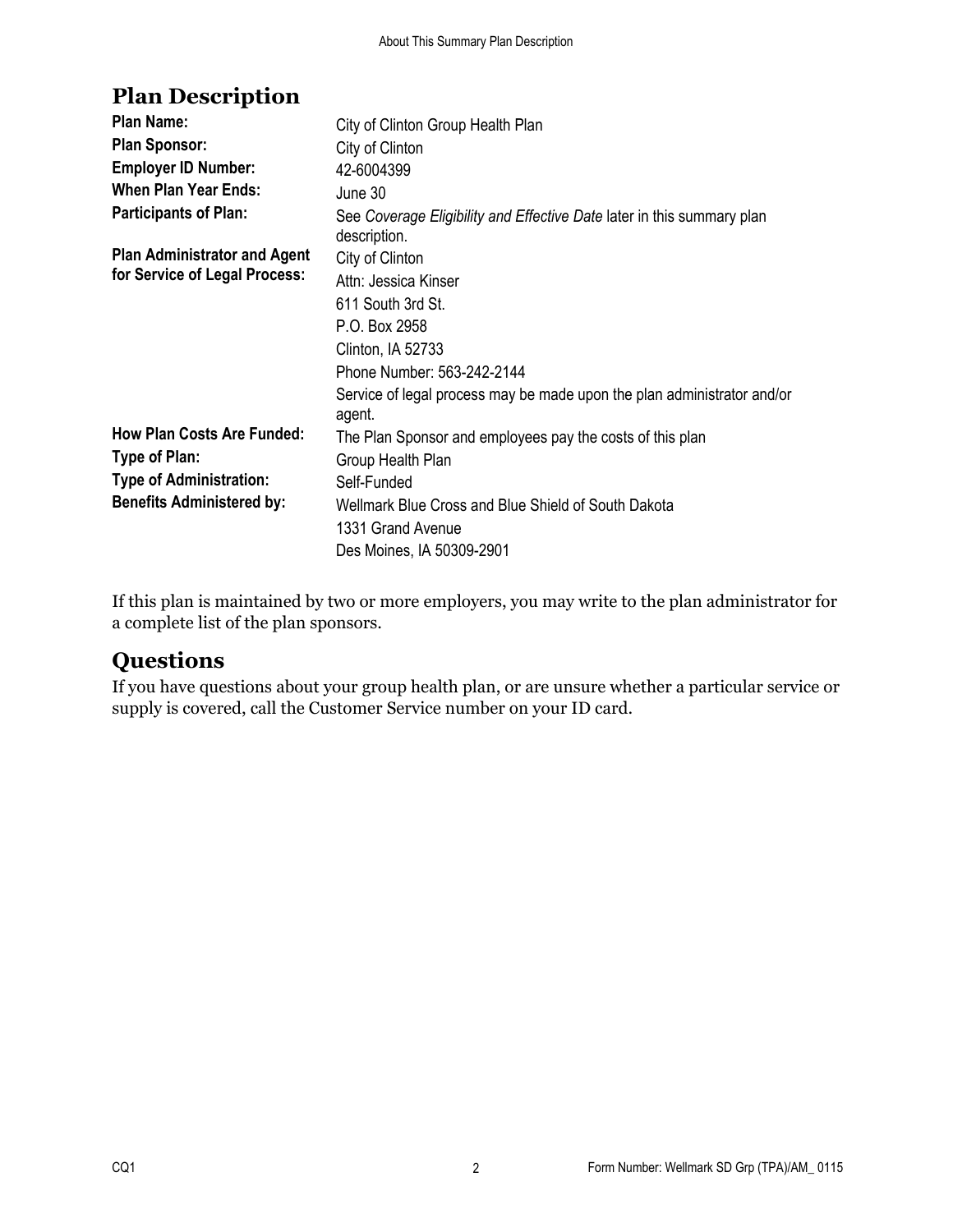## Plan Description

| | |
|---|---|
| **Plan Name:** | City of Clinton Group Health Plan |
| **Plan Sponsor:** | City of Clinton |
| **Employer ID Number:** | 42-6004399 |
| **When Plan Year Ends:** | June 30 |
| **Participants of Plan:** | See *Coverage Eligibility and Effective Date* later in this summary plan description. |
| **Plan Administrator and Agent for Service of Legal Process:** | City of Clinton<br>Attn: Jessica Kinser<br>611 South 3rd St.<br>P.O. Box 2958<br>Clinton, IA 52733<br>Phone Number: 563-242-2144<br>Service of legal process may be made upon the plan administrator and/or agent. |
| **How Plan Costs Are Funded:** | The Plan Sponsor and employees pay the costs of this plan |
| **Type of Plan:** | Group Health Plan |
| **Type of Administration:** | Self-Funded |
| **Benefits Administered by:** | Wellmark Blue Cross and Blue Shield of South Dakota<br>1331 Grand Avenue<br>Des Moines, IA 50309-2901 |

If this plan is maintained by two or more employers, you may write to the plan administrator for a complete list of the plan sponsors.

## Questions

If you have questions about your group health plan, or are unsure whether a particular service or supply is covered, call the Customer Service number on your ID card.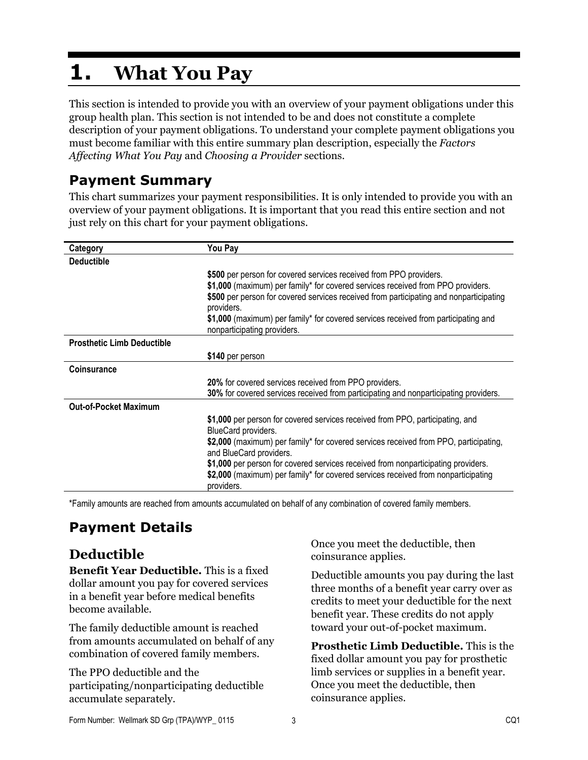# 1. What You Pay

This section is intended to provide you with an overview of your payment obligations under this group health plan. This section is not intended to be and does not constitute a complete description of your payment obligations. To understand your complete payment obligations you must become familiar with this entire summary plan description, especially the *Factors Affecting What You Pay* and *Choosing a Provider* sections.

## Payment Summary

This chart summarizes your payment responsibilities. It is only intended to provide you with an overview of your payment obligations. It is important that you read this entire section and not just rely on this chart for your payment obligations.

| Category | You Pay |
|---|---|
| **Deductible** | |
| | **$500** per person for covered services received from PPO providers.<br>**$1,000** (maximum) per family* for covered services received from PPO providers.<br>**$500** per person for covered services received from participating and nonparticipating providers.<br>**$1,000** (maximum) per family* for covered services received from participating and nonparticipating providers. |
| **Prosthetic Limb Deductible** | |
| | **$140** per person |
| **Coinsurance** | |
| | **20%** for covered services received from PPO providers.<br>**30%** for covered services received from participating and nonparticipating providers. |
| **Out-of-Pocket Maximum** | |
| | **$1,000** per person for covered services received from PPO, participating, and BlueCard providers.<br>**$2,000** (maximum) per family* for covered services received from PPO, participating, and BlueCard providers.<br>**$1,000** per person for covered services received from nonparticipating providers.<br>**$2,000** (maximum) per family* for covered services received from nonparticipating providers. |

*Family amounts are reached from amounts accumulated on behalf of any combination of covered family members.

## Payment Details

### Deductible

**Benefit Year Deductible.** This is a fixed dollar amount you pay for covered services in a benefit year before medical benefits become available.

The family deductible amount is reached from amounts accumulated on behalf of any combination of covered family members.

The PPO deductible and the participating/nonparticipating deductible accumulate separately.

Once you meet the deductible, then coinsurance applies.

Deductible amounts you pay during the last three months of a benefit year carry over as credits to meet your deductible for the next benefit year. These credits do not apply toward your out-of-pocket maximum.

**Prosthetic Limb Deductible.** This is the fixed dollar amount you pay for prosthetic limb services or supplies in a benefit year. Once you meet the deductible, then coinsurance applies.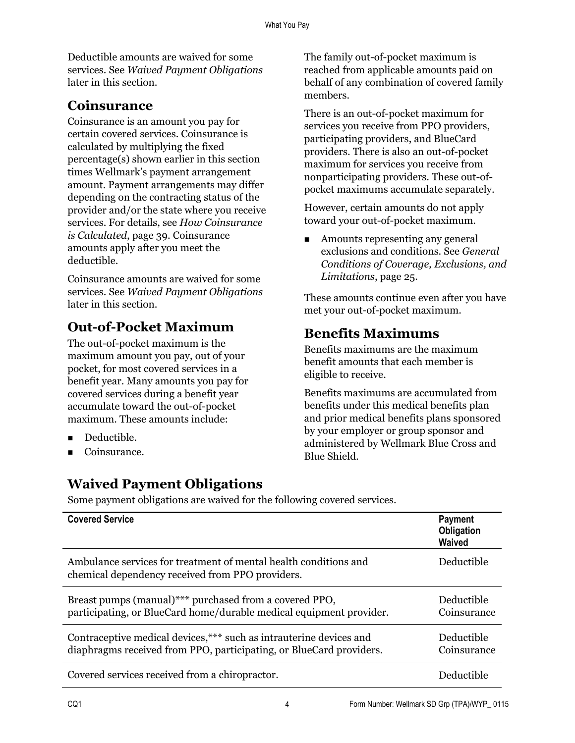Deductible amounts are waived for some services. See *Waived Payment Obligations* later in this section.

## Coinsurance

Coinsurance is an amount you pay for certain covered services. Coinsurance is calculated by multiplying the fixed percentage(s) shown earlier in this section times Wellmark's payment arrangement amount. Payment arrangements may differ depending on the contracting status of the provider and/or the state where you receive services. For details, see *How Coinsurance is Calculated*, page 39. Coinsurance amounts apply after you meet the deductible.

Coinsurance amounts are waived for some services. See *Waived Payment Obligations* later in this section.

## Out-of-Pocket Maximum

The out-of-pocket maximum is the maximum amount you pay, out of your pocket, for most covered services in a benefit year. Many amounts you pay for covered services during a benefit year accumulate toward the out-of-pocket maximum. These amounts include:

- Deductible.
- Coinsurance.

The family out-of-pocket maximum is reached from applicable amounts paid on behalf of any combination of covered family members.

There is an out-of-pocket maximum for services you receive from PPO providers, participating providers, and BlueCard providers. There is also an out-of-pocket maximum for services you receive from nonparticipating providers. These out-of-pocket maximums accumulate separately.

However, certain amounts do not apply toward your out-of-pocket maximum.

- Amounts representing any general exclusions and conditions. See *General Conditions of Coverage, Exclusions, and Limitations*, page 25.

These amounts continue even after you have met your out-of-pocket maximum.

## Benefits Maximums

Benefits maximums are the maximum benefit amounts that each member is eligible to receive.

Benefits maximums are accumulated from benefits under this medical benefits plan and prior medical benefits plans sponsored by your employer or group sponsor and administered by Wellmark Blue Cross and Blue Shield.

## Waived Payment Obligations

Some payment obligations are waived for the following covered services.

| Covered Service | Payment Obligation Waived |
|---|---|
| Ambulance services for treatment of mental health conditions and chemical dependency received from PPO providers. | Deductible |
| Breast pumps (manual)*** purchased from a covered PPO, participating, or BlueCard home/durable medical equipment provider. | Deductible<br>Coinsurance |
| Contraceptive medical devices,*** such as intrauterine devices and diaphragms received from PPO, participating, or BlueCard providers. | Deductible<br>Coinsurance |
| Covered services received from a chiropractor. | Deductible |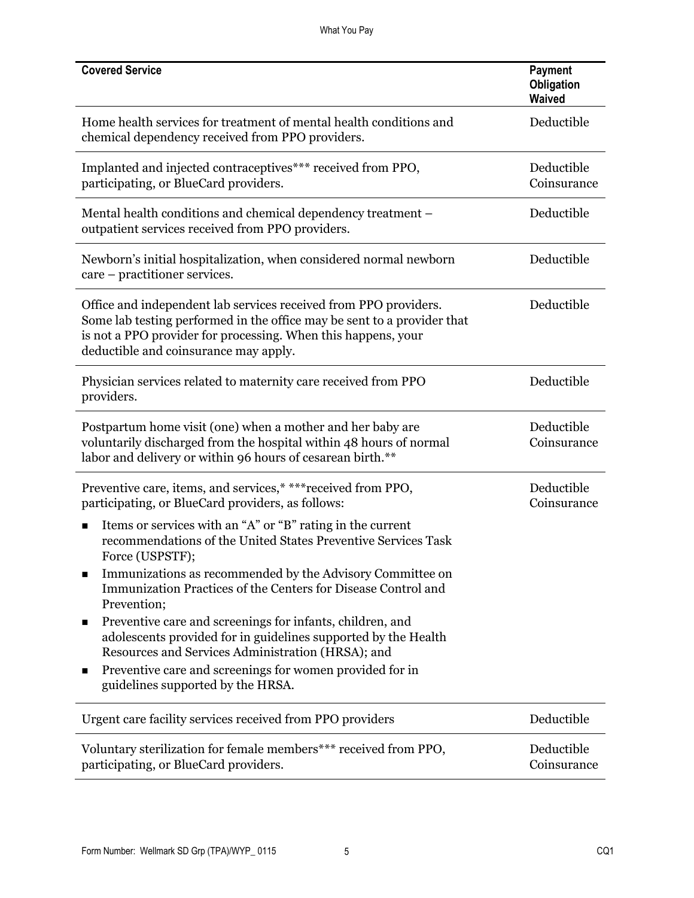| Covered Service | Payment Obligation Waived |
|---|---|
| Home health services for treatment of mental health conditions and chemical dependency received from PPO providers. | Deductible |
| Implanted and injected contraceptives*** received from PPO, participating, or BlueCard providers. | Deductible<br>Coinsurance |
| Mental health conditions and chemical dependency treatment – outpatient services received from PPO providers. | Deductible |
| Newborn's initial hospitalization, when considered normal newborn care – practitioner services. | Deductible |
| Office and independent lab services received from PPO providers. Some lab testing performed in the office may be sent to a provider that is not a PPO provider for processing. When this happens, your deductible and coinsurance may apply. | Deductible |
| Physician services related to maternity care received from PPO providers. | Deductible |
| Postpartum home visit (one) when a mother and her baby are voluntarily discharged from the hospital within 48 hours of normal labor and delivery or within 96 hours of cesarean birth.** | Deductible<br>Coinsurance |
| Preventive care, items, and services,* ***received from PPO, participating, or BlueCard providers, as follows:<br>▪ Items or services with an "A" or "B" rating in the current recommendations of the United States Preventive Services Task Force (USPSTF);<br>▪ Immunizations as recommended by the Advisory Committee on Immunization Practices of the Centers for Disease Control and Prevention;<br>▪ Preventive care and screenings for infants, children, and adolescents provided for in guidelines supported by the Health Resources and Services Administration (HRSA); and<br>▪ Preventive care and screenings for women provided for in guidelines supported by the HRSA. | Deductible<br>Coinsurance |
| Urgent care facility services received from PPO providers | Deductible |
| Voluntary sterilization for female members*** received from PPO, participating, or BlueCard providers. | Deductible<br>Coinsurance |

Form Number: Wellmark SD Grp (TPA)/WYP_ 0115 CQ1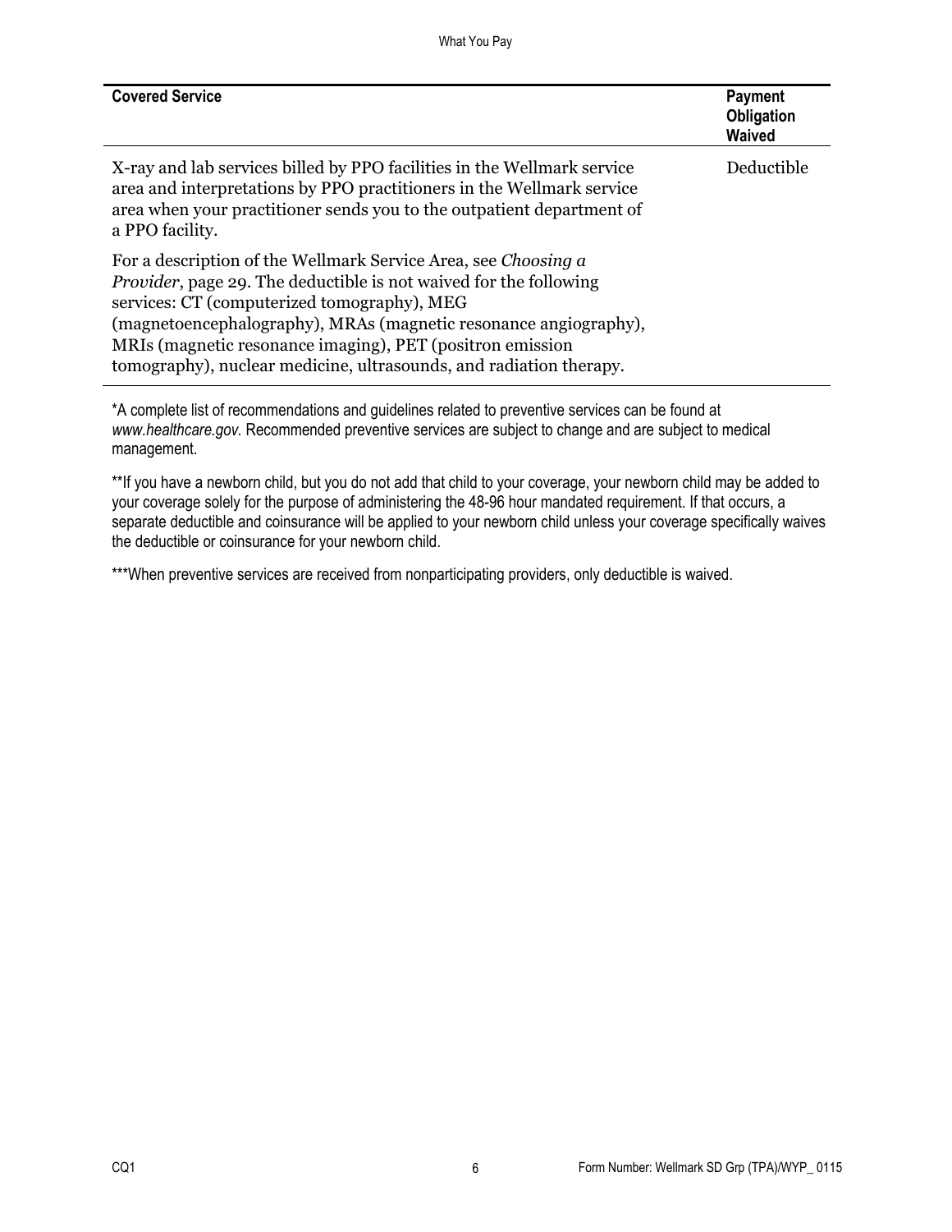| Covered Service | Payment Obligation Waived |
|---|---|
| X-ray and lab services billed by PPO facilities in the Wellmark service area and interpretations by PPO practitioners in the Wellmark service area when your practitioner sends you to the outpatient department of a PPO facility.<br><br>For a description of the Wellmark Service Area, see *Choosing a Provider*, page 29. The deductible is not waived for the following services: CT (computerized tomography), MEG (magnetoencephalography), MRAs (magnetic resonance angiography), MRIs (magnetic resonance imaging), PET (positron emission tomography), nuclear medicine, ultrasounds, and radiation therapy. | Deductible |

*A complete list of recommendations and guidelines related to preventive services can be found at *www.healthcare.gov*. Recommended preventive services are subject to change and are subject to medical management.

**If you have a newborn child, but you do not add that child to your coverage, your newborn child may be added to your coverage solely for the purpose of administering the 48-96 hour mandated requirement. If that occurs, a separate deductible and coinsurance will be applied to your newborn child unless your coverage specifically waives the deductible or coinsurance for your newborn child.

***When preventive services are received from nonparticipating providers, only deductible is waived.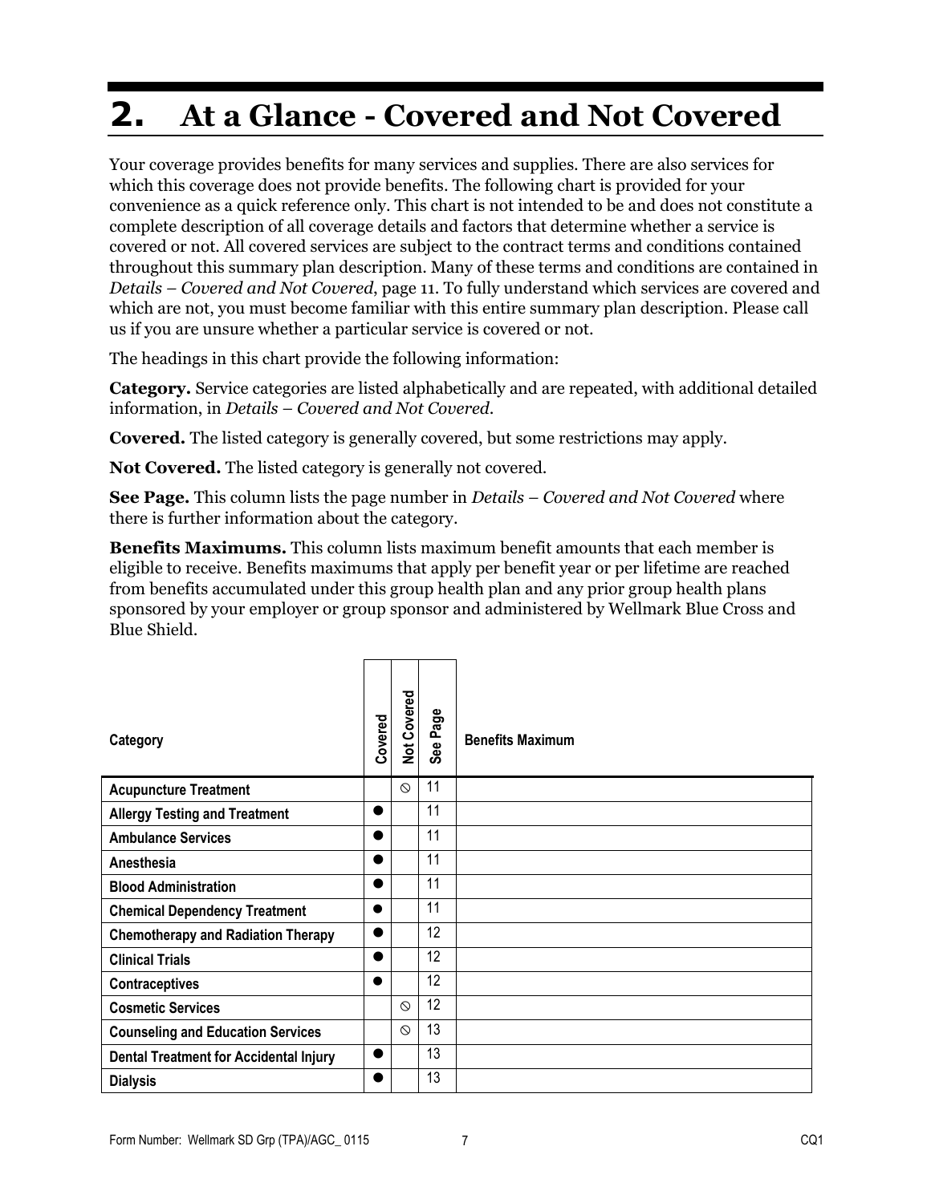# 2. At a Glance - Covered and Not Covered

Your coverage provides benefits for many services and supplies. There are also services for which this coverage does not provide benefits. The following chart is provided for your convenience as a quick reference only. This chart is not intended to be and does not constitute a complete description of all coverage details and factors that determine whether a service is covered or not. All covered services are subject to the contract terms and conditions contained throughout this summary plan description. Many of these terms and conditions are contained in *Details – Covered and Not Covered*, page 11. To fully understand which services are covered and which are not, you must become familiar with this entire summary plan description. Please call us if you are unsure whether a particular service is covered or not.

The headings in this chart provide the following information:

**Category.** Service categories are listed alphabetically and are repeated, with additional detailed information, in *Details – Covered and Not Covered*.

**Covered.** The listed category is generally covered, but some restrictions may apply.

**Not Covered.** The listed category is generally not covered.

**See Page.** This column lists the page number in *Details – Covered and Not Covered* where there is further information about the category.

**Benefits Maximums.** This column lists maximum benefit amounts that each member is eligible to receive. Benefits maximums that apply per benefit year or per lifetime are reached from benefits accumulated under this group health plan and any prior group health plans sponsored by your employer or group sponsor and administered by Wellmark Blue Cross and Blue Shield.

| Category | Covered | Not Covered | See Page | Benefits Maximum |
|---|---|---|---|---|
| **Acupuncture Treatment** | | ⦸ | 11 | |
| **Allergy Testing and Treatment** | ● | | 11 | |
| **Ambulance Services** | ● | | 11 | |
| **Anesthesia** | ● | | 11 | |
| **Blood Administration** | ● | | 11 | |
| **Chemical Dependency Treatment** | ● | | 11 | |
| **Chemotherapy and Radiation Therapy** | ● | | 12 | |
| **Clinical Trials** | ● | | 12 | |
| **Contraceptives** | ● | | 12 | |
| **Cosmetic Services** | | ⦸ | 12 | |
| **Counseling and Education Services** | | ⦸ | 13 | |
| **Dental Treatment for Accidental Injury** | ● | | 13 | |
| **Dialysis** | ● | | 13 | |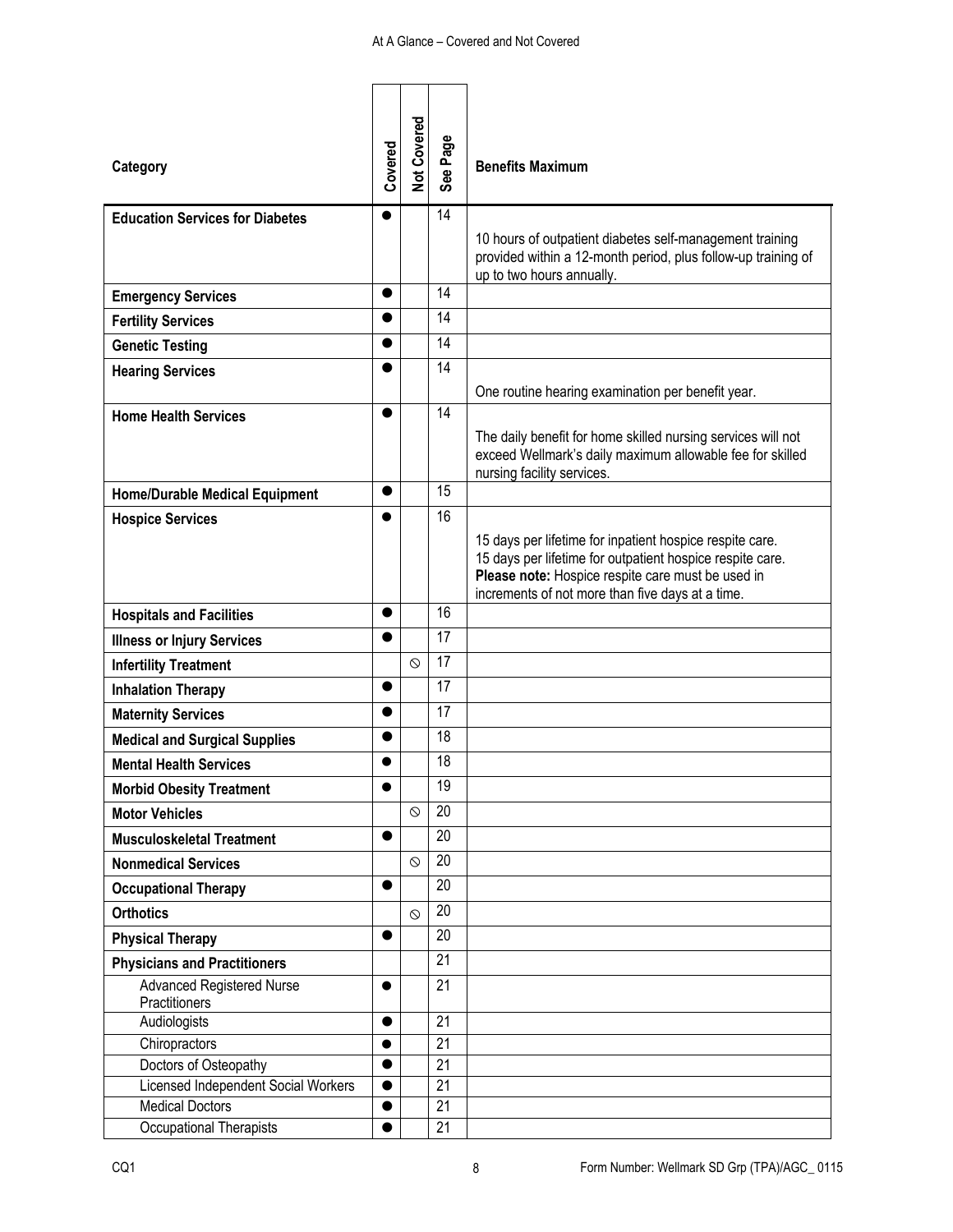At A Glance – Covered and Not Covered

| Category | Covered | Not Covered | See Page | Benefits Maximum |
|---|---|---|---|---|
| **Education Services for Diabetes** | ● | | 14 | 10 hours of outpatient diabetes self-management training provided within a 12-month period, plus follow-up training of up to two hours annually. |
| **Emergency Services** | ● | | 14 | |
| **Fertility Services** | ● | | 14 | |
| **Genetic Testing** | ● | | 14 | |
| **Hearing Services** | ● | | 14 | One routine hearing examination per benefit year. |
| **Home Health Services** | ● | | 14 | The daily benefit for home skilled nursing services will not exceed Wellmark's daily maximum allowable fee for skilled nursing facility services. |
| **Home/Durable Medical Equipment** | ● | | 15 | |
| **Hospice Services** | ● | | 16 | 15 days per lifetime for inpatient hospice respite care.<br>15 days per lifetime for outpatient hospice respite care.<br>**Please note:** Hospice respite care must be used in increments of not more than five days at a time. |
| **Hospitals and Facilities** | ● | | 16 | |
| **Illness or Injury Services** | ● | | 17 | |
| **Infertility Treatment** | | ⦸ | 17 | |
| **Inhalation Therapy** | ● | | 17 | |
| **Maternity Services** | ● | | 17 | |
| **Medical and Surgical Supplies** | ● | | 18 | |
| **Mental Health Services** | ● | | 18 | |
| **Morbid Obesity Treatment** | ● | | 19 | |
| **Motor Vehicles** | | ⦸ | 20 | |
| **Musculoskeletal Treatment** | ● | | 20 | |
| **Nonmedical Services** | | ⦸ | 20 | |
| **Occupational Therapy** | ● | | 20 | |
| **Orthotics** | | ⦸ | 20 | |
| **Physical Therapy** | ● | | 20 | |
| **Physicians and Practitioners** | | | 21 | |
| Advanced Registered Nurse Practitioners | ● | | 21 | |
| Audiologists | ● | | 21 | |
| Chiropractors | ● | | 21 | |
| Doctors of Osteopathy | ● | | 21 | |
| Licensed Independent Social Workers | ● | | 21 | |
| Medical Doctors | ● | | 21 | |
| Occupational Therapists | ● | | 21 | |

CQ1

Form Number: Wellmark SD Grp (TPA)/AGC_ 0115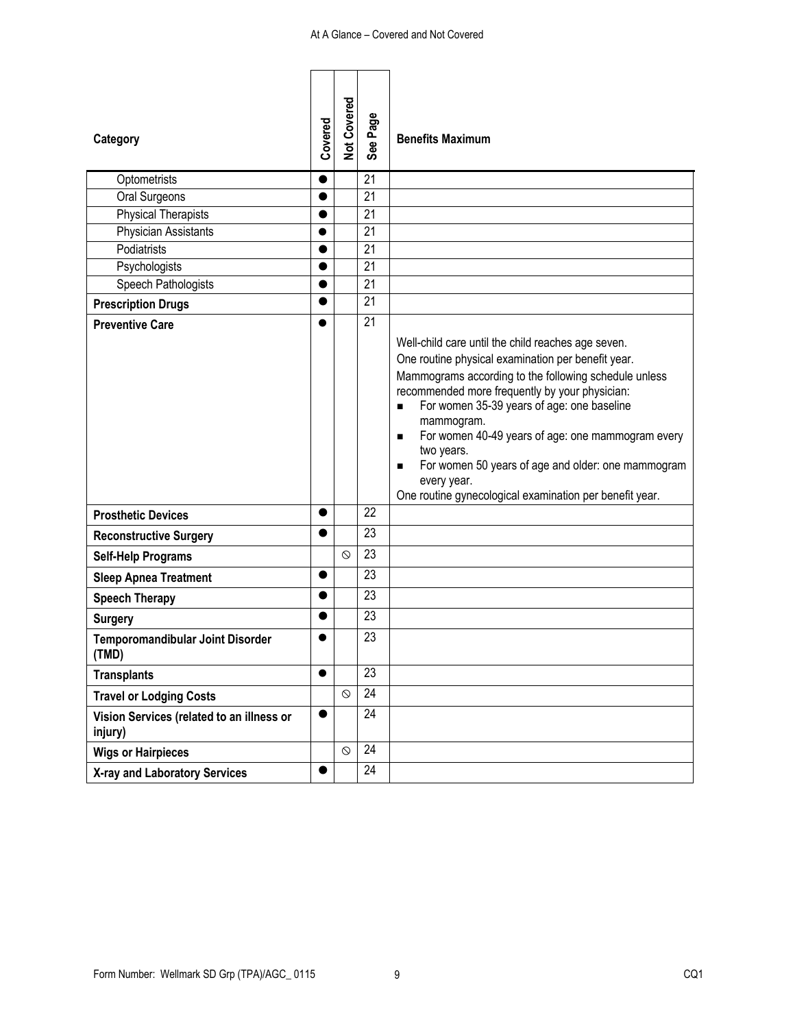| Category | Covered | Not Covered | See Page | Benefits Maximum |
|---|---|---|---|---|
| Optometrists | ● | | 21 | |
| Oral Surgeons | ● | | 21 | |
| Physical Therapists | ● | | 21 | |
| Physician Assistants | ● | | 21 | |
| Podiatrists | ● | | 21 | |
| Psychologists | ● | | 21 | |
| Speech Pathologists | ● | | 21 | |
| **Prescription Drugs** | ● | | 21 | |
| **Preventive Care** | ● | | 21 | Well-child care until the child reaches age seven.<br>One routine physical examination per benefit year.<br>Mammograms according to the following schedule unless recommended more frequently by your physician:<br>▪ For women 35-39 years of age: one baseline mammogram.<br>▪ For women 40-49 years of age: one mammogram every two years.<br>▪ For women 50 years of age and older: one mammogram every year.<br>One routine gynecological examination per benefit year. |
| **Prosthetic Devices** | ● | | 22 | |
| **Reconstructive Surgery** | ● | | 23 | |
| **Self-Help Programs** | | ⦸ | 23 | |
| **Sleep Apnea Treatment** | ● | | 23 | |
| **Speech Therapy** | ● | | 23 | |
| **Surgery** | ● | | 23 | |
| **Temporomandibular Joint Disorder (TMD)** | ● | | 23 | |
| **Transplants** | ● | | 23 | |
| **Travel or Lodging Costs** | | ⦸ | 24 | |
| **Vision Services (related to an illness or injury)** | ● | | 24 | |
| **Wigs or Hairpieces** | | ⦸ | 24 | |
| **X-ray and Laboratory Services** | ● | | 24 | |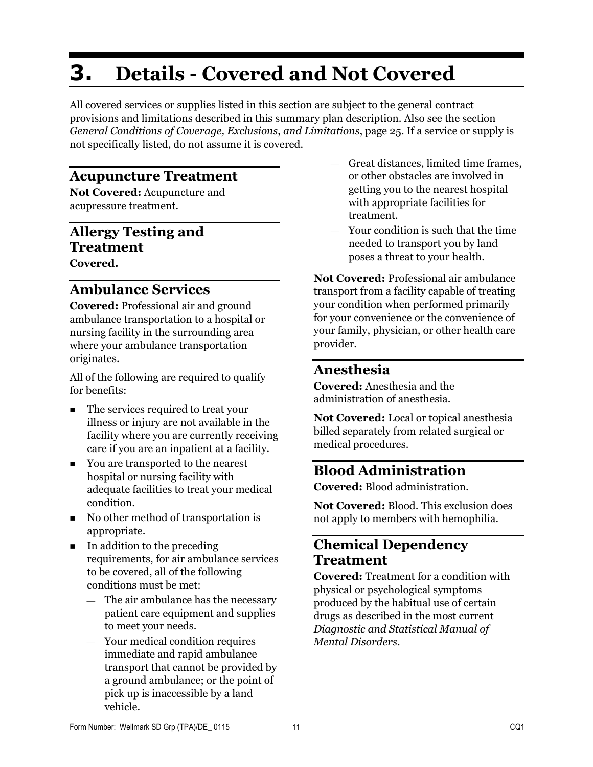# 3. Details - Covered and Not Covered

All covered services or supplies listed in this section are subject to the general contract provisions and limitations described in this summary plan description. Also see the section *General Conditions of Coverage, Exclusions, and Limitations*, page 25. If a service or supply is not specifically listed, do not assume it is covered.

## Acupuncture Treatment

**Not Covered:** Acupuncture and acupressure treatment.

## Allergy Testing and Treatment

**Covered.**

## Ambulance Services

**Covered:** Professional air and ground ambulance transportation to a hospital or nursing facility in the surrounding area where your ambulance transportation originates.

All of the following are required to qualify for benefits:

- The services required to treat your illness or injury are not available in the facility where you are currently receiving care if you are an inpatient at a facility.
- You are transported to the nearest hospital or nursing facility with adequate facilities to treat your medical condition.
- No other method of transportation is appropriate.
- In addition to the preceding requirements, for air ambulance services to be covered, all of the following conditions must be met:
  - The air ambulance has the necessary patient care equipment and supplies to meet your needs.
  - Your medical condition requires immediate and rapid ambulance transport that cannot be provided by a ground ambulance; or the point of pick up is inaccessible by a land vehicle.
  - Great distances, limited time frames, or other obstacles are involved in getting you to the nearest hospital with appropriate facilities for treatment.
  - Your condition is such that the time needed to transport you by land poses a threat to your health.

**Not Covered:** Professional air ambulance transport from a facility capable of treating your condition when performed primarily for your convenience or the convenience of your family, physician, or other health care provider.

## Anesthesia

**Covered:** Anesthesia and the administration of anesthesia.

**Not Covered:** Local or topical anesthesia billed separately from related surgical or medical procedures.

## Blood Administration

**Covered:** Blood administration.

**Not Covered:** Blood. This exclusion does not apply to members with hemophilia.

## Chemical Dependency Treatment

**Covered:** Treatment for a condition with physical or psychological symptoms produced by the habitual use of certain drugs as described in the most current *Diagnostic and Statistical Manual of Mental Disorders*.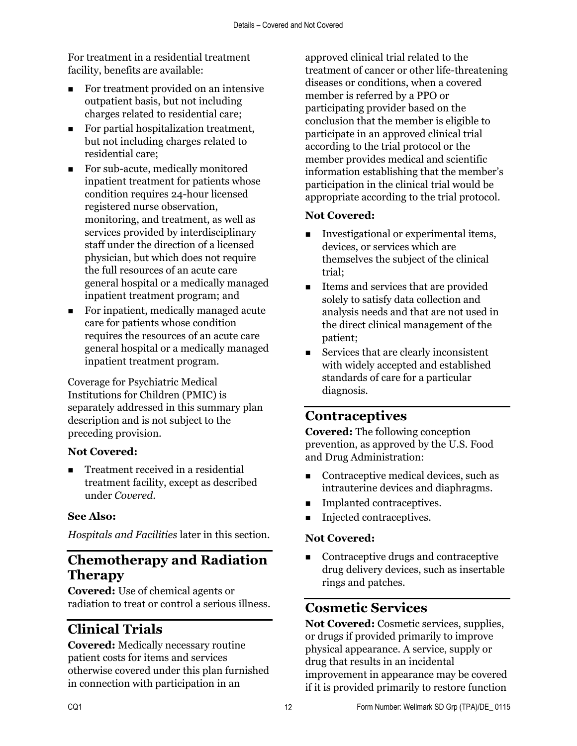For treatment in a residential treatment facility, benefits are available:

- For treatment provided on an intensive outpatient basis, but not including charges related to residential care;
- For partial hospitalization treatment, but not including charges related to residential care;
- For sub-acute, medically monitored inpatient treatment for patients whose condition requires 24-hour licensed registered nurse observation, monitoring, and treatment, as well as services provided by interdisciplinary staff under the direction of a licensed physician, but which does not require the full resources of an acute care general hospital or a medically managed inpatient treatment program; and
- For inpatient, medically managed acute care for patients whose condition requires the resources of an acute care general hospital or a medically managed inpatient treatment program.

Coverage for Psychiatric Medical Institutions for Children (PMIC) is separately addressed in this summary plan description and is not subject to the preceding provision.

**Not Covered:**

- Treatment received in a residential treatment facility, except as described under *Covered*.

**See Also:**

*Hospitals and Facilities* later in this section.

## Chemotherapy and Radiation Therapy

**Covered:** Use of chemical agents or radiation to treat or control a serious illness.

## Clinical Trials

**Covered:** Medically necessary routine patient costs for items and services otherwise covered under this plan furnished in connection with participation in an approved clinical trial related to the treatment of cancer or other life-threatening diseases or conditions, when a covered member is referred by a PPO or participating provider based on the conclusion that the member is eligible to participate in an approved clinical trial according to the trial protocol or the member provides medical and scientific information establishing that the member's participation in the clinical trial would be appropriate according to the trial protocol.

**Not Covered:**

- Investigational or experimental items, devices, or services which are themselves the subject of the clinical trial;
- Items and services that are provided solely to satisfy data collection and analysis needs and that are not used in the direct clinical management of the patient;
- Services that are clearly inconsistent with widely accepted and established standards of care for a particular diagnosis.

## Contraceptives

**Covered:** The following conception prevention, as approved by the U.S. Food and Drug Administration:

- Contraceptive medical devices, such as intrauterine devices and diaphragms.
- Implanted contraceptives.
- Injected contraceptives.

**Not Covered:**

- Contraceptive drugs and contraceptive drug delivery devices, such as insertable rings and patches.

## Cosmetic Services

**Not Covered:** Cosmetic services, supplies, or drugs if provided primarily to improve physical appearance. A service, supply or drug that results in an incidental improvement in appearance may be covered if it is provided primarily to restore function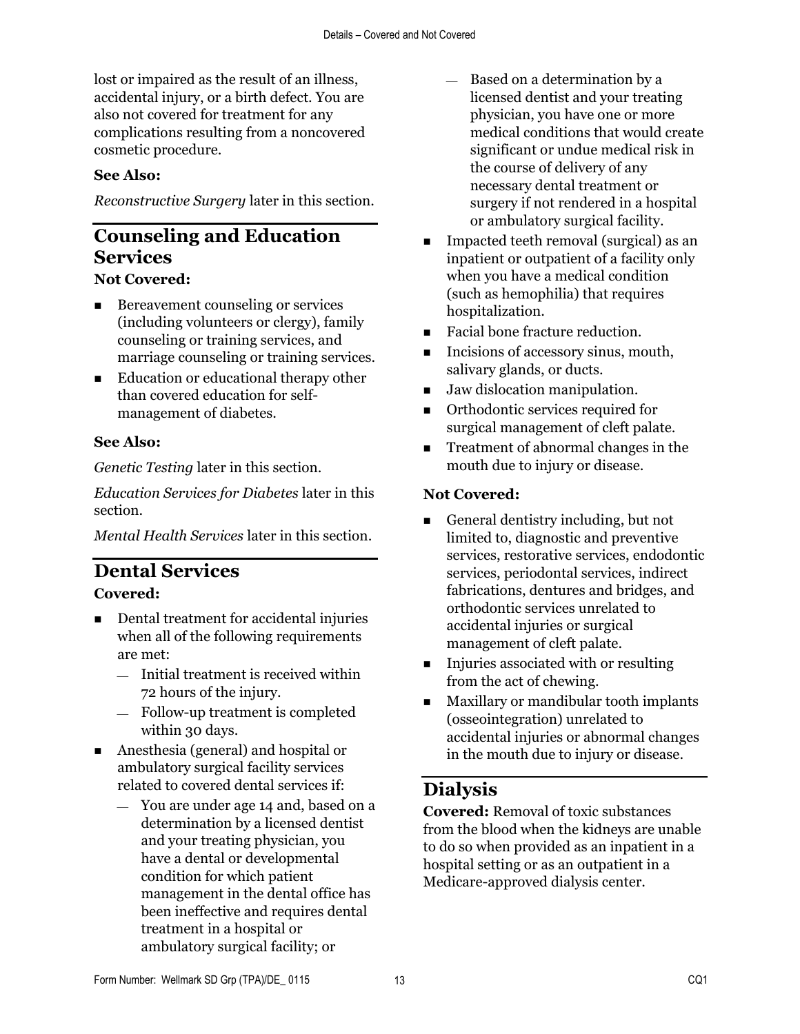lost or impaired as the result of an illness, accidental injury, or a birth defect. You are also not covered for treatment for any complications resulting from a noncovered cosmetic procedure.

**See Also:**

*Reconstructive Surgery* later in this section.

## Counseling and Education Services

**Not Covered:**

- Bereavement counseling or services (including volunteers or clergy), family counseling or training services, and marriage counseling or training services.
- Education or educational therapy other than covered education for self-management of diabetes.

**See Also:**

*Genetic Testing* later in this section.

*Education Services for Diabetes* later in this section.

*Mental Health Services* later in this section.

## Dental Services

**Covered:**

- Dental treatment for accidental injuries when all of the following requirements are met:
  - Initial treatment is received within 72 hours of the injury.
  - Follow-up treatment is completed within 30 days.
- Anesthesia (general) and hospital or ambulatory surgical facility services related to covered dental services if:
  - You are under age 14 and, based on a determination by a licensed dentist and your treating physician, you have a dental or developmental condition for which patient management in the dental office has been ineffective and requires dental treatment in a hospital or ambulatory surgical facility; or
  - Based on a determination by a licensed dentist and your treating physician, you have one or more medical conditions that would create significant or undue medical risk in the course of delivery of any necessary dental treatment or surgery if not rendered in a hospital or ambulatory surgical facility.
- Impacted teeth removal (surgical) as an inpatient or outpatient of a facility only when you have a medical condition (such as hemophilia) that requires hospitalization.
- Facial bone fracture reduction.
- Incisions of accessory sinus, mouth, salivary glands, or ducts.
- Jaw dislocation manipulation.
- Orthodontic services required for surgical management of cleft palate.
- Treatment of abnormal changes in the mouth due to injury or disease.

**Not Covered:**

- General dentistry including, but not limited to, diagnostic and preventive services, restorative services, endodontic services, periodontal services, indirect fabrications, dentures and bridges, and orthodontic services unrelated to accidental injuries or surgical management of cleft palate.
- Injuries associated with or resulting from the act of chewing.
- Maxillary or mandibular tooth implants (osseointegration) unrelated to accidental injuries or abnormal changes in the mouth due to injury or disease.

## Dialysis

**Covered:** Removal of toxic substances from the blood when the kidneys are unable to do so when provided as an inpatient in a hospital setting or as an outpatient in a Medicare-approved dialysis center.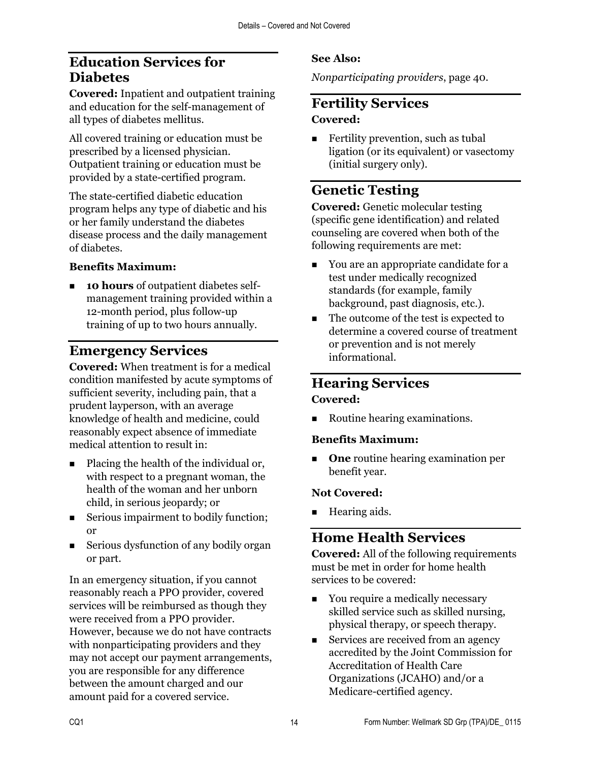## Education Services for Diabetes

**Covered:** Inpatient and outpatient training and education for the self-management of all types of diabetes mellitus.

All covered training or education must be prescribed by a licensed physician. Outpatient training or education must be provided by a state-certified program.

The state-certified diabetic education program helps any type of diabetic and his or her family understand the diabetes disease process and the daily management of diabetes.

**Benefits Maximum:**

- **10 hours** of outpatient diabetes self-management training provided within a 12-month period, plus follow-up training of up to two hours annually.

## Emergency Services

**Covered:** When treatment is for a medical condition manifested by acute symptoms of sufficient severity, including pain, that a prudent layperson, with an average knowledge of health and medicine, could reasonably expect absence of immediate medical attention to result in:

- Placing the health of the individual or, with respect to a pregnant woman, the health of the woman and her unborn child, in serious jeopardy; or
- Serious impairment to bodily function; or
- Serious dysfunction of any bodily organ or part.

In an emergency situation, if you cannot reasonably reach a PPO provider, covered services will be reimbursed as though they were received from a PPO provider. However, because we do not have contracts with nonparticipating providers and they may not accept our payment arrangements, you are responsible for any difference between the amount charged and our amount paid for a covered service.

**See Also:**

*Nonparticipating providers*, page 40.

## Fertility Services

**Covered:**

- Fertility prevention, such as tubal ligation (or its equivalent) or vasectomy (initial surgery only).

## Genetic Testing

**Covered:** Genetic molecular testing (specific gene identification) and related counseling are covered when both of the following requirements are met:

- You are an appropriate candidate for a test under medically recognized standards (for example, family background, past diagnosis, etc.).
- The outcome of the test is expected to determine a covered course of treatment or prevention and is not merely informational.

## Hearing Services

**Covered:**

- Routine hearing examinations.

**Benefits Maximum:**

- **One** routine hearing examination per benefit year.

**Not Covered:**

- Hearing aids.

## Home Health Services

**Covered:** All of the following requirements must be met in order for home health services to be covered:

- You require a medically necessary skilled service such as skilled nursing, physical therapy, or speech therapy.
- Services are received from an agency accredited by the Joint Commission for Accreditation of Health Care Organizations (JCAHO) and/or a Medicare-certified agency.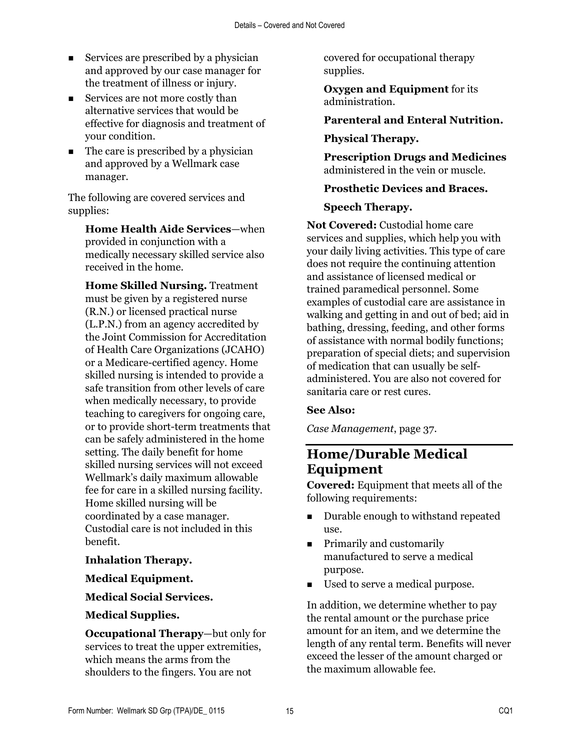- Services are prescribed by a physician and approved by our case manager for the treatment of illness or injury.
- Services are not more costly than alternative services that would be effective for diagnosis and treatment of your condition.
- The care is prescribed by a physician and approved by a Wellmark case manager.

The following are covered services and supplies:

**Home Health Aide Services**—when provided in conjunction with a medically necessary skilled service also received in the home.

**Home Skilled Nursing.** Treatment must be given by a registered nurse (R.N.) or licensed practical nurse (L.P.N.) from an agency accredited by the Joint Commission for Accreditation of Health Care Organizations (JCAHO) or a Medicare-certified agency. Home skilled nursing is intended to provide a safe transition from other levels of care when medically necessary, to provide teaching to caregivers for ongoing care, or to provide short-term treatments that can be safely administered in the home setting. The daily benefit for home skilled nursing services will not exceed Wellmark's daily maximum allowable fee for care in a skilled nursing facility. Home skilled nursing will be coordinated by a case manager. Custodial care is not included in this benefit.

**Inhalation Therapy.**

**Medical Equipment.**

**Medical Social Services.**

**Medical Supplies.**

**Occupational Therapy**—but only for services to treat the upper extremities, which means the arms from the shoulders to the fingers. You are not covered for occupational therapy supplies.

**Oxygen and Equipment** for its administration.

**Parenteral and Enteral Nutrition.**

**Physical Therapy.**

**Prescription Drugs and Medicines** administered in the vein or muscle.

**Prosthetic Devices and Braces.**

**Speech Therapy.**

**Not Covered:** Custodial home care services and supplies, which help you with your daily living activities. This type of care does not require the continuing attention and assistance of licensed medical or trained paramedical personnel. Some examples of custodial care are assistance in walking and getting in and out of bed; aid in bathing, dressing, feeding, and other forms of assistance with normal bodily functions; preparation of special diets; and supervision of medication that can usually be self-administered. You are also not covered for sanitaria care or rest cures.

**See Also:**

*Case Management*, page 37.

## Home/Durable Medical Equipment

**Covered:** Equipment that meets all of the following requirements:

- Durable enough to withstand repeated use.
- Primarily and customarily manufactured to serve a medical purpose.
- Used to serve a medical purpose.

In addition, we determine whether to pay the rental amount or the purchase price amount for an item, and we determine the length of any rental term. Benefits will never exceed the lesser of the amount charged or the maximum allowable fee.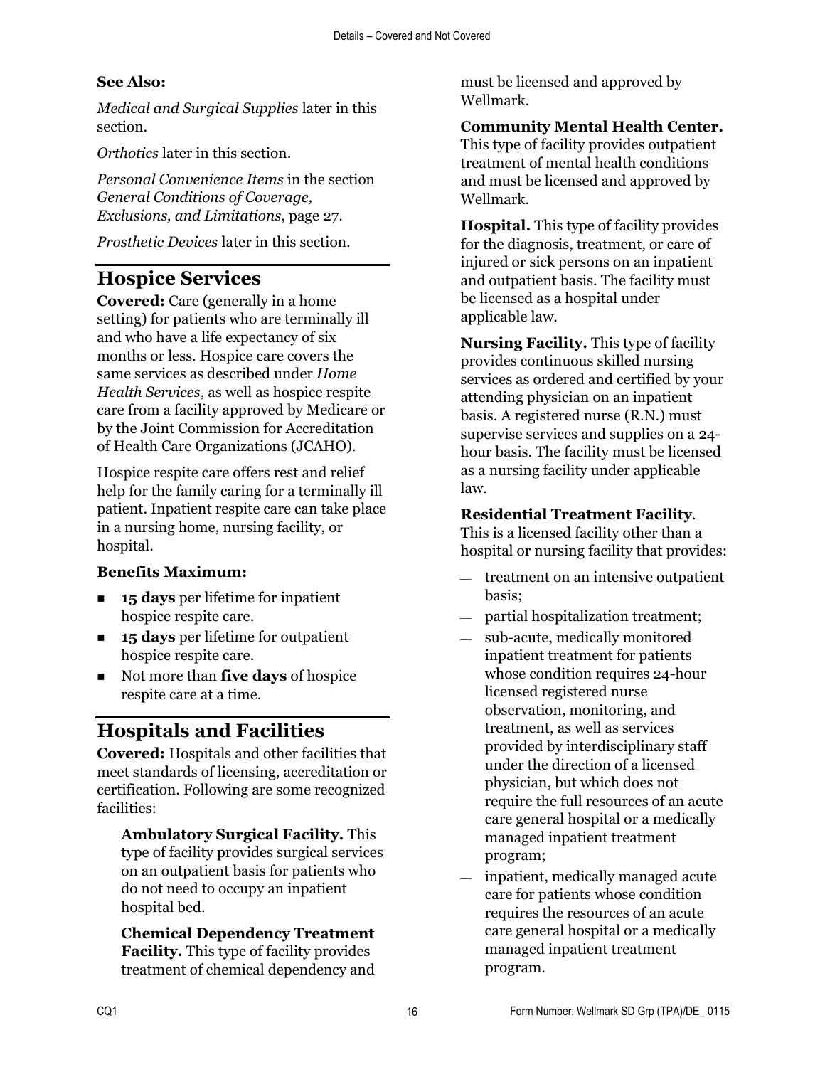**See Also:**

*Medical and Surgical Supplies* later in this section.

*Orthotics* later in this section.

*Personal Convenience Items* in the section *General Conditions of Coverage, Exclusions, and Limitations*, page 27.

*Prosthetic Devices* later in this section.

## Hospice Services

**Covered:** Care (generally in a home setting) for patients who are terminally ill and who have a life expectancy of six months or less. Hospice care covers the same services as described under *Home Health Services*, as well as hospice respite care from a facility approved by Medicare or by the Joint Commission for Accreditation of Health Care Organizations (JCAHO).

Hospice respite care offers rest and relief help for the family caring for a terminally ill patient. Inpatient respite care can take place in a nursing home, nursing facility, or hospital.

**Benefits Maximum:**

- **15 days** per lifetime for inpatient hospice respite care.
- **15 days** per lifetime for outpatient hospice respite care.
- Not more than **five days** of hospice respite care at a time.

## Hospitals and Facilities

**Covered:** Hospitals and other facilities that meet standards of licensing, accreditation or certification. Following are some recognized facilities:

**Ambulatory Surgical Facility.** This type of facility provides surgical services on an outpatient basis for patients who do not need to occupy an inpatient hospital bed.

**Chemical Dependency Treatment Facility.** This type of facility provides treatment of chemical dependency and must be licensed and approved by Wellmark.

**Community Mental Health Center.** This type of facility provides outpatient treatment of mental health conditions and must be licensed and approved by Wellmark.

**Hospital.** This type of facility provides for the diagnosis, treatment, or care of injured or sick persons on an inpatient and outpatient basis. The facility must be licensed as a hospital under applicable law.

**Nursing Facility.** This type of facility provides continuous skilled nursing services as ordered and certified by your attending physician on an inpatient basis. A registered nurse (R.N.) must supervise services and supplies on a 24-hour basis. The facility must be licensed as a nursing facility under applicable law.

**Residential Treatment Facility**. This is a licensed facility other than a hospital or nursing facility that provides:

- treatment on an intensive outpatient basis;
- partial hospitalization treatment;
- sub-acute, medically monitored inpatient treatment for patients whose condition requires 24-hour licensed registered nurse observation, monitoring, and treatment, as well as services provided by interdisciplinary staff under the direction of a licensed physician, but which does not require the full resources of an acute care general hospital or a medically managed inpatient treatment program;
- inpatient, medically managed acute care for patients whose condition requires the resources of an acute care general hospital or a medically managed inpatient treatment program.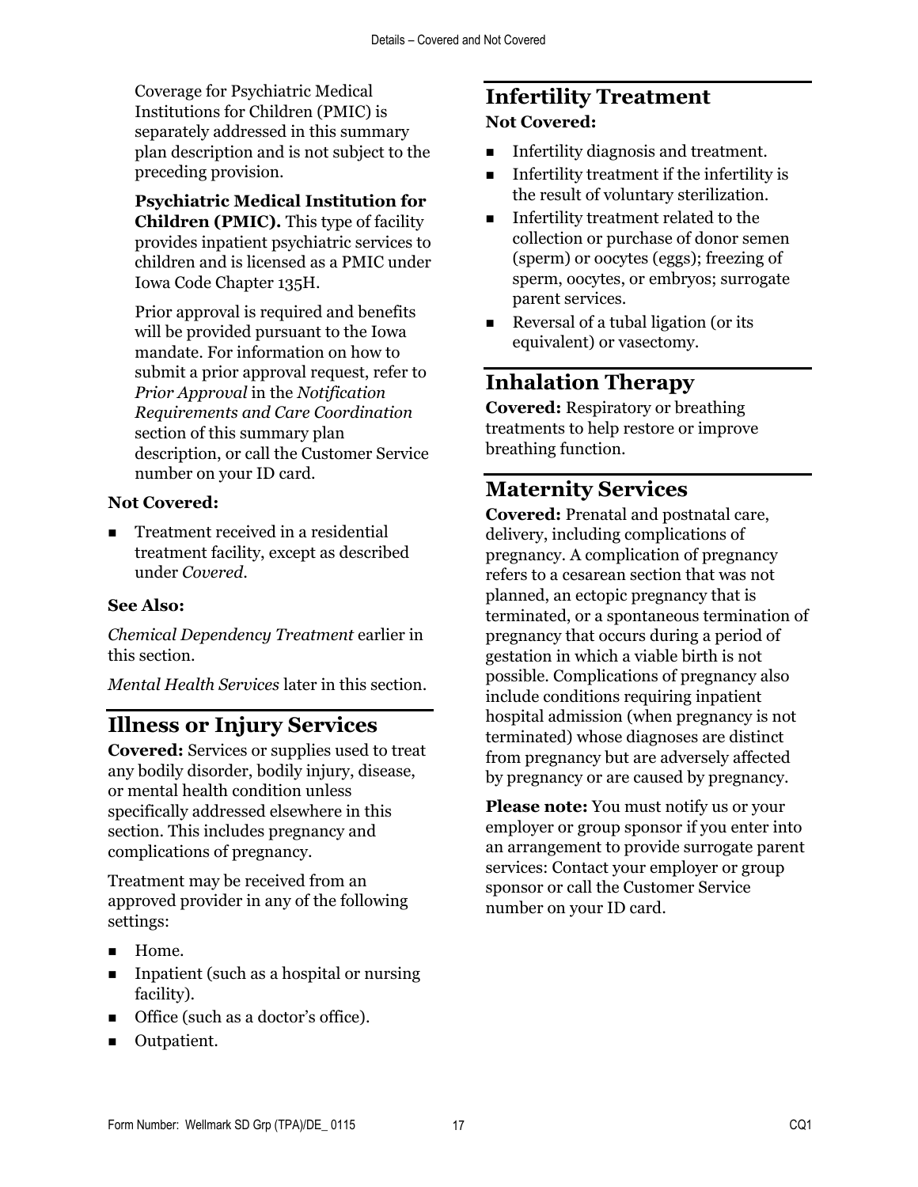Coverage for Psychiatric Medical Institutions for Children (PMIC) is separately addressed in this summary plan description and is not subject to the preceding provision.

**Psychiatric Medical Institution for Children (PMIC).** This type of facility provides inpatient psychiatric services to children and is licensed as a PMIC under Iowa Code Chapter 135H.

Prior approval is required and benefits will be provided pursuant to the Iowa mandate. For information on how to submit a prior approval request, refer to *Prior Approval* in the *Notification Requirements and Care Coordination* section of this summary plan description, or call the Customer Service number on your ID card.

**Not Covered:**

- Treatment received in a residential treatment facility, except as described under *Covered*.

**See Also:**

*Chemical Dependency Treatment* earlier in this section.

*Mental Health Services* later in this section.

## Illness or Injury Services

**Covered:** Services or supplies used to treat any bodily disorder, bodily injury, disease, or mental health condition unless specifically addressed elsewhere in this section. This includes pregnancy and complications of pregnancy.

Treatment may be received from an approved provider in any of the following settings:

- Home.
- Inpatient (such as a hospital or nursing facility).
- Office (such as a doctor's office).
- Outpatient.

## Infertility Treatment

**Not Covered:**

- Infertility diagnosis and treatment.
- Infertility treatment if the infertility is the result of voluntary sterilization.
- Infertility treatment related to the collection or purchase of donor semen (sperm) or oocytes (eggs); freezing of sperm, oocytes, or embryos; surrogate parent services.
- Reversal of a tubal ligation (or its equivalent) or vasectomy.

## Inhalation Therapy

**Covered:** Respiratory or breathing treatments to help restore or improve breathing function.

## Maternity Services

**Covered:** Prenatal and postnatal care, delivery, including complications of pregnancy. A complication of pregnancy refers to a cesarean section that was not planned, an ectopic pregnancy that is terminated, or a spontaneous termination of pregnancy that occurs during a period of gestation in which a viable birth is not possible. Complications of pregnancy also include conditions requiring inpatient hospital admission (when pregnancy is not terminated) whose diagnoses are distinct from pregnancy but are adversely affected by pregnancy or are caused by pregnancy.

**Please note:** You must notify us or your employer or group sponsor if you enter into an arrangement to provide surrogate parent services: Contact your employer or group sponsor or call the Customer Service number on your ID card.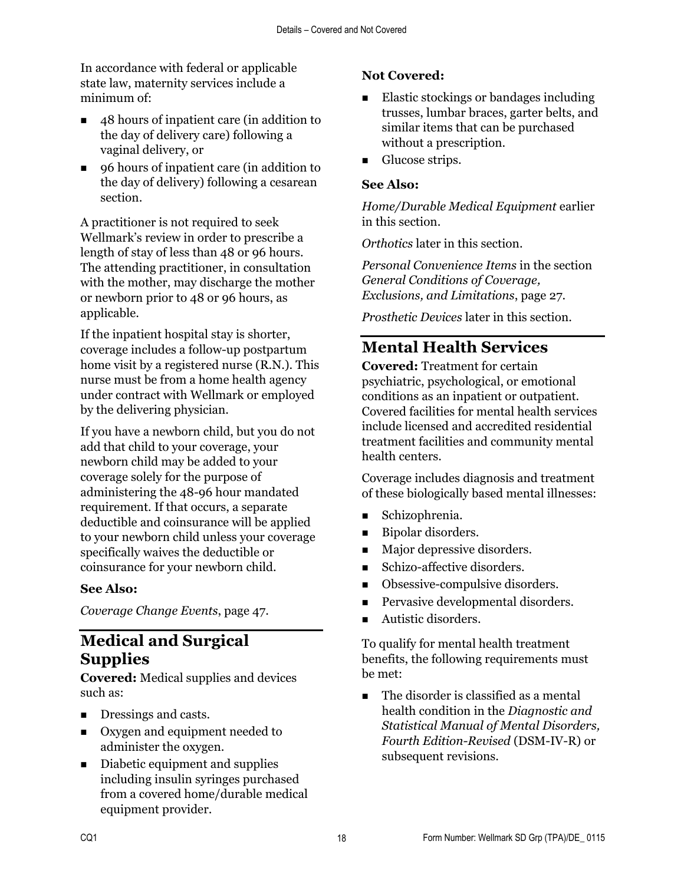In accordance with federal or applicable state law, maternity services include a minimum of:

- 48 hours of inpatient care (in addition to the day of delivery care) following a vaginal delivery, or
- 96 hours of inpatient care (in addition to the day of delivery) following a cesarean section.

A practitioner is not required to seek Wellmark's review in order to prescribe a length of stay of less than 48 or 96 hours. The attending practitioner, in consultation with the mother, may discharge the mother or newborn prior to 48 or 96 hours, as applicable.

If the inpatient hospital stay is shorter, coverage includes a follow-up postpartum home visit by a registered nurse (R.N.). This nurse must be from a home health agency under contract with Wellmark or employed by the delivering physician.

If you have a newborn child, but you do not add that child to your coverage, your newborn child may be added to your coverage solely for the purpose of administering the 48-96 hour mandated requirement. If that occurs, a separate deductible and coinsurance will be applied to your newborn child unless your coverage specifically waives the deductible or coinsurance for your newborn child.

**See Also:**

*Coverage Change Events*, page 47.

## Medical and Surgical Supplies

**Covered:** Medical supplies and devices such as:

- Dressings and casts.
- Oxygen and equipment needed to administer the oxygen.
- Diabetic equipment and supplies including insulin syringes purchased from a covered home/durable medical equipment provider.

**Not Covered:**

- Elastic stockings or bandages including trusses, lumbar braces, garter belts, and similar items that can be purchased without a prescription.
- Glucose strips.

**See Also:**

*Home/Durable Medical Equipment* earlier in this section.

*Orthotics* later in this section.

*Personal Convenience Items* in the section *General Conditions of Coverage, Exclusions, and Limitations*, page 27.

*Prosthetic Devices* later in this section.

## Mental Health Services

**Covered:** Treatment for certain psychiatric, psychological, or emotional conditions as an inpatient or outpatient. Covered facilities for mental health services include licensed and accredited residential treatment facilities and community mental health centers.

Coverage includes diagnosis and treatment of these biologically based mental illnesses:

- Schizophrenia.
- Bipolar disorders.
- Major depressive disorders.
- Schizo-affective disorders.
- Obsessive-compulsive disorders.
- Pervasive developmental disorders.
- Autistic disorders.

To qualify for mental health treatment benefits, the following requirements must be met:

- The disorder is classified as a mental health condition in the *Diagnostic and Statistical Manual of Mental Disorders, Fourth Edition-Revised* (DSM-IV-R) or subsequent revisions.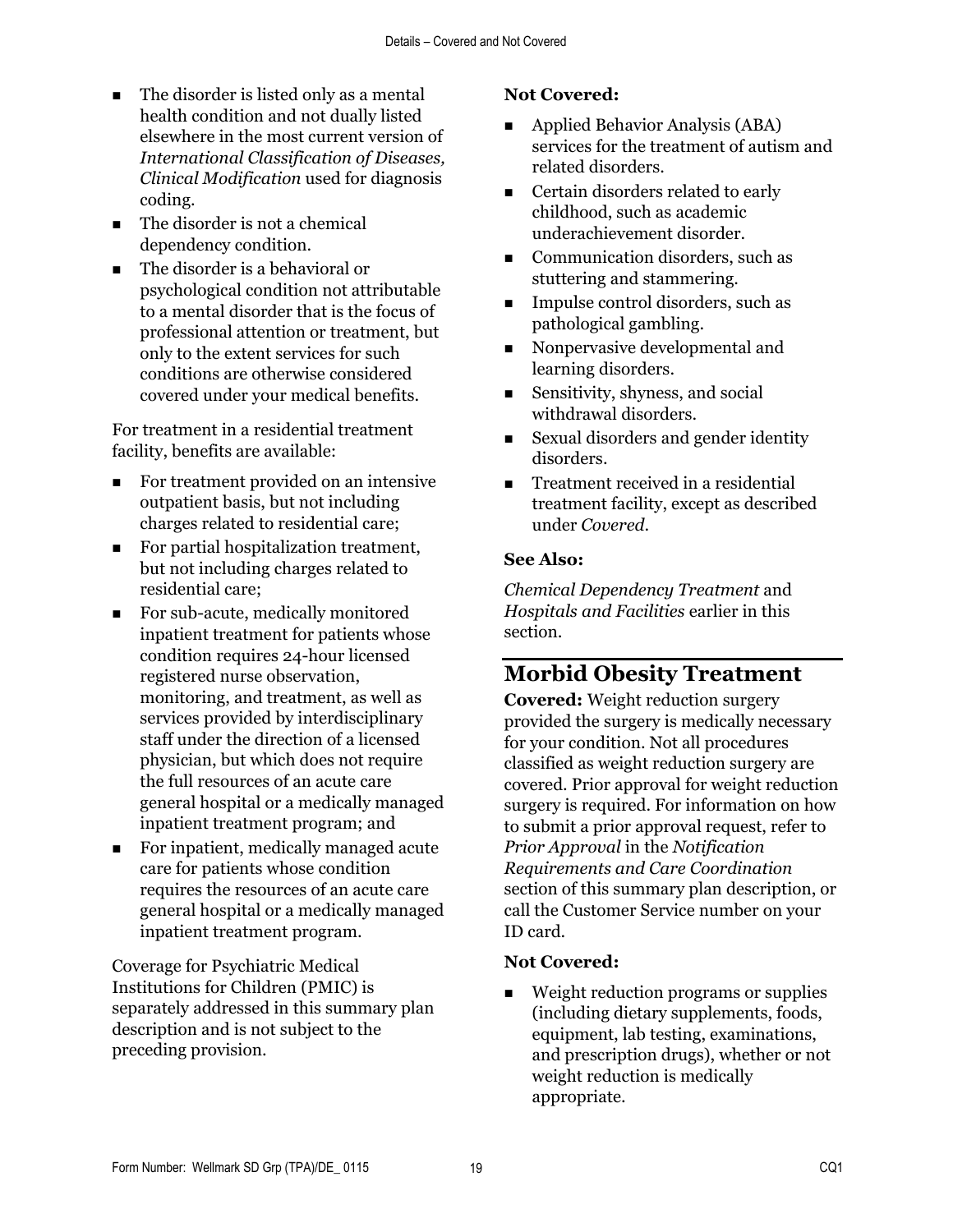- The disorder is listed only as a mental health condition and not dually listed elsewhere in the most current version of *International Classification of Diseases, Clinical Modification* used for diagnosis coding.
- The disorder is not a chemical dependency condition.
- The disorder is a behavioral or psychological condition not attributable to a mental disorder that is the focus of professional attention or treatment, but only to the extent services for such conditions are otherwise considered covered under your medical benefits.

For treatment in a residential treatment facility, benefits are available:

- For treatment provided on an intensive outpatient basis, but not including charges related to residential care;
- For partial hospitalization treatment, but not including charges related to residential care;
- For sub-acute, medically monitored inpatient treatment for patients whose condition requires 24-hour licensed registered nurse observation, monitoring, and treatment, as well as services provided by interdisciplinary staff under the direction of a licensed physician, but which does not require the full resources of an acute care general hospital or a medically managed inpatient treatment program; and
- For inpatient, medically managed acute care for patients whose condition requires the resources of an acute care general hospital or a medically managed inpatient treatment program.

Coverage for Psychiatric Medical Institutions for Children (PMIC) is separately addressed in this summary plan description and is not subject to the preceding provision.

**Not Covered:**

- Applied Behavior Analysis (ABA) services for the treatment of autism and related disorders.
- Certain disorders related to early childhood, such as academic underachievement disorder.
- Communication disorders, such as stuttering and stammering.
- Impulse control disorders, such as pathological gambling.
- Nonpervasive developmental and learning disorders.
- Sensitivity, shyness, and social withdrawal disorders.
- Sexual disorders and gender identity disorders.
- Treatment received in a residential treatment facility, except as described under *Covered*.

**See Also:**

*Chemical Dependency Treatment* and *Hospitals and Facilities* earlier in this section.

## Morbid Obesity Treatment

**Covered:** Weight reduction surgery provided the surgery is medically necessary for your condition. Not all procedures classified as weight reduction surgery are covered. Prior approval for weight reduction surgery is required. For information on how to submit a prior approval request, refer to *Prior Approval* in the *Notification Requirements and Care Coordination* section of this summary plan description, or call the Customer Service number on your ID card.

**Not Covered:**

- Weight reduction programs or supplies (including dietary supplements, foods, equipment, lab testing, examinations, and prescription drugs), whether or not weight reduction is medically appropriate.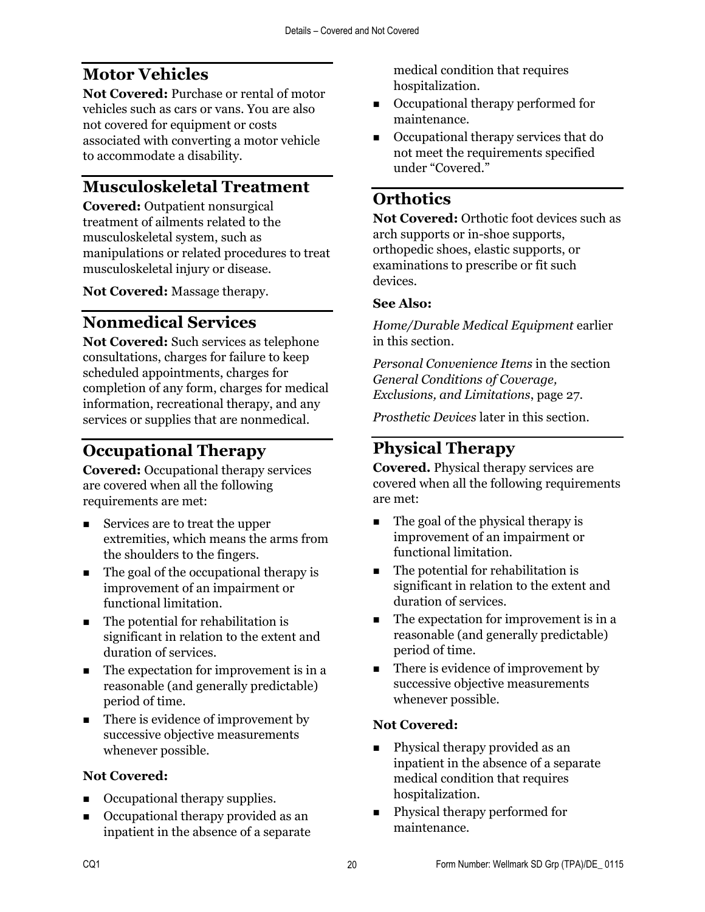## Motor Vehicles

**Not Covered:** Purchase or rental of motor vehicles such as cars or vans. You are also not covered for equipment or costs associated with converting a motor vehicle to accommodate a disability.

## Musculoskeletal Treatment

**Covered:** Outpatient nonsurgical treatment of ailments related to the musculoskeletal system, such as manipulations or related procedures to treat musculoskeletal injury or disease.

**Not Covered:** Massage therapy.

## Nonmedical Services

**Not Covered:** Such services as telephone consultations, charges for failure to keep scheduled appointments, charges for completion of any form, charges for medical information, recreational therapy, and any services or supplies that are nonmedical.

## Occupational Therapy

**Covered:** Occupational therapy services are covered when all the following requirements are met:

- Services are to treat the upper extremities, which means the arms from the shoulders to the fingers.
- The goal of the occupational therapy is improvement of an impairment or functional limitation.
- The potential for rehabilitation is significant in relation to the extent and duration of services.
- The expectation for improvement is in a reasonable (and generally predictable) period of time.
- There is evidence of improvement by successive objective measurements whenever possible.

**Not Covered:**

- Occupational therapy supplies.
- Occupational therapy provided as an inpatient in the absence of a separate medical condition that requires hospitalization.
- Occupational therapy performed for maintenance.
- Occupational therapy services that do not meet the requirements specified under "Covered."

## Orthotics

**Not Covered:** Orthotic foot devices such as arch supports or in-shoe supports, orthopedic shoes, elastic supports, or examinations to prescribe or fit such devices.

**See Also:**

*Home/Durable Medical Equipment* earlier in this section.

*Personal Convenience Items* in the section *General Conditions of Coverage, Exclusions, and Limitations*, page 27.

*Prosthetic Devices* later in this section.

## Physical Therapy

**Covered.** Physical therapy services are covered when all the following requirements are met:

- The goal of the physical therapy is improvement of an impairment or functional limitation.
- The potential for rehabilitation is significant in relation to the extent and duration of services.
- The expectation for improvement is in a reasonable (and generally predictable) period of time.
- There is evidence of improvement by successive objective measurements whenever possible.

**Not Covered:**

- Physical therapy provided as an inpatient in the absence of a separate medical condition that requires hospitalization.
- Physical therapy performed for maintenance.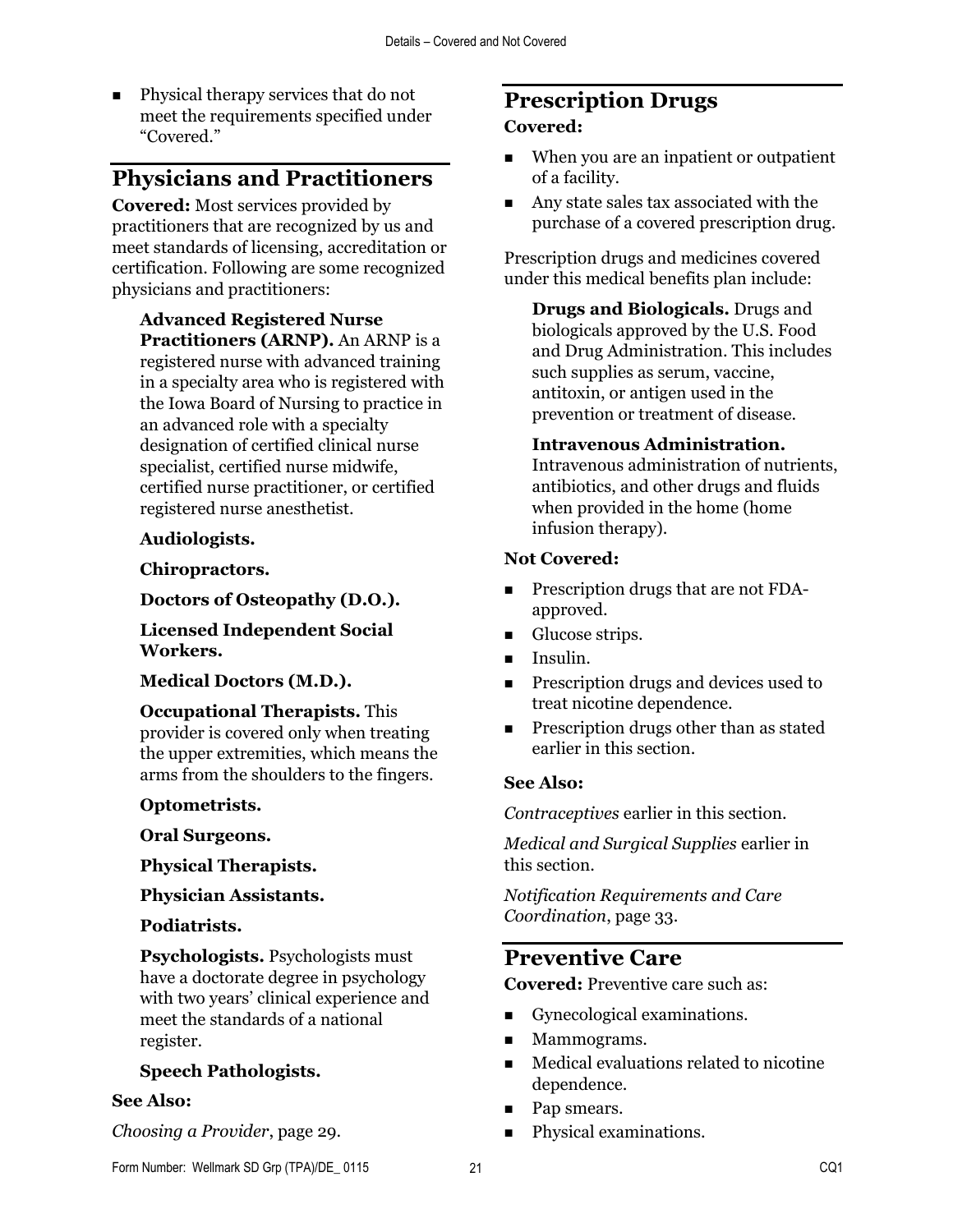- Physical therapy services that do not meet the requirements specified under "Covered."

## Physicians and Practitioners

**Covered:** Most services provided by practitioners that are recognized by us and meet standards of licensing, accreditation or certification. Following are some recognized physicians and practitioners:

**Advanced Registered Nurse Practitioners (ARNP).** An ARNP is a registered nurse with advanced training in a specialty area who is registered with the Iowa Board of Nursing to practice in an advanced role with a specialty designation of certified clinical nurse specialist, certified nurse midwife, certified nurse practitioner, or certified registered nurse anesthetist.

**Audiologists.**

**Chiropractors.**

**Doctors of Osteopathy (D.O.).**

**Licensed Independent Social Workers.**

**Medical Doctors (M.D.).**

**Occupational Therapists.** This provider is covered only when treating the upper extremities, which means the arms from the shoulders to the fingers.

**Optometrists.**

**Oral Surgeons.**

**Physical Therapists.**

**Physician Assistants.**

**Podiatrists.**

**Psychologists.** Psychologists must have a doctorate degree in psychology with two years' clinical experience and meet the standards of a national register.

**Speech Pathologists.**

**See Also:**

*Choosing a Provider*, page 29.

## Prescription Drugs

**Covered:**

- When you are an inpatient or outpatient of a facility.
- Any state sales tax associated with the purchase of a covered prescription drug.

Prescription drugs and medicines covered under this medical benefits plan include:

**Drugs and Biologicals.** Drugs and biologicals approved by the U.S. Food and Drug Administration. This includes such supplies as serum, vaccine, antitoxin, or antigen used in the prevention or treatment of disease.

**Intravenous Administration.** Intravenous administration of nutrients, antibiotics, and other drugs and fluids when provided in the home (home infusion therapy).

**Not Covered:**

- Prescription drugs that are not FDA-approved.
- Glucose strips.
- Insulin.
- Prescription drugs and devices used to treat nicotine dependence.
- Prescription drugs other than as stated earlier in this section.

**See Also:**

*Contraceptives* earlier in this section.

*Medical and Surgical Supplies* earlier in this section.

*Notification Requirements and Care Coordination*, page 33.

## Preventive Care

**Covered:** Preventive care such as:

- Gynecological examinations.
- Mammograms.
- Medical evaluations related to nicotine dependence.
- Pap smears.
- Physical examinations.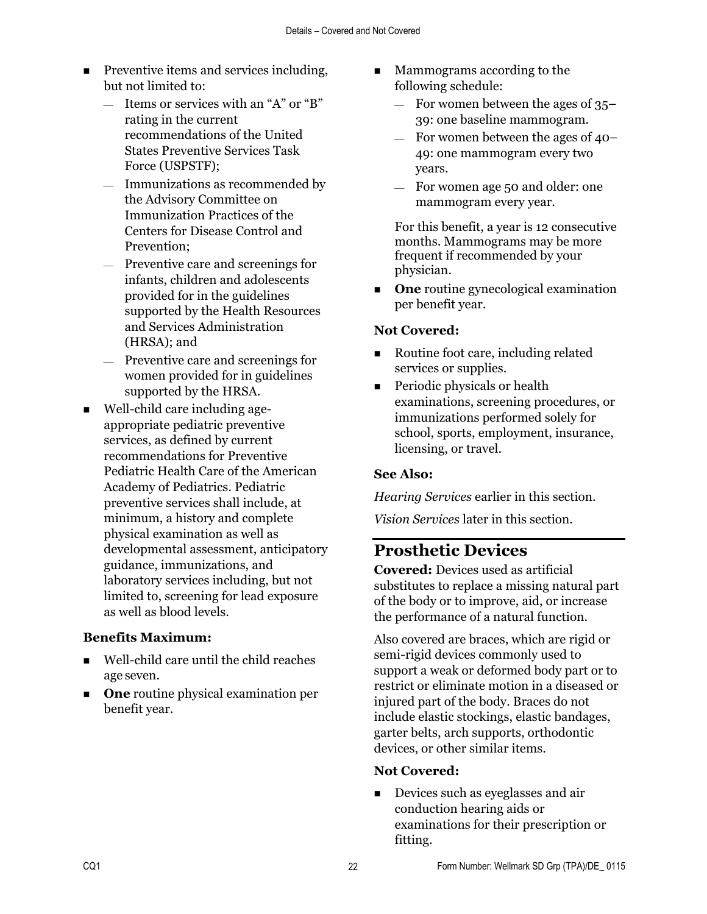- Preventive items and services including, but not limited to:
  - Items or services with an "A" or "B" rating in the current recommendations of the United States Preventive Services Task Force (USPSTF);
  - Immunizations as recommended by the Advisory Committee on Immunization Practices of the Centers for Disease Control and Prevention;
  - Preventive care and screenings for infants, children and adolescents provided for in the guidelines supported by the Health Resources and Services Administration (HRSA); and
  - Preventive care and screenings for women provided for in guidelines supported by the HRSA.
- Well-child care including age-appropriate pediatric preventive services, as defined by current recommendations for Preventive Pediatric Health Care of the American Academy of Pediatrics. Pediatric preventive services shall include, at minimum, a history and complete physical examination as well as developmental assessment, anticipatory guidance, immunizations, and laboratory services including, but not limited to, screening for lead exposure as well as blood levels.

**Benefits Maximum:**

- Well-child care until the child reaches age seven.
- **One** routine physical examination per benefit year.
- Mammograms according to the following schedule:
  - For women between the ages of 35–39: one baseline mammogram.
  - For women between the ages of 40–49: one mammogram every two years.
  - For women age 50 and older: one mammogram every year.

  For this benefit, a year is 12 consecutive months. Mammograms may be more frequent if recommended by your physician.
- **One** routine gynecological examination per benefit year.

**Not Covered:**

- Routine foot care, including related services or supplies.
- Periodic physicals or health examinations, screening procedures, or immunizations performed solely for school, sports, employment, insurance, licensing, or travel.

**See Also:**

*Hearing Services* earlier in this section.

*Vision Services* later in this section.

## Prosthetic Devices

**Covered:** Devices used as artificial substitutes to replace a missing natural part of the body or to improve, aid, or increase the performance of a natural function.

Also covered are braces, which are rigid or semi-rigid devices commonly used to support a weak or deformed body part or to restrict or eliminate motion in a diseased or injured part of the body. Braces do not include elastic stockings, elastic bandages, garter belts, arch supports, orthodontic devices, or other similar items.

**Not Covered:**

- Devices such as eyeglasses and air conduction hearing aids or examinations for their prescription or fitting.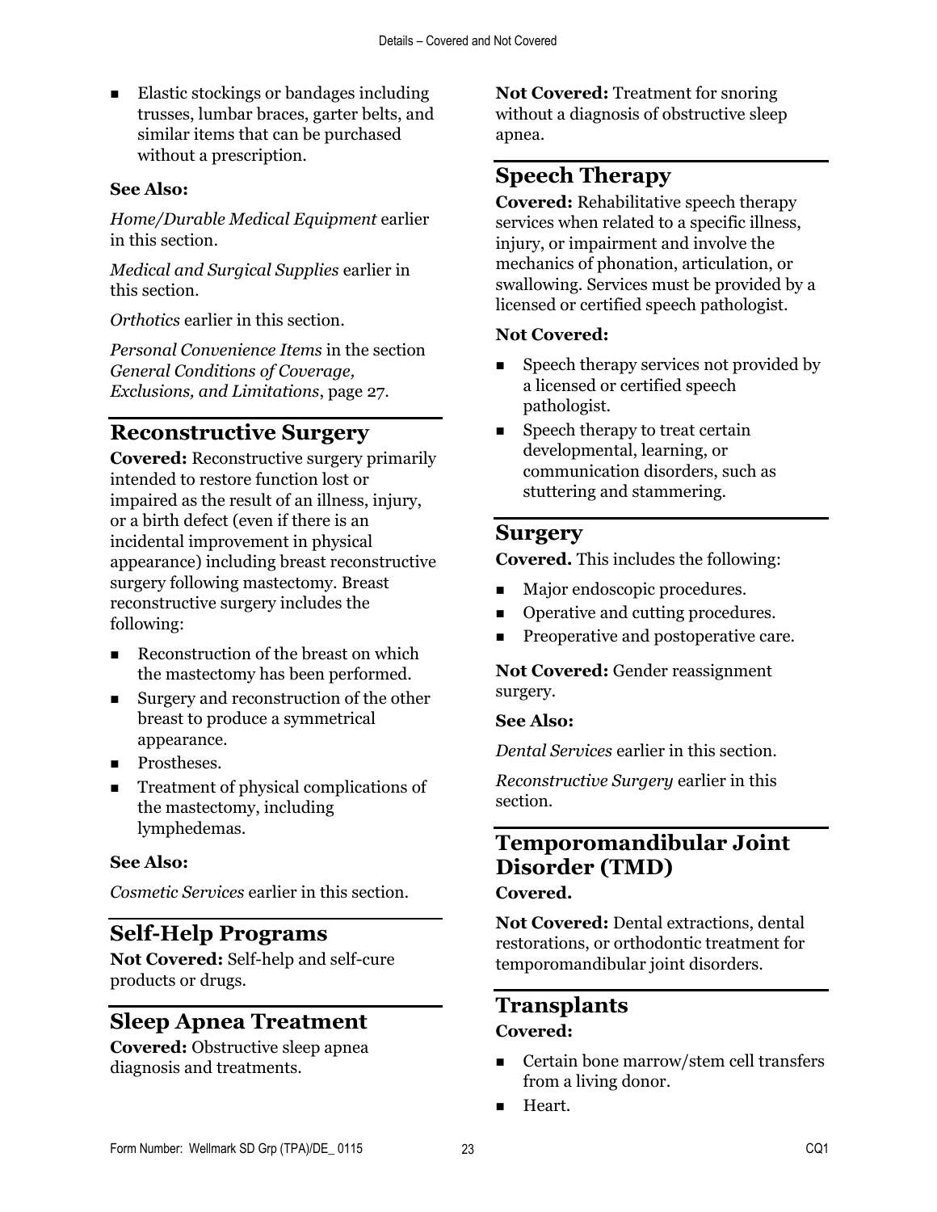- Elastic stockings or bandages including trusses, lumbar braces, garter belts, and similar items that can be purchased without a prescription.

**See Also:**

*Home/Durable Medical Equipment* earlier in this section.

*Medical and Surgical Supplies* earlier in this section.

*Orthotics* earlier in this section.

*Personal Convenience Items* in the section *General Conditions of Coverage, Exclusions, and Limitations*, page 27.

## Reconstructive Surgery

**Covered:** Reconstructive surgery primarily intended to restore function lost or impaired as the result of an illness, injury, or a birth defect (even if there is an incidental improvement in physical appearance) including breast reconstructive surgery following mastectomy. Breast reconstructive surgery includes the following:

- Reconstruction of the breast on which the mastectomy has been performed.
- Surgery and reconstruction of the other breast to produce a symmetrical appearance.
- Prostheses.
- Treatment of physical complications of the mastectomy, including lymphedemas.

**See Also:**

*Cosmetic Services* earlier in this section.

## Self-Help Programs

**Not Covered:** Self-help and self-cure products or drugs.

## Sleep Apnea Treatment

**Covered:** Obstructive sleep apnea diagnosis and treatments.

**Not Covered:** Treatment for snoring without a diagnosis of obstructive sleep apnea.

## Speech Therapy

**Covered:** Rehabilitative speech therapy services when related to a specific illness, injury, or impairment and involve the mechanics of phonation, articulation, or swallowing. Services must be provided by a licensed or certified speech pathologist.

**Not Covered:**

- Speech therapy services not provided by a licensed or certified speech pathologist.
- Speech therapy to treat certain developmental, learning, or communication disorders, such as stuttering and stammering.

## Surgery

**Covered.** This includes the following:

- Major endoscopic procedures.
- Operative and cutting procedures.
- Preoperative and postoperative care.

**Not Covered:** Gender reassignment surgery.

**See Also:**

*Dental Services* earlier in this section.

*Reconstructive Surgery* earlier in this section.

## Temporomandibular Joint Disorder (TMD)

**Covered.**

**Not Covered:** Dental extractions, dental restorations, or orthodontic treatment for temporomandibular joint disorders.

## Transplants

**Covered:**

- Certain bone marrow/stem cell transfers from a living donor.
- Heart.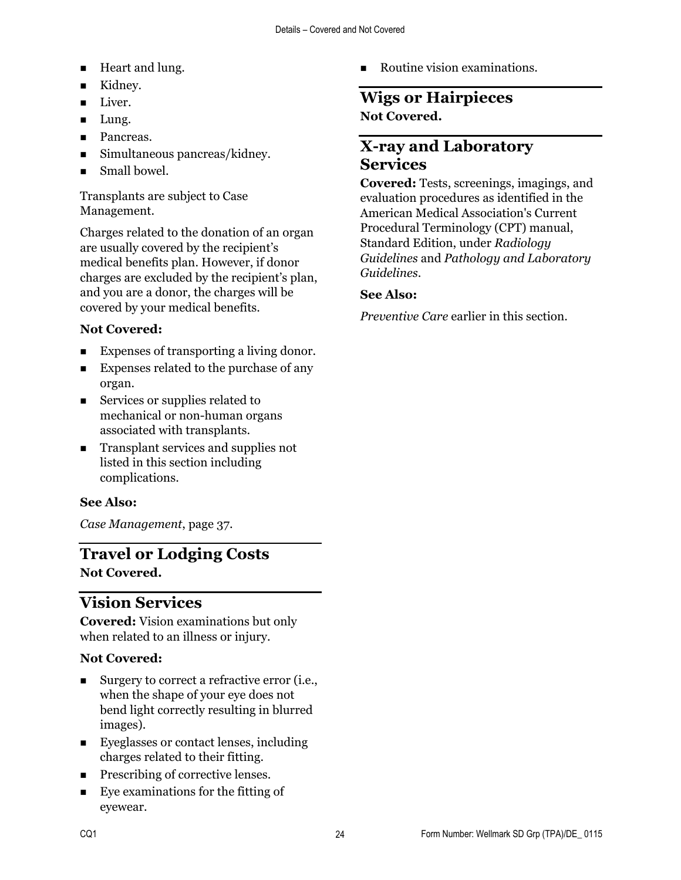- Heart and lung.
- Kidney.
- Liver.
- Lung.
- Pancreas.
- Simultaneous pancreas/kidney.
- Small bowel.

Transplants are subject to Case Management.

Charges related to the donation of an organ are usually covered by the recipient's medical benefits plan. However, if donor charges are excluded by the recipient's plan, and you are a donor, the charges will be covered by your medical benefits.

**Not Covered:**

- Expenses of transporting a living donor.
- Expenses related to the purchase of any organ.
- Services or supplies related to mechanical or non-human organs associated with transplants.
- Transplant services and supplies not listed in this section including complications.

**See Also:**

*Case Management*, page 37.

## Travel or Lodging Costs

**Not Covered.**

## Vision Services

**Covered:** Vision examinations but only when related to an illness or injury.

**Not Covered:**

- Surgery to correct a refractive error (i.e., when the shape of your eye does not bend light correctly resulting in blurred images).
- Eyeglasses or contact lenses, including charges related to their fitting.
- Prescribing of corrective lenses.
- Eye examinations for the fitting of eyewear.
- Routine vision examinations.

## Wigs or Hairpieces

**Not Covered.**

## X-ray and Laboratory Services

**Covered:** Tests, screenings, imagings, and evaluation procedures as identified in the American Medical Association's Current Procedural Terminology (CPT) manual, Standard Edition, under *Radiology Guidelines* and *Pathology and Laboratory Guidelines*.

**See Also:**

*Preventive Care* earlier in this section.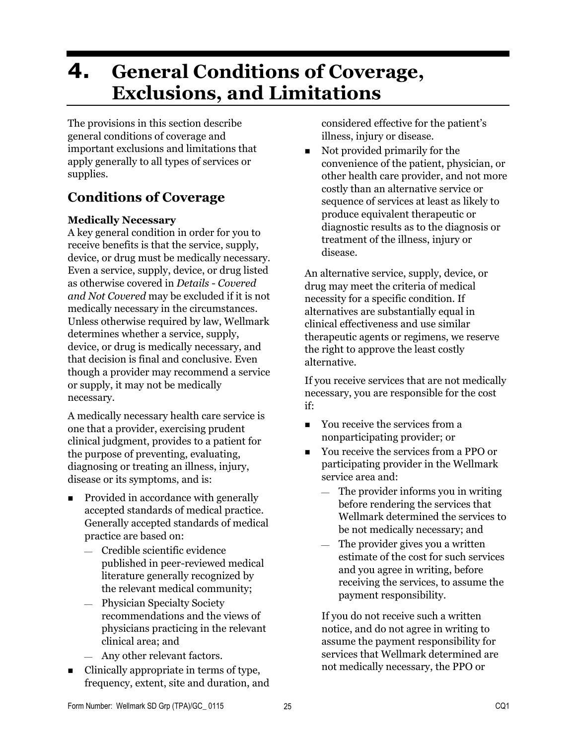# 4. General Conditions of Coverage, Exclusions, and Limitations

The provisions in this section describe general conditions of coverage and important exclusions and limitations that apply generally to all types of services or supplies.

## Conditions of Coverage

**Medically Necessary**
A key general condition in order for you to receive benefits is that the service, supply, device, or drug must be medically necessary. Even a service, supply, device, or drug listed as otherwise covered in *Details - Covered and Not Covered* may be excluded if it is not medically necessary in the circumstances. Unless otherwise required by law, Wellmark determines whether a service, supply, device, or drug is medically necessary, and that decision is final and conclusive. Even though a provider may recommend a service or supply, it may not be medically necessary.

A medically necessary health care service is one that a provider, exercising prudent clinical judgment, provides to a patient for the purpose of preventing, evaluating, diagnosing or treating an illness, injury, disease or its symptoms, and is:

- Provided in accordance with generally accepted standards of medical practice. Generally accepted standards of medical practice are based on:
  - Credible scientific evidence published in peer-reviewed medical literature generally recognized by the relevant medical community;
  - Physician Specialty Society recommendations and the views of physicians practicing in the relevant clinical area; and
  - Any other relevant factors.
- Clinically appropriate in terms of type, frequency, extent, site and duration, and considered effective for the patient's illness, injury or disease.
- Not provided primarily for the convenience of the patient, physician, or other health care provider, and not more costly than an alternative service or sequence of services at least as likely to produce equivalent therapeutic or diagnostic results as to the diagnosis or treatment of the illness, injury or disease.

An alternative service, supply, device, or drug may meet the criteria of medical necessity for a specific condition. If alternatives are substantially equal in clinical effectiveness and use similar therapeutic agents or regimens, we reserve the right to approve the least costly alternative.

If you receive services that are not medically necessary, you are responsible for the cost if:

- You receive the services from a nonparticipating provider; or
- You receive the services from a PPO or participating provider in the Wellmark service area and:
  - The provider informs you in writing before rendering the services that Wellmark determined the services to be not medically necessary; and
  - The provider gives you a written estimate of the cost for such services and you agree in writing, before receiving the services, to assume the payment responsibility.

  If you do not receive such a written notice, and do not agree in writing to assume the payment responsibility for services that Wellmark determined are not medically necessary, the PPO or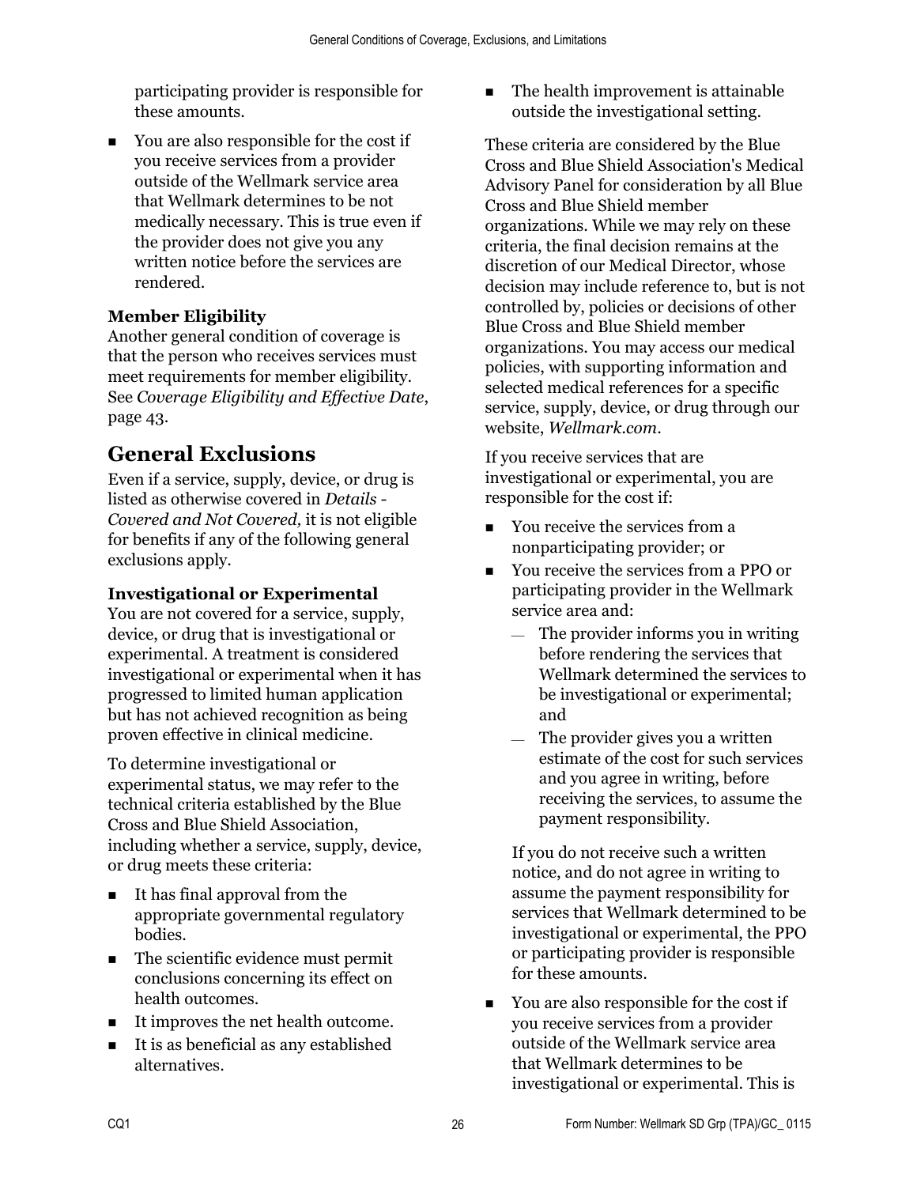participating provider is responsible for these amounts.

- You are also responsible for the cost if you receive services from a provider outside of the Wellmark service area that Wellmark determines to be not medically necessary. This is true even if the provider does not give you any written notice before the services are rendered.

**Member Eligibility**
Another general condition of coverage is that the person who receives services must meet requirements for member eligibility. See *Coverage Eligibility and Effective Date*, page 43.

## General Exclusions

Even if a service, supply, device, or drug is listed as otherwise covered in *Details - Covered and Not Covered,* it is not eligible for benefits if any of the following general exclusions apply.

**Investigational or Experimental**
You are not covered for a service, supply, device, or drug that is investigational or experimental. A treatment is considered investigational or experimental when it has progressed to limited human application but has not achieved recognition as being proven effective in clinical medicine.

To determine investigational or experimental status, we may refer to the technical criteria established by the Blue Cross and Blue Shield Association, including whether a service, supply, device, or drug meets these criteria:

- It has final approval from the appropriate governmental regulatory bodies.
- The scientific evidence must permit conclusions concerning its effect on health outcomes.
- It improves the net health outcome.
- It is as beneficial as any established alternatives.
- The health improvement is attainable outside the investigational setting.

These criteria are considered by the Blue Cross and Blue Shield Association's Medical Advisory Panel for consideration by all Blue Cross and Blue Shield member organizations. While we may rely on these criteria, the final decision remains at the discretion of our Medical Director, whose decision may include reference to, but is not controlled by, policies or decisions of other Blue Cross and Blue Shield member organizations. You may access our medical policies, with supporting information and selected medical references for a specific service, supply, device, or drug through our website, *Wellmark.com*.

If you receive services that are investigational or experimental, you are responsible for the cost if:

- You receive the services from a nonparticipating provider; or
- You receive the services from a PPO or participating provider in the Wellmark service area and:
  - The provider informs you in writing before rendering the services that Wellmark determined the services to be investigational or experimental; and
  - The provider gives you a written estimate of the cost for such services and you agree in writing, before receiving the services, to assume the payment responsibility.

  If you do not receive such a written notice, and do not agree in writing to assume the payment responsibility for services that Wellmark determined to be investigational or experimental, the PPO or participating provider is responsible for these amounts.

- You are also responsible for the cost if you receive services from a provider outside of the Wellmark service area that Wellmark determines to be investigational or experimental. This is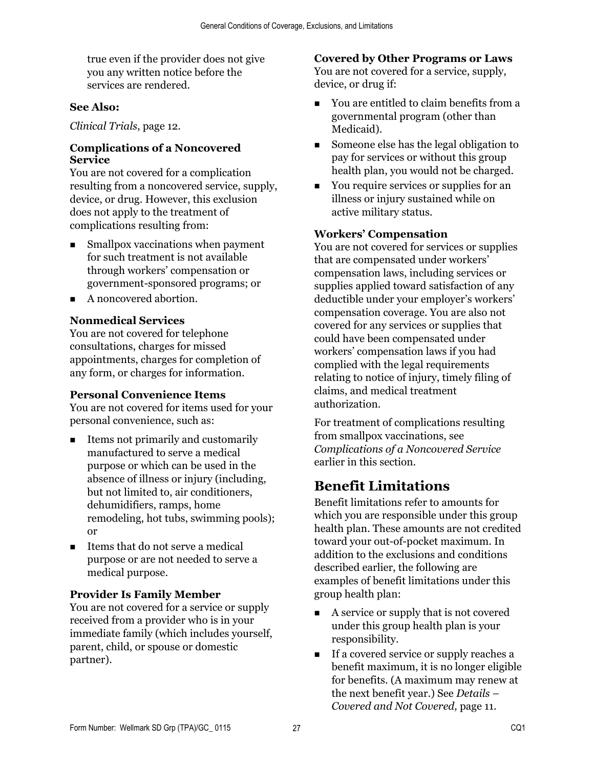true even if the provider does not give you any written notice before the services are rendered.

**See Also:**

*Clinical Trials*, page 12.

### Complications of a Noncovered Service

You are not covered for a complication resulting from a noncovered service, supply, device, or drug. However, this exclusion does not apply to the treatment of complications resulting from:

- Smallpox vaccinations when payment for such treatment is not available through workers' compensation or government-sponsored programs; or
- A noncovered abortion.

### Nonmedical Services

You are not covered for telephone consultations, charges for missed appointments, charges for completion of any form, or charges for information.

### Personal Convenience Items

You are not covered for items used for your personal convenience, such as:

- Items not primarily and customarily manufactured to serve a medical purpose or which can be used in the absence of illness or injury (including, but not limited to, air conditioners, dehumidifiers, ramps, home remodeling, hot tubs, swimming pools); or
- Items that do not serve a medical purpose or are not needed to serve a medical purpose.

### Provider Is Family Member

You are not covered for a service or supply received from a provider who is in your immediate family (which includes yourself, parent, child, or spouse or domestic partner).

### Covered by Other Programs or Laws

You are not covered for a service, supply, device, or drug if:

- You are entitled to claim benefits from a governmental program (other than Medicaid).
- Someone else has the legal obligation to pay for services or without this group health plan, you would not be charged.
- You require services or supplies for an illness or injury sustained while on active military status.

### Workers' Compensation

You are not covered for services or supplies that are compensated under workers' compensation laws, including services or supplies applied toward satisfaction of any deductible under your employer's workers' compensation coverage. You are also not covered for any services or supplies that could have been compensated under workers' compensation laws if you had complied with the legal requirements relating to notice of injury, timely filing of claims, and medical treatment authorization.

For treatment of complications resulting from smallpox vaccinations, see *Complications of a Noncovered Service* earlier in this section.

## Benefit Limitations

Benefit limitations refer to amounts for which you are responsible under this group health plan. These amounts are not credited toward your out-of-pocket maximum. In addition to the exclusions and conditions described earlier, the following are examples of benefit limitations under this group health plan:

- A service or supply that is not covered under this group health plan is your responsibility.
- If a covered service or supply reaches a benefit maximum, it is no longer eligible for benefits. (A maximum may renew at the next benefit year.) See *Details – Covered and Not Covered,* page 11.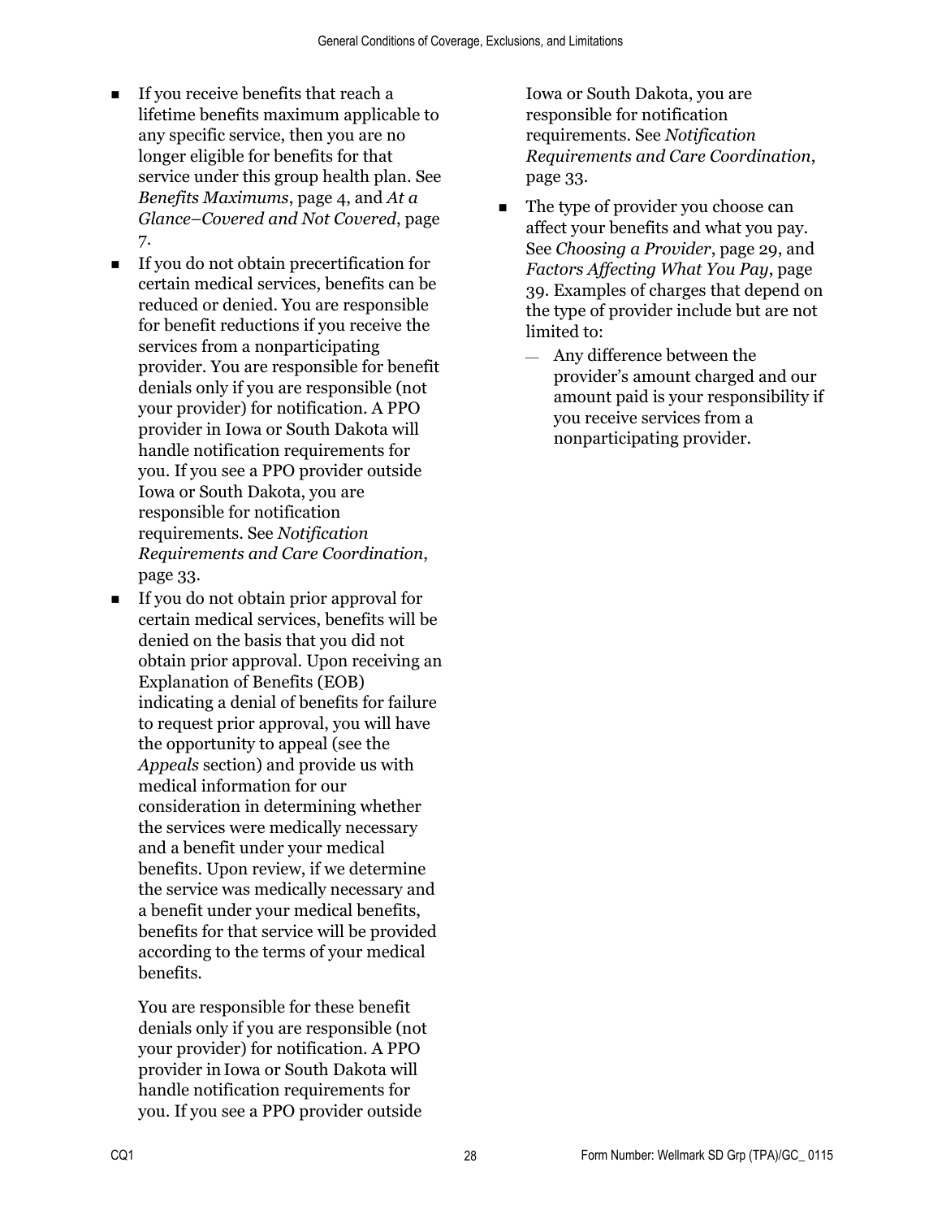- If you receive benefits that reach a lifetime benefits maximum applicable to any specific service, then you are no longer eligible for benefits for that service under this group health plan. See *Benefits Maximums*, page 4, and *At a Glance–Covered and Not Covered*, page 7.
- If you do not obtain precertification for certain medical services, benefits can be reduced or denied. You are responsible for benefit reductions if you receive the services from a nonparticipating provider. You are responsible for benefit denials only if you are responsible (not your provider) for notification. A PPO provider in Iowa or South Dakota will handle notification requirements for you. If you see a PPO provider outside Iowa or South Dakota, you are responsible for notification requirements. See *Notification Requirements and Care Coordination*, page 33.
- If you do not obtain prior approval for certain medical services, benefits will be denied on the basis that you did not obtain prior approval. Upon receiving an Explanation of Benefits (EOB) indicating a denial of benefits for failure to request prior approval, you will have the opportunity to appeal (see the *Appeals* section) and provide us with medical information for our consideration in determining whether the services were medically necessary and a benefit under your medical benefits. Upon review, if we determine the service was medically necessary and a benefit under your medical benefits, benefits for that service will be provided according to the terms of your medical benefits.

  You are responsible for these benefit denials only if you are responsible (not your provider) for notification. A PPO provider in Iowa or South Dakota will handle notification requirements for you. If you see a PPO provider outside Iowa or South Dakota, you are responsible for notification requirements. See *Notification Requirements and Care Coordination*, page 33.
- The type of provider you choose can affect your benefits and what you pay. See *Choosing a Provider*, page 29, and *Factors Affecting What You Pay*, page 39. Examples of charges that depend on the type of provider include but are not limited to:
  - Any difference between the provider's amount charged and our amount paid is your responsibility if you receive services from a nonparticipating provider.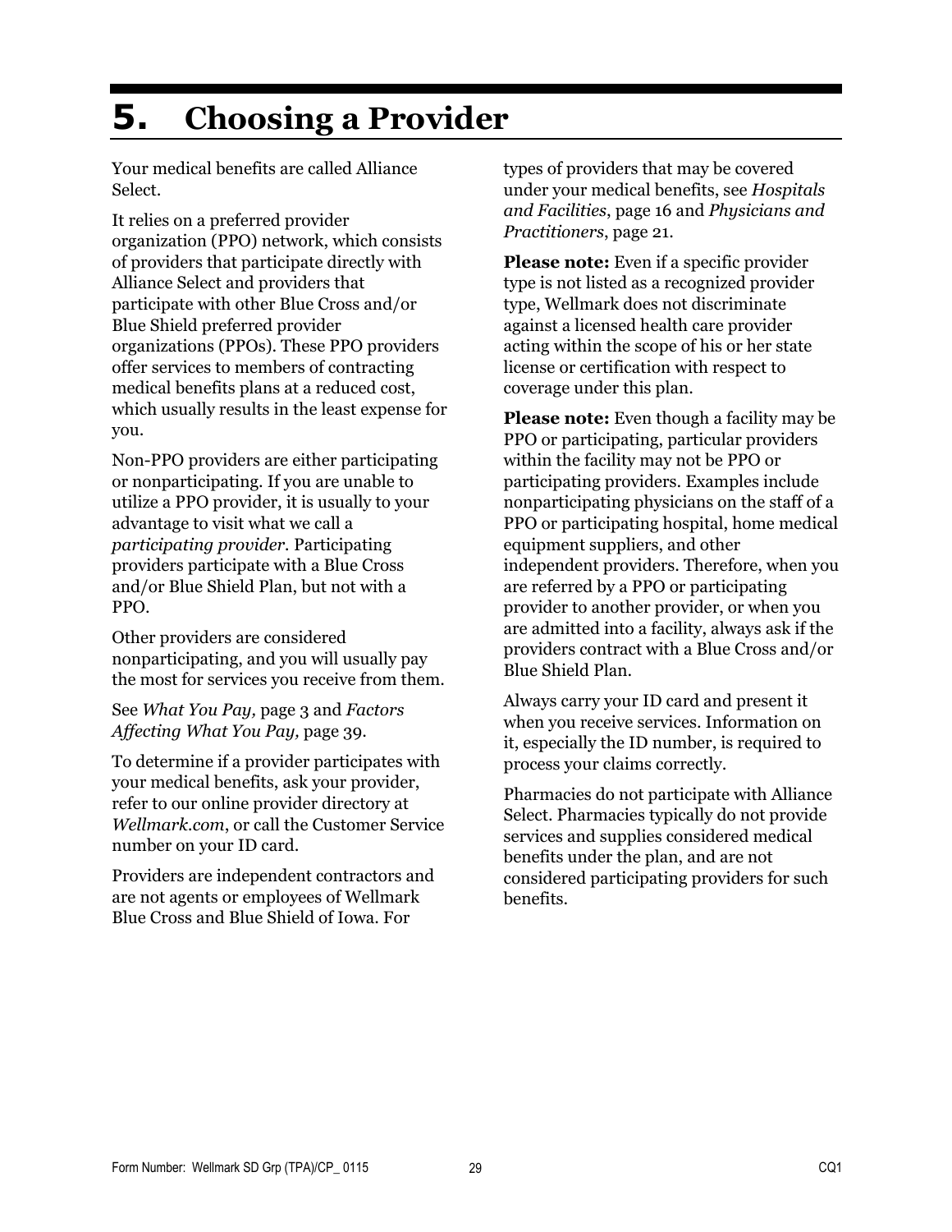# 5. Choosing a Provider

Your medical benefits are called Alliance Select.

It relies on a preferred provider organization (PPO) network, which consists of providers that participate directly with Alliance Select and providers that participate with other Blue Cross and/or Blue Shield preferred provider organizations (PPOs). These PPO providers offer services to members of contracting medical benefits plans at a reduced cost, which usually results in the least expense for you.

Non-PPO providers are either participating or nonparticipating. If you are unable to utilize a PPO provider, it is usually to your advantage to visit what we call a *participating provider.* Participating providers participate with a Blue Cross and/or Blue Shield Plan, but not with a PPO.

Other providers are considered nonparticipating, and you will usually pay the most for services you receive from them.

See *What You Pay,* page 3 and *Factors Affecting What You Pay,* page 39.

To determine if a provider participates with your medical benefits, ask your provider, refer to our online provider directory at *Wellmark.com*, or call the Customer Service number on your ID card.

Providers are independent contractors and are not agents or employees of Wellmark Blue Cross and Blue Shield of Iowa. For types of providers that may be covered under your medical benefits, see *Hospitals and Facilities,* page 16 and *Physicians and Practitioners*, page 21.

**Please note:** Even if a specific provider type is not listed as a recognized provider type, Wellmark does not discriminate against a licensed health care provider acting within the scope of his or her state license or certification with respect to coverage under this plan.

**Please note:** Even though a facility may be PPO or participating, particular providers within the facility may not be PPO or participating providers. Examples include nonparticipating physicians on the staff of a PPO or participating hospital, home medical equipment suppliers, and other independent providers. Therefore, when you are referred by a PPO or participating provider to another provider, or when you are admitted into a facility, always ask if the providers contract with a Blue Cross and/or Blue Shield Plan.

Always carry your ID card and present it when you receive services. Information on it, especially the ID number, is required to process your claims correctly.

Pharmacies do not participate with Alliance Select. Pharmacies typically do not provide services and supplies considered medical benefits under the plan, and are not considered participating providers for such benefits.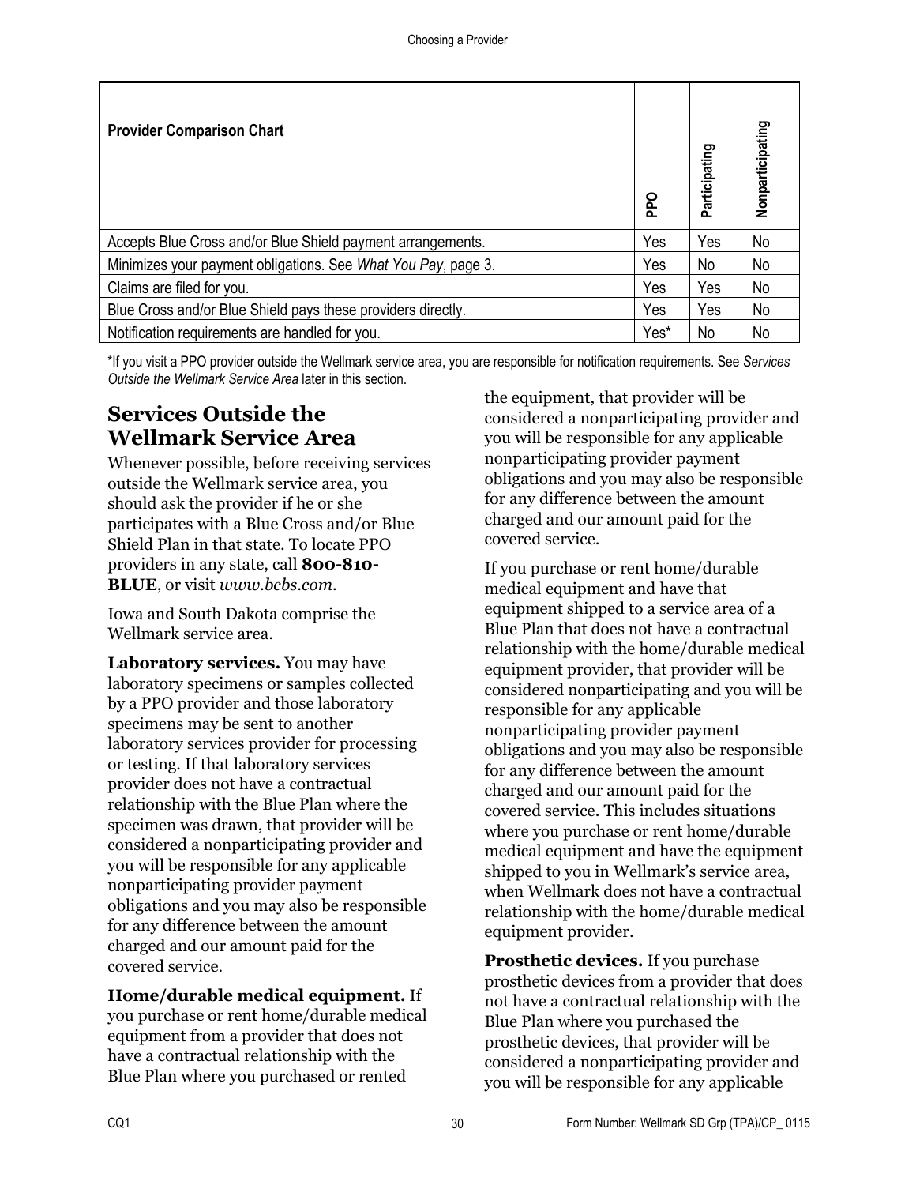| Provider Comparison Chart | PPO | Participating | Nonparticipating |
|---|---|---|---|
| Accepts Blue Cross and/or Blue Shield payment arrangements. | Yes | Yes | No |
| Minimizes your payment obligations. See *What You Pay*, page 3. | Yes | No | No |
| Claims are filed for you. | Yes | Yes | No |
| Blue Cross and/or Blue Shield pays these providers directly. | Yes | Yes | No |
| Notification requirements are handled for you. | Yes* | No | No |

*If you visit a PPO provider outside the Wellmark service area, you are responsible for notification requirements. See *Services Outside the Wellmark Service Area* later in this section.

## Services Outside the Wellmark Service Area

Whenever possible, before receiving services outside the Wellmark service area, you should ask the provider if he or she participates with a Blue Cross and/or Blue Shield Plan in that state. To locate PPO providers in any state, call **800-810-BLUE**, or visit *www.bcbs.com*.

Iowa and South Dakota comprise the Wellmark service area.

**Laboratory services.** You may have laboratory specimens or samples collected by a PPO provider and those laboratory specimens may be sent to another laboratory services provider for processing or testing. If that laboratory services provider does not have a contractual relationship with the Blue Plan where the specimen was drawn, that provider will be considered a nonparticipating provider and you will be responsible for any applicable nonparticipating provider payment obligations and you may also be responsible for any difference between the amount charged and our amount paid for the covered service.

**Home/durable medical equipment.** If you purchase or rent home/durable medical equipment from a provider that does not have a contractual relationship with the Blue Plan where you purchased or rented the equipment, that provider will be considered a nonparticipating provider and you will be responsible for any applicable nonparticipating provider payment obligations and you may also be responsible for any difference between the amount charged and our amount paid for the covered service.

If you purchase or rent home/durable medical equipment and have that equipment shipped to a service area of a Blue Plan that does not have a contractual relationship with the home/durable medical equipment provider, that provider will be considered nonparticipating and you will be responsible for any applicable nonparticipating provider payment obligations and you may also be responsible for any difference between the amount charged and our amount paid for the covered service. This includes situations where you purchase or rent home/durable medical equipment and have the equipment shipped to you in Wellmark's service area, when Wellmark does not have a contractual relationship with the home/durable medical equipment provider.

**Prosthetic devices.** If you purchase prosthetic devices from a provider that does not have a contractual relationship with the Blue Plan where you purchased the prosthetic devices, that provider will be considered a nonparticipating provider and you will be responsible for any applicable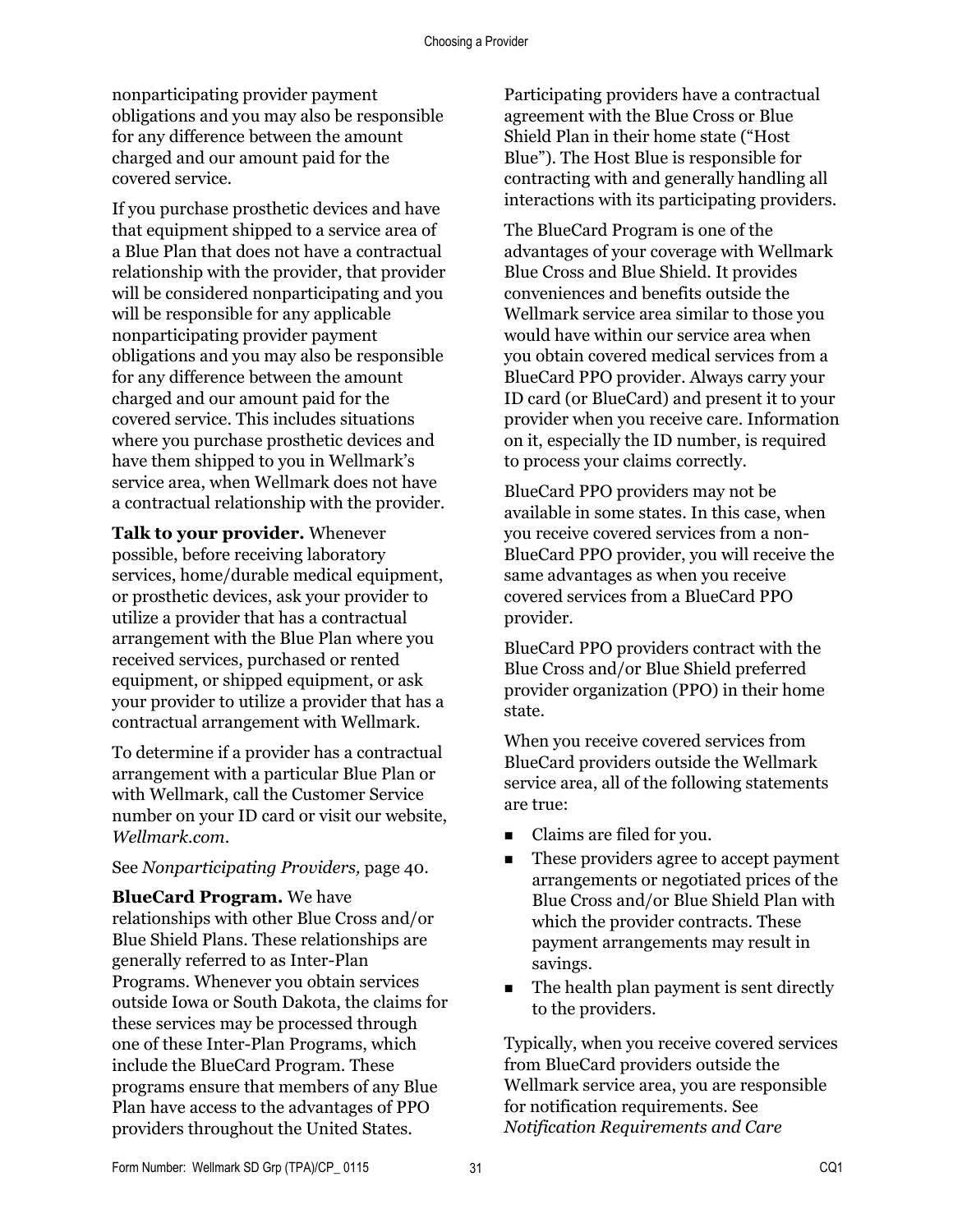nonparticipating provider payment obligations and you may also be responsible for any difference between the amount charged and our amount paid for the covered service.

If you purchase prosthetic devices and have that equipment shipped to a service area of a Blue Plan that does not have a contractual relationship with the provider, that provider will be considered nonparticipating and you will be responsible for any applicable nonparticipating provider payment obligations and you may also be responsible for any difference between the amount charged and our amount paid for the covered service. This includes situations where you purchase prosthetic devices and have them shipped to you in Wellmark's service area, when Wellmark does not have a contractual relationship with the provider.

**Talk to your provider.** Whenever possible, before receiving laboratory services, home/durable medical equipment, or prosthetic devices, ask your provider to utilize a provider that has a contractual arrangement with the Blue Plan where you received services, purchased or rented equipment, or shipped equipment, or ask your provider to utilize a provider that has a contractual arrangement with Wellmark.

To determine if a provider has a contractual arrangement with a particular Blue Plan or with Wellmark, call the Customer Service number on your ID card or visit our website, *Wellmark.com*.

See *Nonparticipating Providers,* page 40.

**BlueCard Program.** We have relationships with other Blue Cross and/or Blue Shield Plans. These relationships are generally referred to as Inter-Plan Programs. Whenever you obtain services outside Iowa or South Dakota, the claims for these services may be processed through one of these Inter-Plan Programs, which include the BlueCard Program. These programs ensure that members of any Blue Plan have access to the advantages of PPO providers throughout the United States.

Participating providers have a contractual agreement with the Blue Cross or Blue Shield Plan in their home state ("Host Blue"). The Host Blue is responsible for contracting with and generally handling all interactions with its participating providers.

The BlueCard Program is one of the advantages of your coverage with Wellmark Blue Cross and Blue Shield. It provides conveniences and benefits outside the Wellmark service area similar to those you would have within our service area when you obtain covered medical services from a BlueCard PPO provider. Always carry your ID card (or BlueCard) and present it to your provider when you receive care. Information on it, especially the ID number, is required to process your claims correctly.

BlueCard PPO providers may not be available in some states. In this case, when you receive covered services from a non-BlueCard PPO provider, you will receive the same advantages as when you receive covered services from a BlueCard PPO provider.

BlueCard PPO providers contract with the Blue Cross and/or Blue Shield preferred provider organization (PPO) in their home state.

When you receive covered services from BlueCard providers outside the Wellmark service area, all of the following statements are true:

- Claims are filed for you.
- These providers agree to accept payment arrangements or negotiated prices of the Blue Cross and/or Blue Shield Plan with which the provider contracts. These payment arrangements may result in savings.
- The health plan payment is sent directly to the providers.

Typically, when you receive covered services from BlueCard providers outside the Wellmark service area, you are responsible for notification requirements. See *Notification Requirements and Care*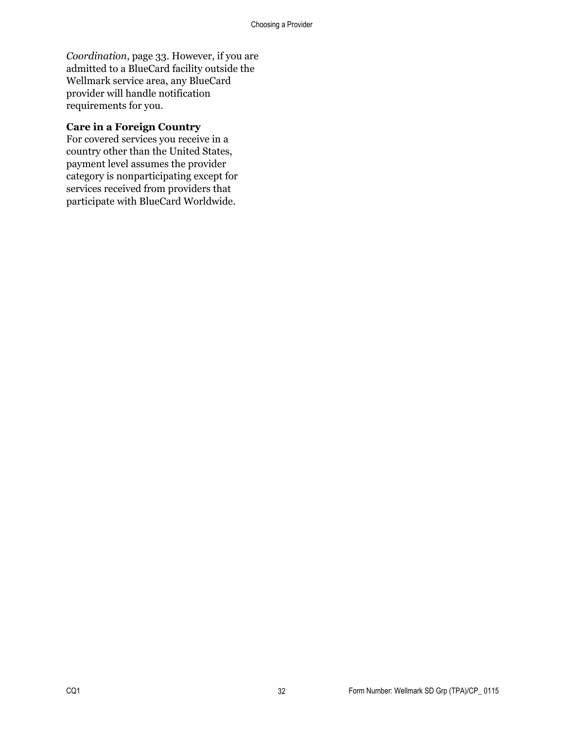*Coordination*, page 33. However, if you are admitted to a BlueCard facility outside the Wellmark service area, any BlueCard provider will handle notification requirements for you.

**Care in a Foreign Country**
For covered services you receive in a country other than the United States, payment level assumes the provider category is nonparticipating except for services received from providers that participate with BlueCard Worldwide.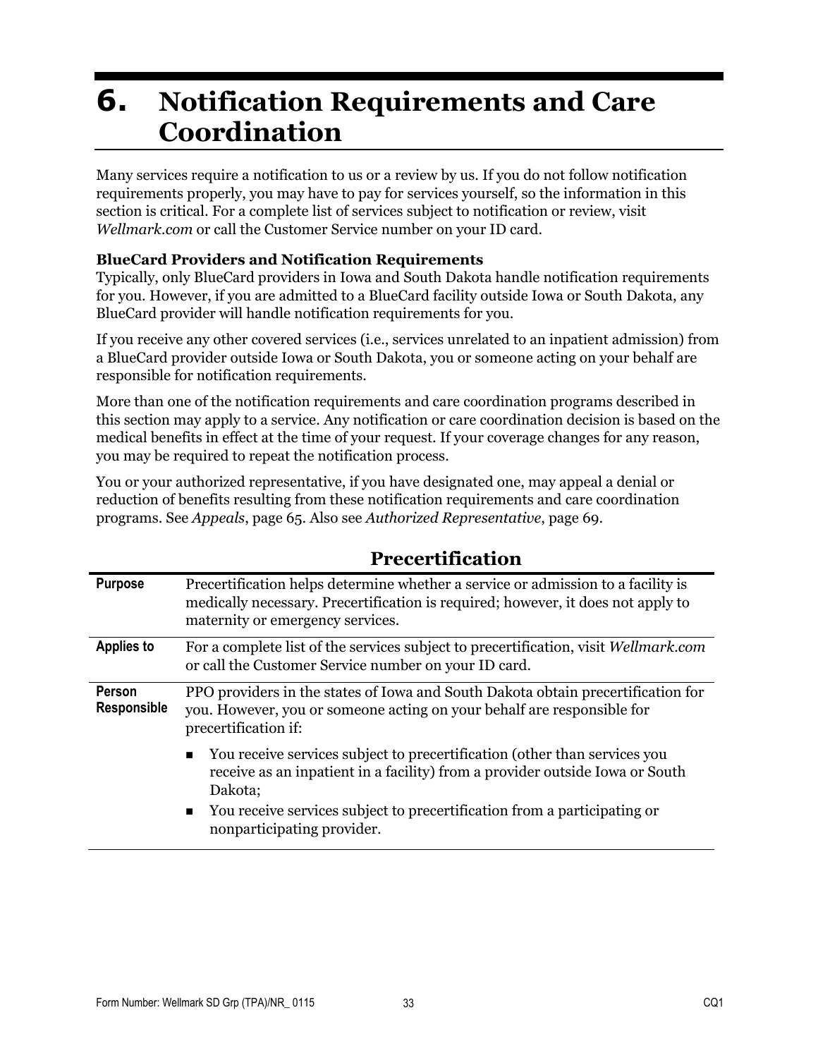# 6. Notification Requirements and Care Coordination

Many services require a notification to us or a review by us. If you do not follow notification requirements properly, you may have to pay for services yourself, so the information in this section is critical. For a complete list of services subject to notification or review, visit *Wellmark.com* or call the Customer Service number on your ID card.

**BlueCard Providers and Notification Requirements**
Typically, only BlueCard providers in Iowa and South Dakota handle notification requirements for you. However, if you are admitted to a BlueCard facility outside Iowa or South Dakota, any BlueCard provider will handle notification requirements for you.

If you receive any other covered services (i.e., services unrelated to an inpatient admission) from a BlueCard provider outside Iowa or South Dakota, you or someone acting on your behalf are responsible for notification requirements.

More than one of the notification requirements and care coordination programs described in this section may apply to a service. Any notification or care coordination decision is based on the medical benefits in effect at the time of your request. If your coverage changes for any reason, you may be required to repeat the notification process.

You or your authorized representative, if you have designated one, may appeal a denial or reduction of benefits resulting from these notification requirements and care coordination programs. See *Appeals*, page 65. Also see *Authorized Representative*, page 69.

## Precertification

| | |
|---|---|
| **Purpose** | Precertification helps determine whether a service or admission to a facility is medically necessary. Precertification is required; however, it does not apply to maternity or emergency services. |
| **Applies to** | For a complete list of the services subject to precertification, visit *Wellmark.com* or call the Customer Service number on your ID card. |
| **Person Responsible** | PPO providers in the states of Iowa and South Dakota obtain precertification for you. However, you or someone acting on your behalf are responsible for precertification if:<br>▪ You receive services subject to precertification (other than services you receive as an inpatient in a facility) from a provider outside Iowa or South Dakota;<br>▪ You receive services subject to precertification from a participating or nonparticipating provider. |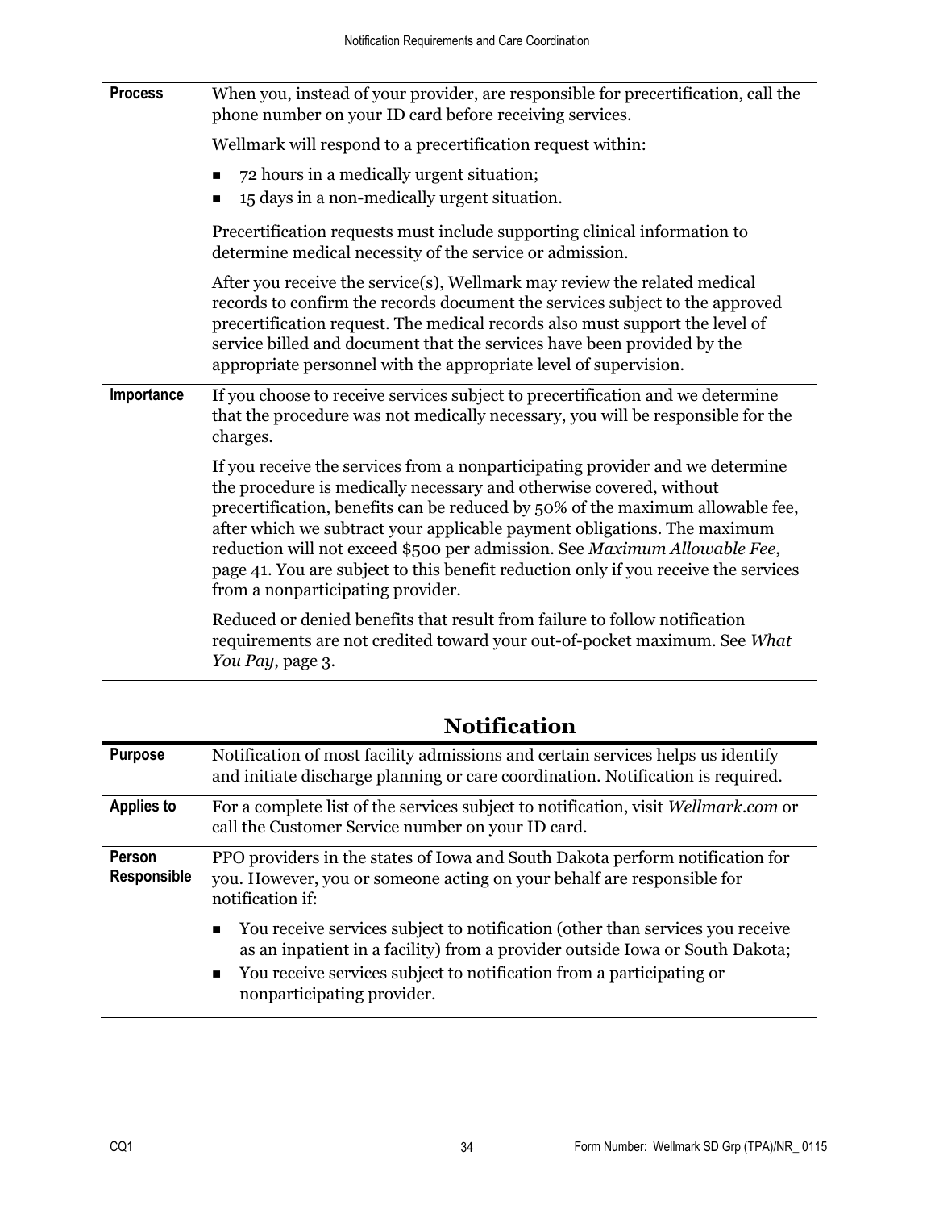| | |
|---|---|
| **Process** | When you, instead of your provider, are responsible for precertification, call the phone number on your ID card before receiving services.<br><br>Wellmark will respond to a precertification request within:<br>■ 72 hours in a medically urgent situation;<br>■ 15 days in a non-medically urgent situation.<br><br>Precertification requests must include supporting clinical information to determine medical necessity of the service or admission.<br><br>After you receive the service(s), Wellmark may review the related medical records to confirm the records document the services subject to the approved precertification request. The medical records also must support the level of service billed and document that the services have been provided by the appropriate personnel with the appropriate level of supervision. |
| **Importance** | If you choose to receive services subject to precertification and we determine that the procedure was not medically necessary, you will be responsible for the charges.<br><br>If you receive the services from a nonparticipating provider and we determine the procedure is medically necessary and otherwise covered, without precertification, benefits can be reduced by 50% of the maximum allowable fee, after which we subtract your applicable payment obligations. The maximum reduction will not exceed $500 per admission. See *Maximum Allowable Fee*, page 41. You are subject to this benefit reduction only if you receive the services from a nonparticipating provider.<br><br>Reduced or denied benefits that result from failure to follow notification requirements are not credited toward your out-of-pocket maximum. See *What You Pay*, page 3. |

## Notification

| | |
|---|---|
| **Purpose** | Notification of most facility admissions and certain services helps us identify and initiate discharge planning or care coordination. Notification is required. |
| **Applies to** | For a complete list of the services subject to notification, visit *Wellmark.com* or call the Customer Service number on your ID card. |
| **Person Responsible** | PPO providers in the states of Iowa and South Dakota perform notification for you. However, you or someone acting on your behalf are responsible for notification if:<br>■ You receive services subject to notification (other than services you receive as an inpatient in a facility) from a provider outside Iowa or South Dakota;<br>■ You receive services subject to notification from a participating or nonparticipating provider. |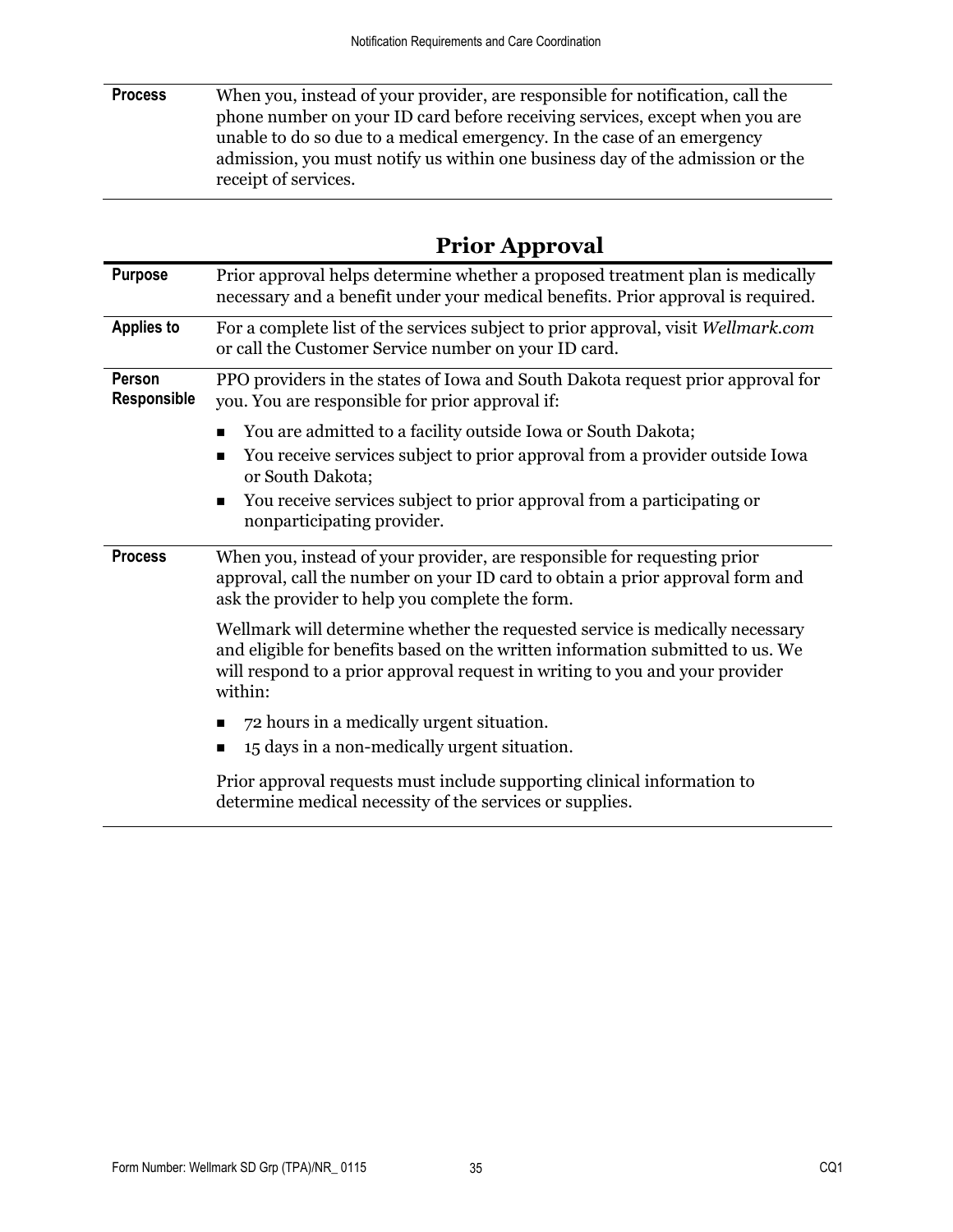| | |
|---|---|
| **Process** | When you, instead of your provider, are responsible for notification, call the phone number on your ID card before receiving services, except when you are unable to do so due to a medical emergency. In the case of an emergency admission, you must notify us within one business day of the admission or the receipt of services. |

## Prior Approval

| | |
|---|---|
| **Purpose** | Prior approval helps determine whether a proposed treatment plan is medically necessary and a benefit under your medical benefits. Prior approval is required. |
| **Applies to** | For a complete list of the services subject to prior approval, visit *Wellmark.com* or call the Customer Service number on your ID card. |
| **Person Responsible** | PPO providers in the states of Iowa and South Dakota request prior approval for you. You are responsible for prior approval if:<br>■ You are admitted to a facility outside Iowa or South Dakota;<br>■ You receive services subject to prior approval from a provider outside Iowa or South Dakota;<br>■ You receive services subject to prior approval from a participating or nonparticipating provider. |
| **Process** | When you, instead of your provider, are responsible for requesting prior approval, call the number on your ID card to obtain a prior approval form and ask the provider to help you complete the form.<br><br>Wellmark will determine whether the requested service is medically necessary and eligible for benefits based on the written information submitted to us. We will respond to a prior approval request in writing to you and your provider within:<br>■ 72 hours in a medically urgent situation.<br>■ 15 days in a non-medically urgent situation.<br><br>Prior approval requests must include supporting clinical information to determine medical necessity of the services or supplies. |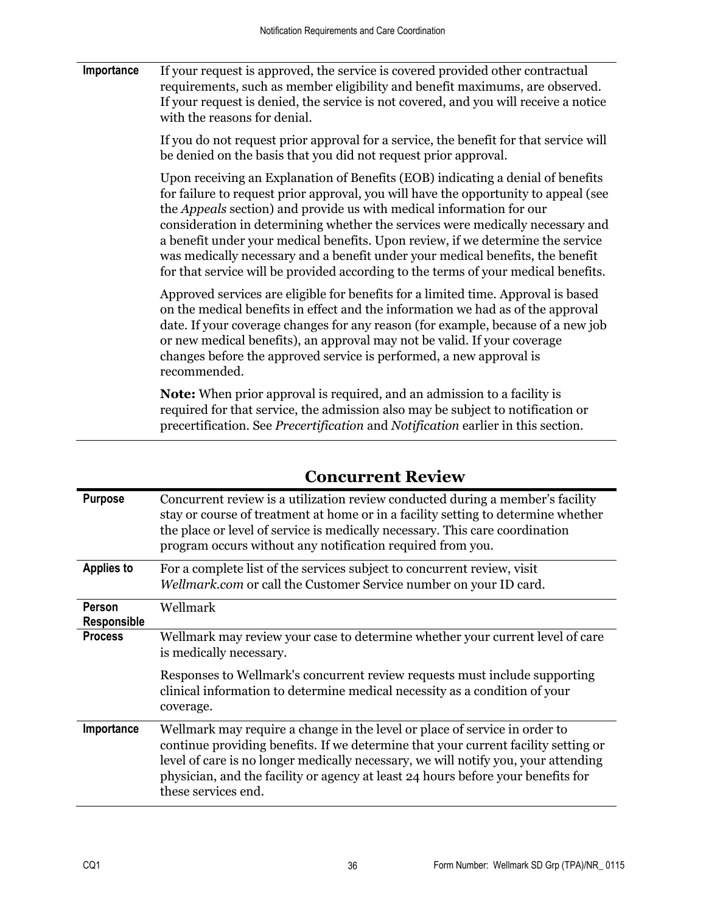| | |
|---|---|
| **Importance** | If your request is approved, the service is covered provided other contractual requirements, such as member eligibility and benefit maximums, are observed. If your request is denied, the service is not covered, and you will receive a notice with the reasons for denial.<br><br>If you do not request prior approval for a service, the benefit for that service will be denied on the basis that you did not request prior approval.<br><br>Upon receiving an Explanation of Benefits (EOB) indicating a denial of benefits for failure to request prior approval, you will have the opportunity to appeal (see the *Appeals* section) and provide us with medical information for our consideration in determining whether the services were medically necessary and a benefit under your medical benefits. Upon review, if we determine the service was medically necessary and a benefit under your medical benefits, the benefit for that service will be provided according to the terms of your medical benefits.<br><br>Approved services are eligible for benefits for a limited time. Approval is based on the medical benefits in effect and the information we had as of the approval date. If your coverage changes for any reason (for example, because of a new job or new medical benefits), an approval may not be valid. If your coverage changes before the approved service is performed, a new approval is recommended.<br><br>**Note:** When prior approval is required, and an admission to a facility is required for that service, the admission also may be subject to notification or precertification. See *Precertification* and *Notification* earlier in this section. |

## Concurrent Review

| | |
|---|---|
| **Purpose** | Concurrent review is a utilization review conducted during a member's facility stay or course of treatment at home or in a facility setting to determine whether the place or level of service is medically necessary. This care coordination program occurs without any notification required from you. |
| **Applies to** | For a complete list of the services subject to concurrent review, visit *Wellmark.com* or call the Customer Service number on your ID card. |
| **Person Responsible** | Wellmark |
| **Process** | Wellmark may review your case to determine whether your current level of care is medically necessary.<br><br>Responses to Wellmark's concurrent review requests must include supporting clinical information to determine medical necessity as a condition of your coverage. |
| **Importance** | Wellmark may require a change in the level or place of service in order to continue providing benefits. If we determine that your current facility setting or level of care is no longer medically necessary, we will notify you, your attending physician, and the facility or agency at least 24 hours before your benefits for these services end. |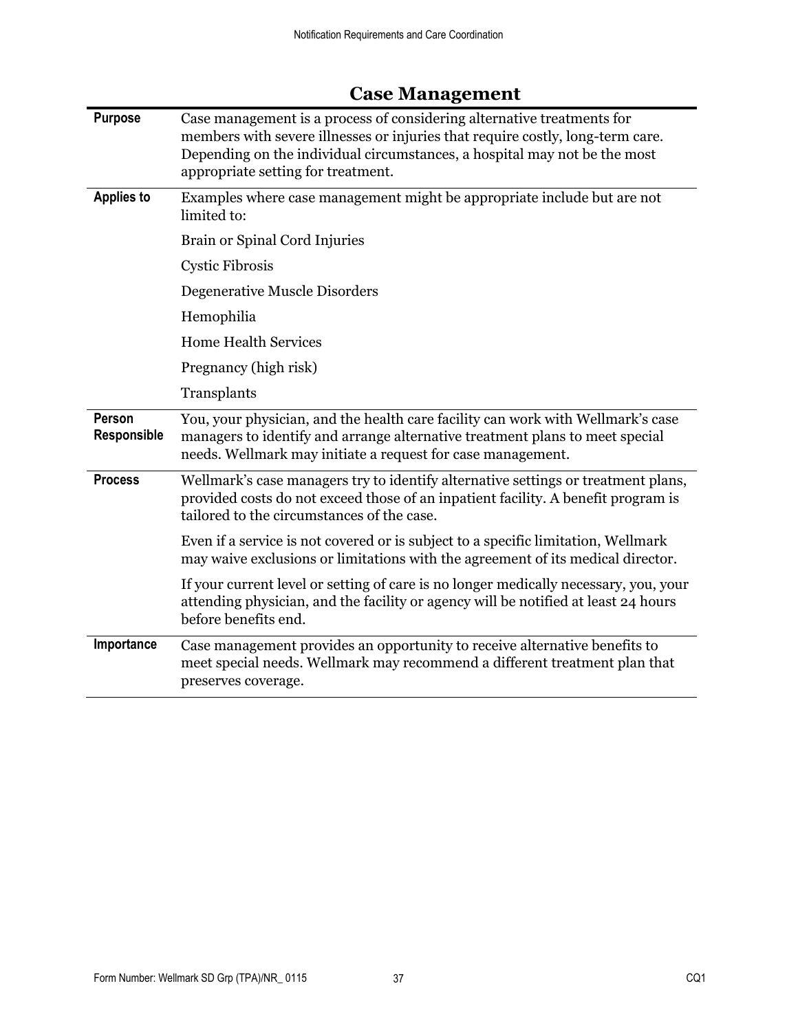## Case Management

**Purpose**

Case management is a process of considering alternative treatments for members with severe illnesses or injuries that require costly, long-term care. Depending on the individual circumstances, a hospital may not be the most appropriate setting for treatment.

**Applies to**

Examples where case management might be appropriate include but are not limited to:

Brain or Spinal Cord Injuries

Cystic Fibrosis

Degenerative Muscle Disorders

Hemophilia

Home Health Services

Pregnancy (high risk)

Transplants

**Person Responsible**

You, your physician, and the health care facility can work with Wellmark's case managers to identify and arrange alternative treatment plans to meet special needs. Wellmark may initiate a request for case management.

**Process**

Wellmark's case managers try to identify alternative settings or treatment plans, provided costs do not exceed those of an inpatient facility. A benefit program is tailored to the circumstances of the case.

Even if a service is not covered or is subject to a specific limitation, Wellmark may waive exclusions or limitations with the agreement of its medical director.

If your current level or setting of care is no longer medically necessary, you, your attending physician, and the facility or agency will be notified at least 24 hours before benefits end.

**Importance**

Case management provides an opportunity to receive alternative benefits to meet special needs. Wellmark may recommend a different treatment plan that preserves coverage.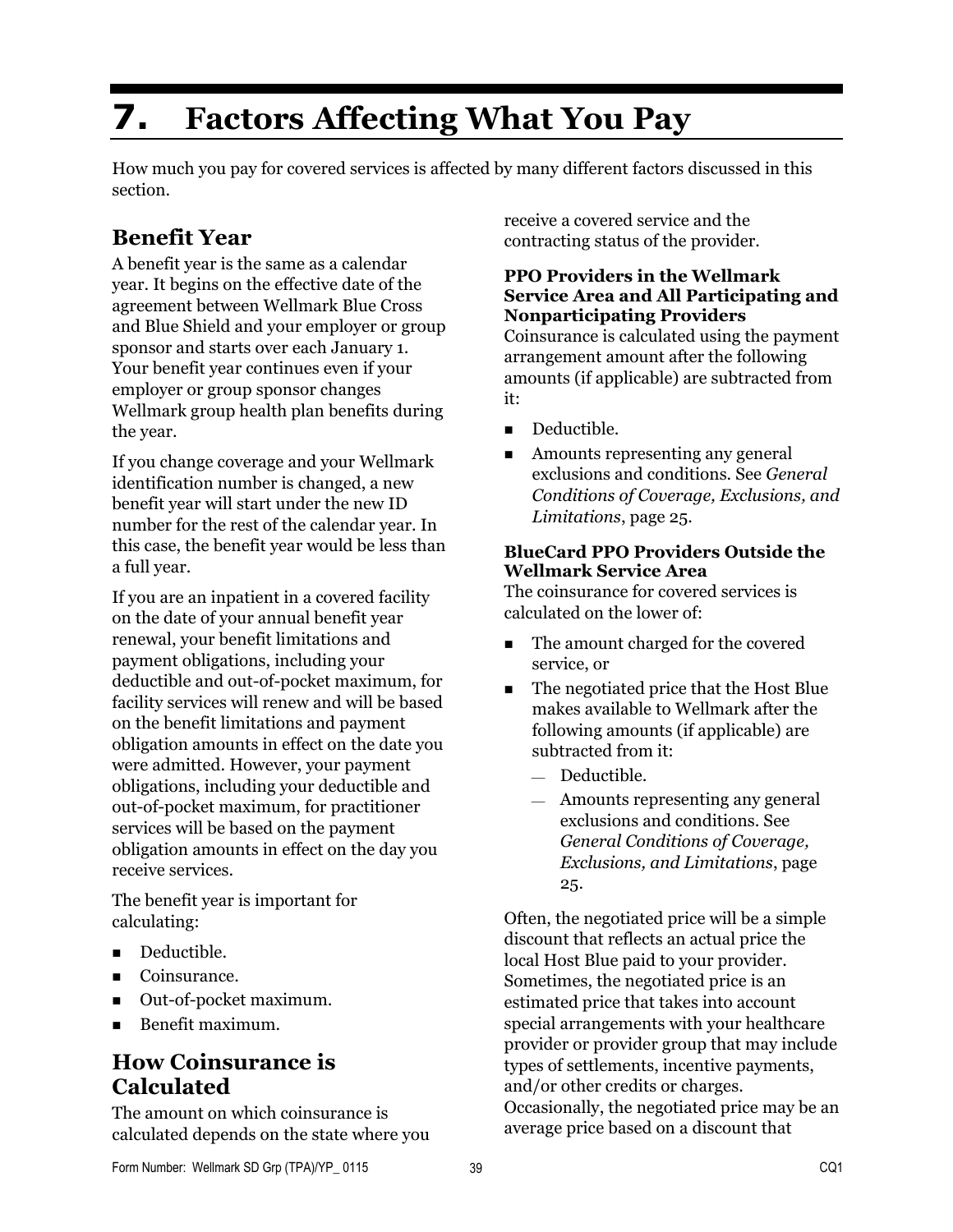# 7. Factors Affecting What You Pay

How much you pay for covered services is affected by many different factors discussed in this section.

## Benefit Year

A benefit year is the same as a calendar year. It begins on the effective date of the agreement between Wellmark Blue Cross and Blue Shield and your employer or group sponsor and starts over each January 1. Your benefit year continues even if your employer or group sponsor changes Wellmark group health plan benefits during the year.

If you change coverage and your Wellmark identification number is changed, a new benefit year will start under the new ID number for the rest of the calendar year. In this case, the benefit year would be less than a full year.

If you are an inpatient in a covered facility on the date of your annual benefit year renewal, your benefit limitations and payment obligations, including your deductible and out-of-pocket maximum, for facility services will renew and will be based on the benefit limitations and payment obligation amounts in effect on the date you were admitted. However, your payment obligations, including your deductible and out-of-pocket maximum, for practitioner services will be based on the payment obligation amounts in effect on the day you receive services.

The benefit year is important for calculating:

- Deductible.
- Coinsurance.
- Out-of-pocket maximum.
- Benefit maximum.

## How Coinsurance is Calculated

The amount on which coinsurance is calculated depends on the state where you receive a covered service and the contracting status of the provider.

**PPO Providers in the Wellmark Service Area and All Participating and Nonparticipating Providers**
Coinsurance is calculated using the payment arrangement amount after the following amounts (if applicable) are subtracted from it:

- Deductible.
- Amounts representing any general exclusions and conditions. See *General Conditions of Coverage, Exclusions, and Limitations*, page 25.

**BlueCard PPO Providers Outside the Wellmark Service Area**
The coinsurance for covered services is calculated on the lower of:

- The amount charged for the covered service, or
- The negotiated price that the Host Blue makes available to Wellmark after the following amounts (if applicable) are subtracted from it:
  - Deductible.
  - Amounts representing any general exclusions and conditions. See *General Conditions of Coverage, Exclusions, and Limitations*, page 25.

Often, the negotiated price will be a simple discount that reflects an actual price the local Host Blue paid to your provider. Sometimes, the negotiated price is an estimated price that takes into account special arrangements with your healthcare provider or provider group that may include types of settlements, incentive payments, and/or other credits or charges. Occasionally, the negotiated price may be an average price based on a discount that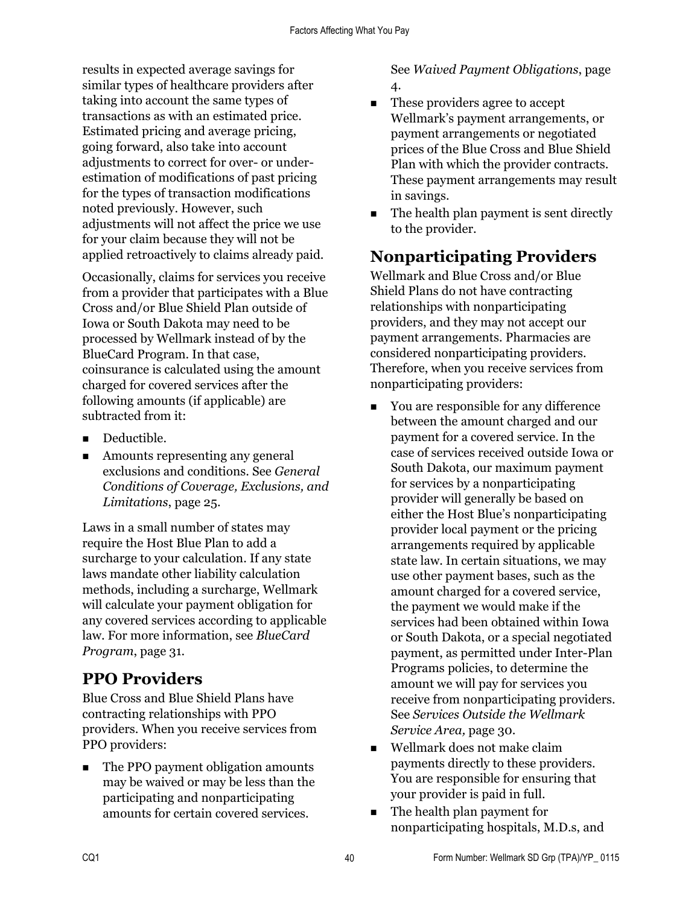results in expected average savings for similar types of healthcare providers after taking into account the same types of transactions as with an estimated price. Estimated pricing and average pricing, going forward, also take into account adjustments to correct for over- or under-estimation of modifications of past pricing for the types of transaction modifications noted previously. However, such adjustments will not affect the price we use for your claim because they will not be applied retroactively to claims already paid.

Occasionally, claims for services you receive from a provider that participates with a Blue Cross and/or Blue Shield Plan outside of Iowa or South Dakota may need to be processed by Wellmark instead of by the BlueCard Program. In that case, coinsurance is calculated using the amount charged for covered services after the following amounts (if applicable) are subtracted from it:

- Deductible.
- Amounts representing any general exclusions and conditions. See *General Conditions of Coverage, Exclusions, and Limitations*, page 25.

Laws in a small number of states may require the Host Blue Plan to add a surcharge to your calculation. If any state laws mandate other liability calculation methods, including a surcharge, Wellmark will calculate your payment obligation for any covered services according to applicable law. For more information, see *BlueCard Program*, page 31.

## PPO Providers

Blue Cross and Blue Shield Plans have contracting relationships with PPO providers. When you receive services from PPO providers:

- The PPO payment obligation amounts may be waived or may be less than the participating and nonparticipating amounts for certain covered services. See *Waived Payment Obligations*, page 4.
- These providers agree to accept Wellmark's payment arrangements, or payment arrangements or negotiated prices of the Blue Cross and Blue Shield Plan with which the provider contracts. These payment arrangements may result in savings.
- The health plan payment is sent directly to the provider.

## Nonparticipating Providers

Wellmark and Blue Cross and/or Blue Shield Plans do not have contracting relationships with nonparticipating providers, and they may not accept our payment arrangements. Pharmacies are considered nonparticipating providers. Therefore, when you receive services from nonparticipating providers:

- You are responsible for any difference between the amount charged and our payment for a covered service. In the case of services received outside Iowa or South Dakota, our maximum payment for services by a nonparticipating provider will generally be based on either the Host Blue's nonparticipating provider local payment or the pricing arrangements required by applicable state law. In certain situations, we may use other payment bases, such as the amount charged for a covered service, the payment we would make if the services had been obtained within Iowa or South Dakota, or a special negotiated payment, as permitted under Inter-Plan Programs policies, to determine the amount we will pay for services you receive from nonparticipating providers. See *Services Outside the Wellmark Service Area*, page 30.
- Wellmark does not make claim payments directly to these providers. You are responsible for ensuring that your provider is paid in full.
- The health plan payment for nonparticipating hospitals, M.D.s, and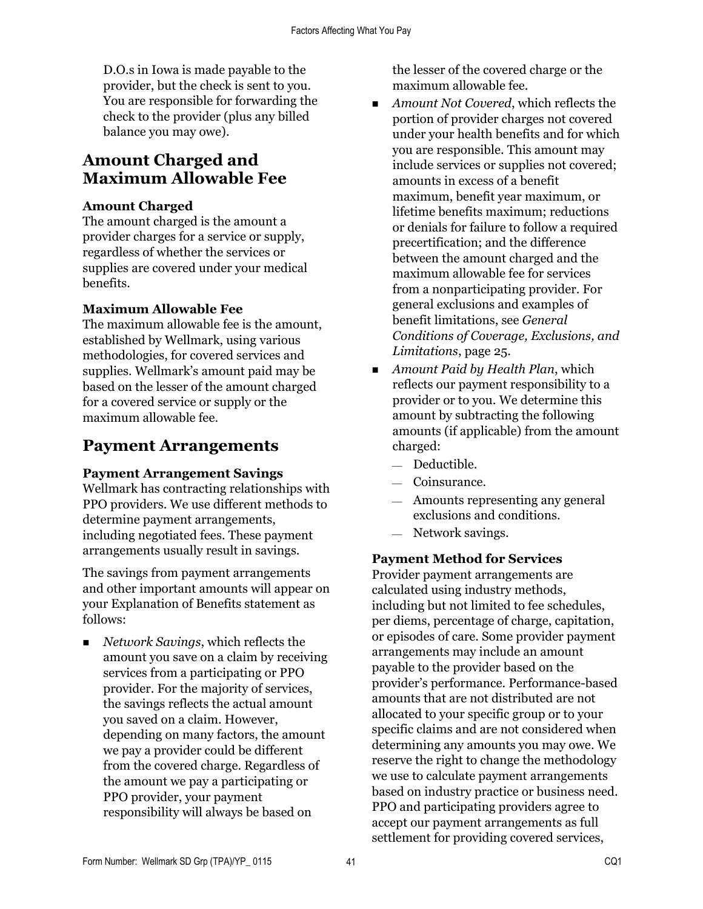D.O.s in Iowa is made payable to the provider, but the check is sent to you. You are responsible for forwarding the check to the provider (plus any billed balance you may owe).

## Amount Charged and Maximum Allowable Fee

### Amount Charged

The amount charged is the amount a provider charges for a service or supply, regardless of whether the services or supplies are covered under your medical benefits.

### Maximum Allowable Fee

The maximum allowable fee is the amount, established by Wellmark, using various methodologies, for covered services and supplies. Wellmark's amount paid may be based on the lesser of the amount charged for a covered service or supply or the maximum allowable fee.

## Payment Arrangements

### Payment Arrangement Savings

Wellmark has contracting relationships with PPO providers. We use different methods to determine payment arrangements, including negotiated fees. These payment arrangements usually result in savings.

The savings from payment arrangements and other important amounts will appear on your Explanation of Benefits statement as follows:

- *Network Savings*, which reflects the amount you save on a claim by receiving services from a participating or PPO provider. For the majority of services, the savings reflects the actual amount you saved on a claim. However, depending on many factors, the amount we pay a provider could be different from the covered charge. Regardless of the amount we pay a participating or PPO provider, your payment responsibility will always be based on the lesser of the covered charge or the maximum allowable fee.
- *Amount Not Covered*, which reflects the portion of provider charges not covered under your health benefits and for which you are responsible. This amount may include services or supplies not covered; amounts in excess of a benefit maximum, benefit year maximum, or lifetime benefits maximum; reductions or denials for failure to follow a required precertification; and the difference between the amount charged and the maximum allowable fee for services from a nonparticipating provider. For general exclusions and examples of benefit limitations, see *General Conditions of Coverage, Exclusions, and Limitations*, page 25.
- *Amount Paid by Health Plan*, which reflects our payment responsibility to a provider or to you. We determine this amount by subtracting the following amounts (if applicable) from the amount charged:
  - Deductible.
  - Coinsurance.
  - Amounts representing any general exclusions and conditions.
  - Network savings.

### Payment Method for Services

Provider payment arrangements are calculated using industry methods, including but not limited to fee schedules, per diems, percentage of charge, capitation, or episodes of care. Some provider payment arrangements may include an amount payable to the provider based on the provider's performance. Performance-based amounts that are not distributed are not allocated to your specific group or to your specific claims and are not considered when determining any amounts you may owe. We reserve the right to change the methodology we use to calculate payment arrangements based on industry practice or business need. PPO and participating providers agree to accept our payment arrangements as full settlement for providing covered services,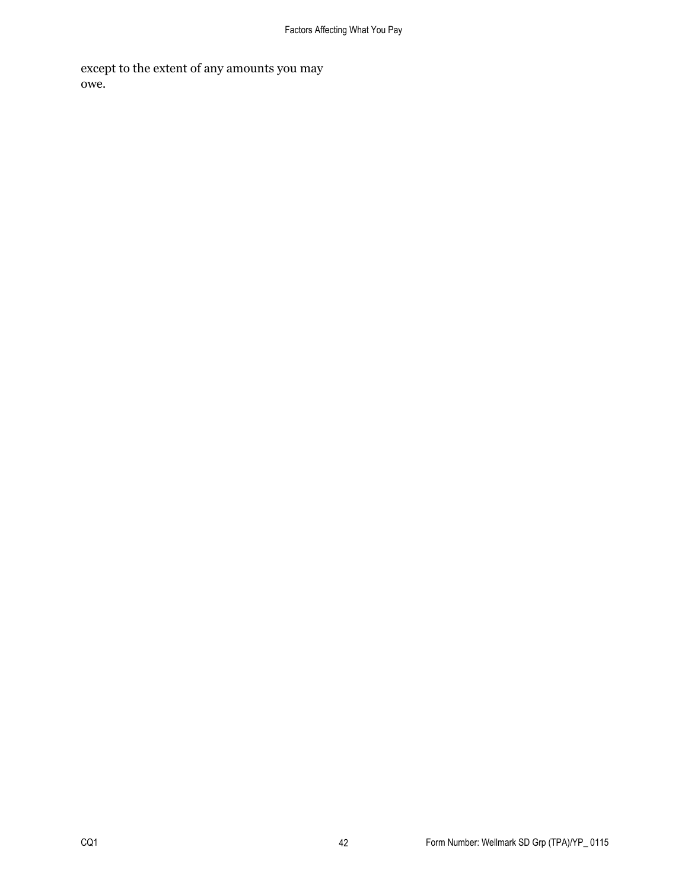except to the extent of any amounts you may owe.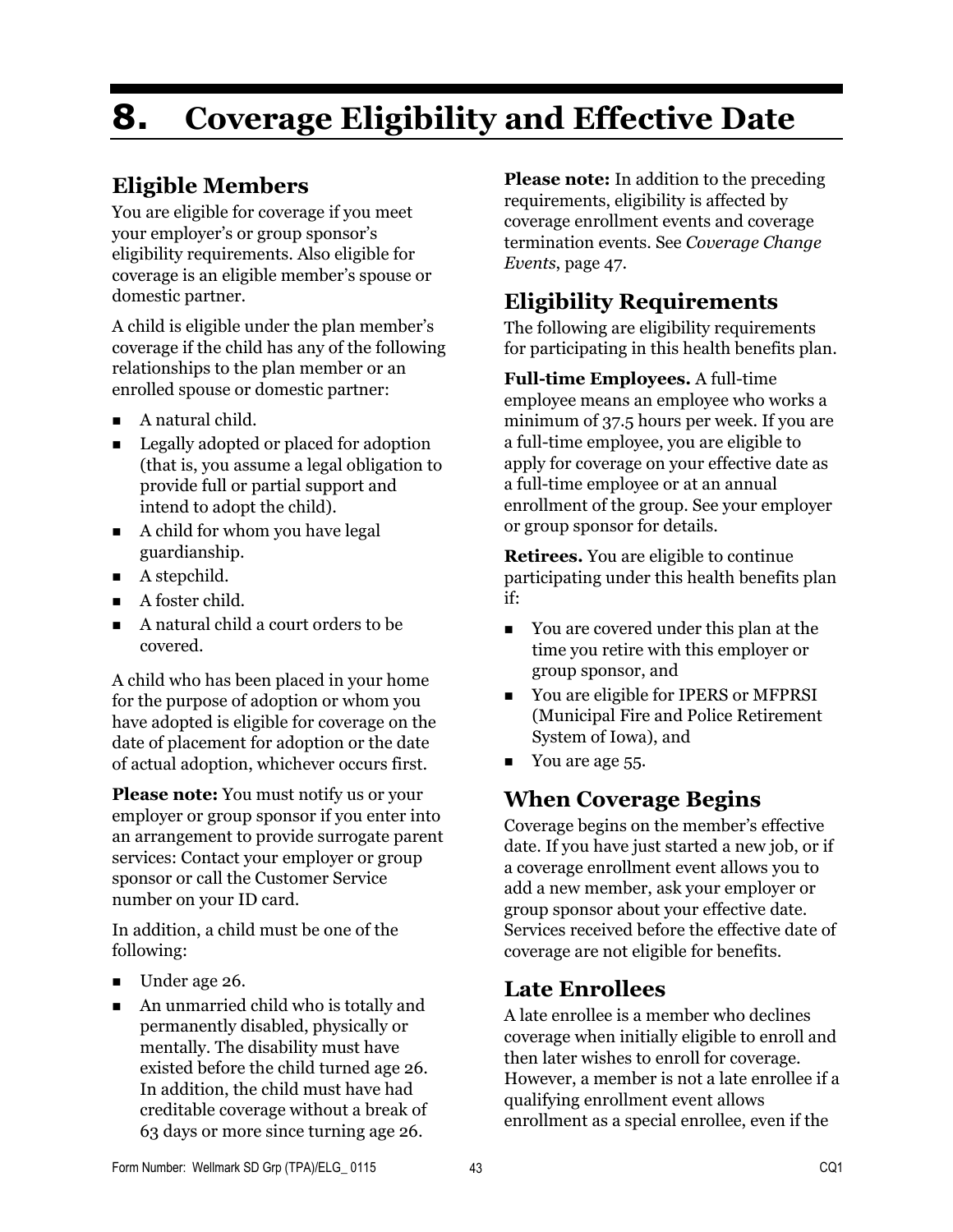# 8. Coverage Eligibility and Effective Date

## Eligible Members

You are eligible for coverage if you meet your employer's or group sponsor's eligibility requirements. Also eligible for coverage is an eligible member's spouse or domestic partner.

A child is eligible under the plan member's coverage if the child has any of the following relationships to the plan member or an enrolled spouse or domestic partner:

- A natural child.
- Legally adopted or placed for adoption (that is, you assume a legal obligation to provide full or partial support and intend to adopt the child).
- A child for whom you have legal guardianship.
- A stepchild.
- A foster child.
- A natural child a court orders to be covered.

A child who has been placed in your home for the purpose of adoption or whom you have adopted is eligible for coverage on the date of placement for adoption or the date of actual adoption, whichever occurs first.

**Please note:** You must notify us or your employer or group sponsor if you enter into an arrangement to provide surrogate parent services: Contact your employer or group sponsor or call the Customer Service number on your ID card.

In addition, a child must be one of the following:

- Under age 26.
- An unmarried child who is totally and permanently disabled, physically or mentally. The disability must have existed before the child turned age 26. In addition, the child must have had creditable coverage without a break of 63 days or more since turning age 26.

**Please note:** In addition to the preceding requirements, eligibility is affected by coverage enrollment events and coverage termination events. See *Coverage Change Events*, page 47.

## Eligibility Requirements

The following are eligibility requirements for participating in this health benefits plan.

**Full-time Employees.** A full-time employee means an employee who works a minimum of 37.5 hours per week. If you are a full-time employee, you are eligible to apply for coverage on your effective date as a full-time employee or at an annual enrollment of the group. See your employer or group sponsor for details.

**Retirees.** You are eligible to continue participating under this health benefits plan if:

- You are covered under this plan at the time you retire with this employer or group sponsor, and
- You are eligible for IPERS or MFPRSI (Municipal Fire and Police Retirement System of Iowa), and
- You are age 55.

## When Coverage Begins

Coverage begins on the member's effective date. If you have just started a new job, or if a coverage enrollment event allows you to add a new member, ask your employer or group sponsor about your effective date. Services received before the effective date of coverage are not eligible for benefits.

## Late Enrollees

A late enrollee is a member who declines coverage when initially eligible to enroll and then later wishes to enroll for coverage. However, a member is not a late enrollee if a qualifying enrollment event allows enrollment as a special enrollee, even if the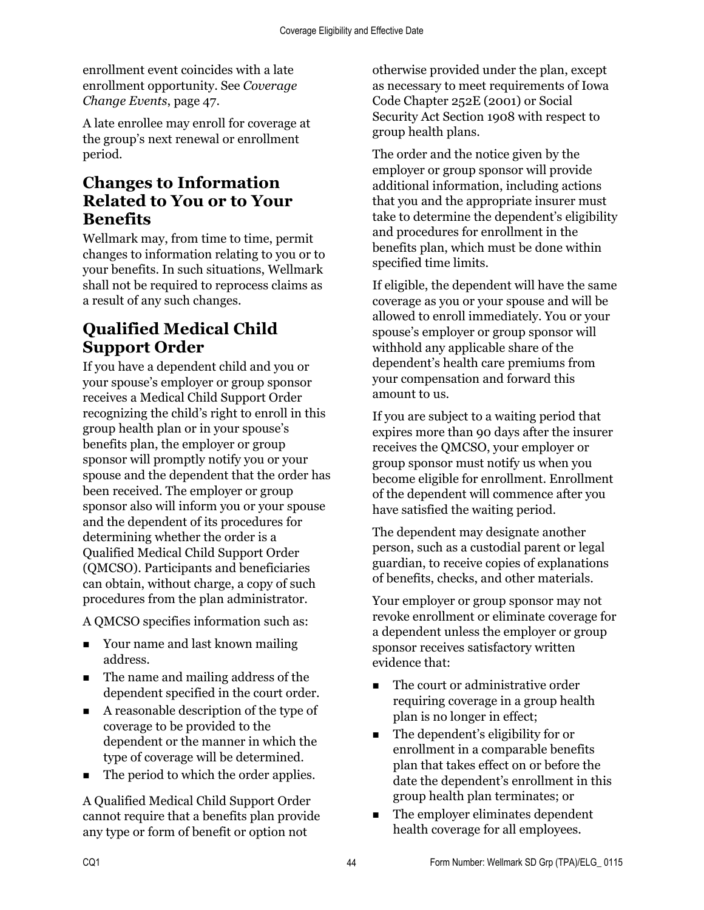enrollment event coincides with a late enrollment opportunity. See *Coverage Change Events*, page 47.

A late enrollee may enroll for coverage at the group's next renewal or enrollment period.

## Changes to Information Related to You or to Your Benefits

Wellmark may, from time to time, permit changes to information relating to you or to your benefits. In such situations, Wellmark shall not be required to reprocess claims as a result of any such changes.

## Qualified Medical Child Support Order

If you have a dependent child and you or your spouse's employer or group sponsor receives a Medical Child Support Order recognizing the child's right to enroll in this group health plan or in your spouse's benefits plan, the employer or group sponsor will promptly notify you or your spouse and the dependent that the order has been received. The employer or group sponsor also will inform you or your spouse and the dependent of its procedures for determining whether the order is a Qualified Medical Child Support Order (QMCSO). Participants and beneficiaries can obtain, without charge, a copy of such procedures from the plan administrator.

A QMCSO specifies information such as:

- Your name and last known mailing address.
- The name and mailing address of the dependent specified in the court order.
- A reasonable description of the type of coverage to be provided to the dependent or the manner in which the type of coverage will be determined.
- The period to which the order applies.

A Qualified Medical Child Support Order cannot require that a benefits plan provide any type or form of benefit or option not otherwise provided under the plan, except as necessary to meet requirements of Iowa Code Chapter 252E (2001) or Social Security Act Section 1908 with respect to group health plans.

The order and the notice given by the employer or group sponsor will provide additional information, including actions that you and the appropriate insurer must take to determine the dependent's eligibility and procedures for enrollment in the benefits plan, which must be done within specified time limits.

If eligible, the dependent will have the same coverage as you or your spouse and will be allowed to enroll immediately. You or your spouse's employer or group sponsor will withhold any applicable share of the dependent's health care premiums from your compensation and forward this amount to us.

If you are subject to a waiting period that expires more than 90 days after the insurer receives the QMCSO, your employer or group sponsor must notify us when you become eligible for enrollment. Enrollment of the dependent will commence after you have satisfied the waiting period.

The dependent may designate another person, such as a custodial parent or legal guardian, to receive copies of explanations of benefits, checks, and other materials.

Your employer or group sponsor may not revoke enrollment or eliminate coverage for a dependent unless the employer or group sponsor receives satisfactory written evidence that:

- The court or administrative order requiring coverage in a group health plan is no longer in effect;
- The dependent's eligibility for or enrollment in a comparable benefits plan that takes effect on or before the date the dependent's enrollment in this group health plan terminates; or
- The employer eliminates dependent health coverage for all employees.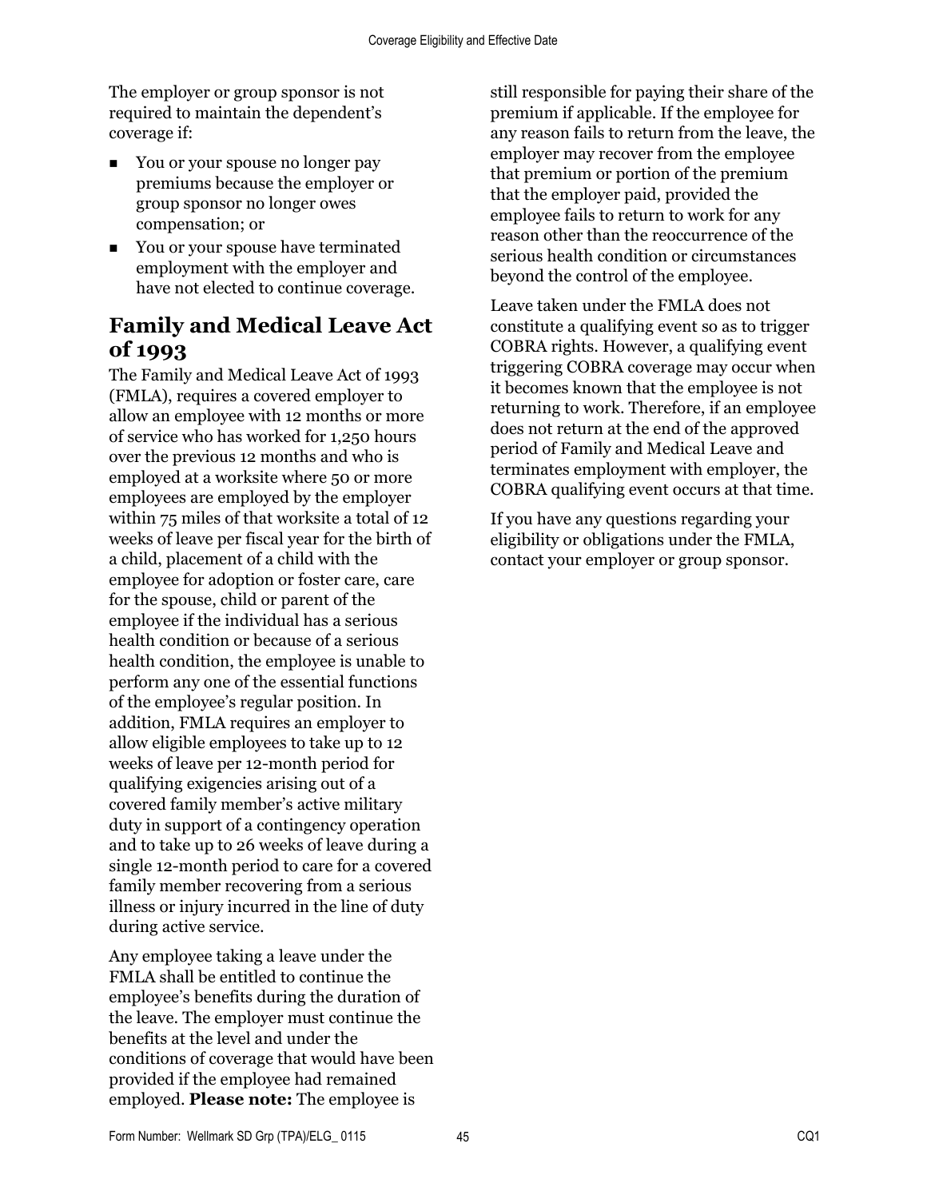The employer or group sponsor is not required to maintain the dependent's coverage if:

- You or your spouse no longer pay premiums because the employer or group sponsor no longer owes compensation; or
- You or your spouse have terminated employment with the employer and have not elected to continue coverage.

## Family and Medical Leave Act of 1993

The Family and Medical Leave Act of 1993 (FMLA), requires a covered employer to allow an employee with 12 months or more of service who has worked for 1,250 hours over the previous 12 months and who is employed at a worksite where 50 or more employees are employed by the employer within 75 miles of that worksite a total of 12 weeks of leave per fiscal year for the birth of a child, placement of a child with the employee for adoption or foster care, care for the spouse, child or parent of the employee if the individual has a serious health condition or because of a serious health condition, the employee is unable to perform any one of the essential functions of the employee's regular position. In addition, FMLA requires an employer to allow eligible employees to take up to 12 weeks of leave per 12-month period for qualifying exigencies arising out of a covered family member's active military duty in support of a contingency operation and to take up to 26 weeks of leave during a single 12-month period to care for a covered family member recovering from a serious illness or injury incurred in the line of duty during active service.

Any employee taking a leave under the FMLA shall be entitled to continue the employee's benefits during the duration of the leave. The employer must continue the benefits at the level and under the conditions of coverage that would have been provided if the employee had remained employed. **Please note:** The employee is still responsible for paying their share of the premium if applicable. If the employee for any reason fails to return from the leave, the employer may recover from the employee that premium or portion of the premium that the employer paid, provided the employee fails to return to work for any reason other than the reoccurrence of the serious health condition or circumstances beyond the control of the employee.

Leave taken under the FMLA does not constitute a qualifying event so as to trigger COBRA rights. However, a qualifying event triggering COBRA coverage may occur when it becomes known that the employee is not returning to work. Therefore, if an employee does not return at the end of the approved period of Family and Medical Leave and terminates employment with employer, the COBRA qualifying event occurs at that time.

If you have any questions regarding your eligibility or obligations under the FMLA, contact your employer or group sponsor.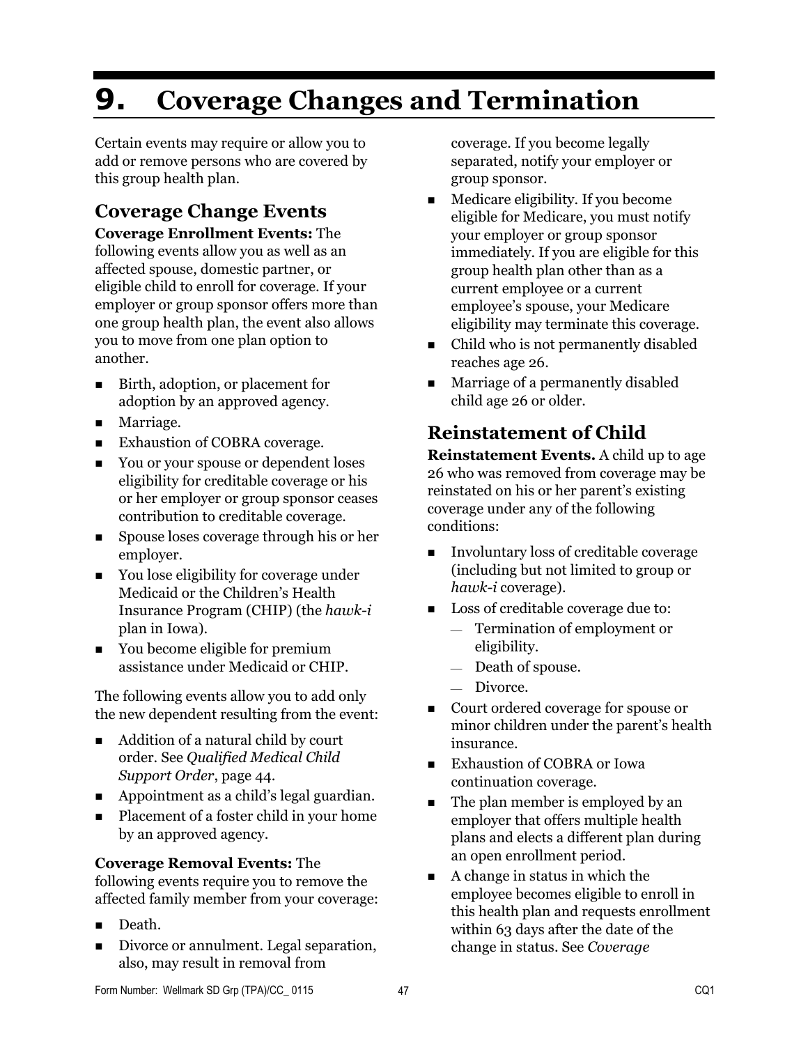# 9. Coverage Changes and Termination

Certain events may require or allow you to add or remove persons who are covered by this group health plan.

## Coverage Change Events

**Coverage Enrollment Events:** The following events allow you as well as an affected spouse, domestic partner, or eligible child to enroll for coverage. If your employer or group sponsor offers more than one group health plan, the event also allows you to move from one plan option to another.

- Birth, adoption, or placement for adoption by an approved agency.
- Marriage.
- Exhaustion of COBRA coverage.
- You or your spouse or dependent loses eligibility for creditable coverage or his or her employer or group sponsor ceases contribution to creditable coverage.
- Spouse loses coverage through his or her employer.
- You lose eligibility for coverage under Medicaid or the Children's Health Insurance Program (CHIP) (the *hawk-i* plan in Iowa).
- You become eligible for premium assistance under Medicaid or CHIP.

The following events allow you to add only the new dependent resulting from the event:

- Addition of a natural child by court order. See *Qualified Medical Child Support Order*, page 44.
- Appointment as a child's legal guardian.
- Placement of a foster child in your home by an approved agency.

**Coverage Removal Events:** The following events require you to remove the affected family member from your coverage:

- Death.
- Divorce or annulment. Legal separation, also, may result in removal from coverage. If you become legally separated, notify your employer or group sponsor.
- Medicare eligibility. If you become eligible for Medicare, you must notify your employer or group sponsor immediately. If you are eligible for this group health plan other than as a current employee or a current employee's spouse, your Medicare eligibility may terminate this coverage.
- Child who is not permanently disabled reaches age 26.
- Marriage of a permanently disabled child age 26 or older.

## Reinstatement of Child

**Reinstatement Events.** A child up to age 26 who was removed from coverage may be reinstated on his or her parent's existing coverage under any of the following conditions:

- Involuntary loss of creditable coverage (including but not limited to group or *hawk-i* coverage).
- Loss of creditable coverage due to:
  - Termination of employment or eligibility.
  - Death of spouse.
  - Divorce.
- Court ordered coverage for spouse or minor children under the parent's health insurance.
- Exhaustion of COBRA or Iowa continuation coverage.
- The plan member is employed by an employer that offers multiple health plans and elects a different plan during an open enrollment period.
- A change in status in which the employee becomes eligible to enroll in this health plan and requests enrollment within 63 days after the date of the change in status. See *Coverage*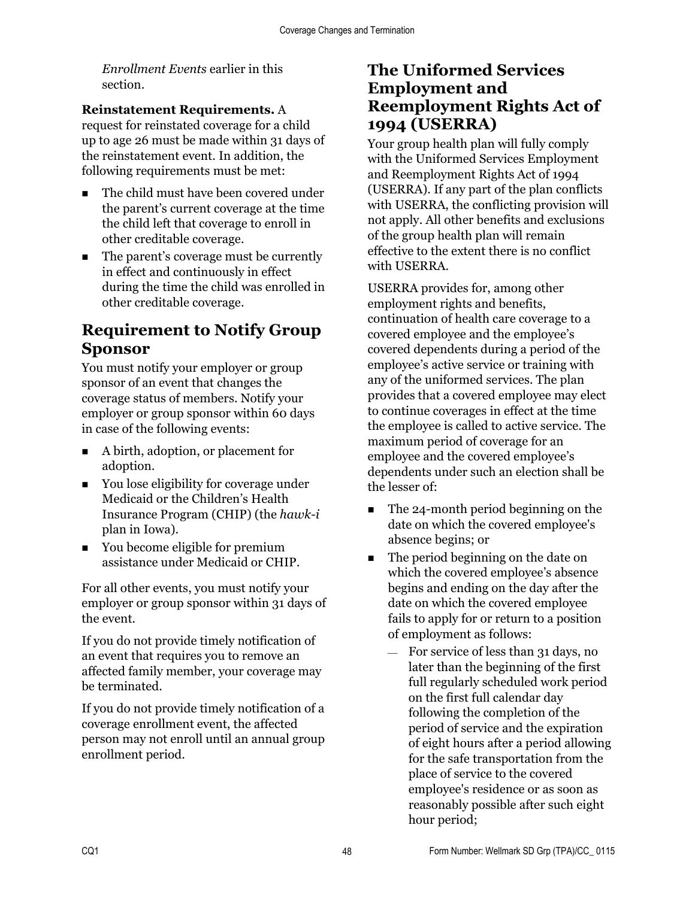*Enrollment Events* earlier in this section.

**Reinstatement Requirements.** A request for reinstated coverage for a child up to age 26 must be made within 31 days of the reinstatement event. In addition, the following requirements must be met:

- The child must have been covered under the parent's current coverage at the time the child left that coverage to enroll in other creditable coverage.
- The parent's coverage must be currently in effect and continuously in effect during the time the child was enrolled in other creditable coverage.

## Requirement to Notify Group Sponsor

You must notify your employer or group sponsor of an event that changes the coverage status of members. Notify your employer or group sponsor within 60 days in case of the following events:

- A birth, adoption, or placement for adoption.
- You lose eligibility for coverage under Medicaid or the Children's Health Insurance Program (CHIP) (the *hawk-i* plan in Iowa).
- You become eligible for premium assistance under Medicaid or CHIP.

For all other events, you must notify your employer or group sponsor within 31 days of the event.

If you do not provide timely notification of an event that requires you to remove an affected family member, your coverage may be terminated.

If you do not provide timely notification of a coverage enrollment event, the affected person may not enroll until an annual group enrollment period.

## The Uniformed Services Employment and Reemployment Rights Act of 1994 (USERRA)

Your group health plan will fully comply with the Uniformed Services Employment and Reemployment Rights Act of 1994 (USERRA). If any part of the plan conflicts with USERRA, the conflicting provision will not apply. All other benefits and exclusions of the group health plan will remain effective to the extent there is no conflict with USERRA.

USERRA provides for, among other employment rights and benefits, continuation of health care coverage to a covered employee and the employee's covered dependents during a period of the employee's active service or training with any of the uniformed services. The plan provides that a covered employee may elect to continue coverages in effect at the time the employee is called to active service. The maximum period of coverage for an employee and the covered employee's dependents under such an election shall be the lesser of:

- The 24-month period beginning on the date on which the covered employee's absence begins; or
- The period beginning on the date on which the covered employee's absence begins and ending on the day after the date on which the covered employee fails to apply for or return to a position of employment as follows:
  - For service of less than 31 days, no later than the beginning of the first full regularly scheduled work period on the first full calendar day following the completion of the period of service and the expiration of eight hours after a period allowing for the safe transportation from the place of service to the covered employee's residence or as soon as reasonably possible after such eight hour period;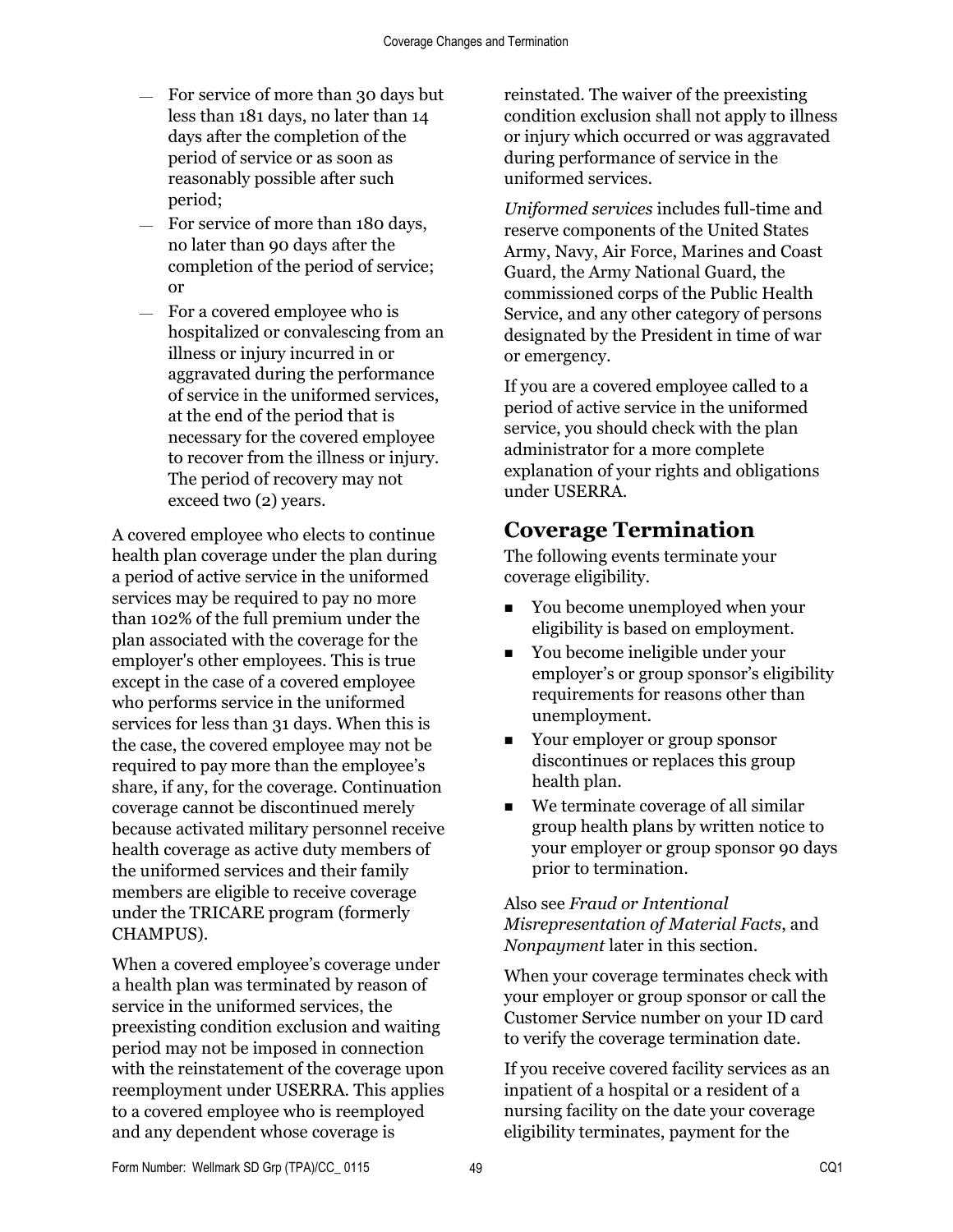- For service of more than 30 days but less than 181 days, no later than 14 days after the completion of the period of service or as soon as reasonably possible after such period;
- For service of more than 180 days, no later than 90 days after the completion of the period of service; or
- For a covered employee who is hospitalized or convalescing from an illness or injury incurred in or aggravated during the performance of service in the uniformed services, at the end of the period that is necessary for the covered employee to recover from the illness or injury. The period of recovery may not exceed two (2) years.

A covered employee who elects to continue health plan coverage under the plan during a period of active service in the uniformed services may be required to pay no more than 102% of the full premium under the plan associated with the coverage for the employer's other employees. This is true except in the case of a covered employee who performs service in the uniformed services for less than 31 days. When this is the case, the covered employee may not be required to pay more than the employee's share, if any, for the coverage. Continuation coverage cannot be discontinued merely because activated military personnel receive health coverage as active duty members of the uniformed services and their family members are eligible to receive coverage under the TRICARE program (formerly CHAMPUS).

When a covered employee's coverage under a health plan was terminated by reason of service in the uniformed services, the preexisting condition exclusion and waiting period may not be imposed in connection with the reinstatement of the coverage upon reemployment under USERRA. This applies to a covered employee who is reemployed and any dependent whose coverage is reinstated. The waiver of the preexisting condition exclusion shall not apply to illness or injury which occurred or was aggravated during performance of service in the uniformed services.

*Uniformed services* includes full-time and reserve components of the United States Army, Navy, Air Force, Marines and Coast Guard, the Army National Guard, the commissioned corps of the Public Health Service, and any other category of persons designated by the President in time of war or emergency.

If you are a covered employee called to a period of active service in the uniformed service, you should check with the plan administrator for a more complete explanation of your rights and obligations under USERRA.

## Coverage Termination

The following events terminate your coverage eligibility.

- You become unemployed when your eligibility is based on employment.
- You become ineligible under your employer's or group sponsor's eligibility requirements for reasons other than unemployment.
- Your employer or group sponsor discontinues or replaces this group health plan.
- We terminate coverage of all similar group health plans by written notice to your employer or group sponsor 90 days prior to termination.

Also see *Fraud or Intentional Misrepresentation of Material Facts*, and *Nonpayment* later in this section.

When your coverage terminates check with your employer or group sponsor or call the Customer Service number on your ID card to verify the coverage termination date.

If you receive covered facility services as an inpatient of a hospital or a resident of a nursing facility on the date your coverage eligibility terminates, payment for the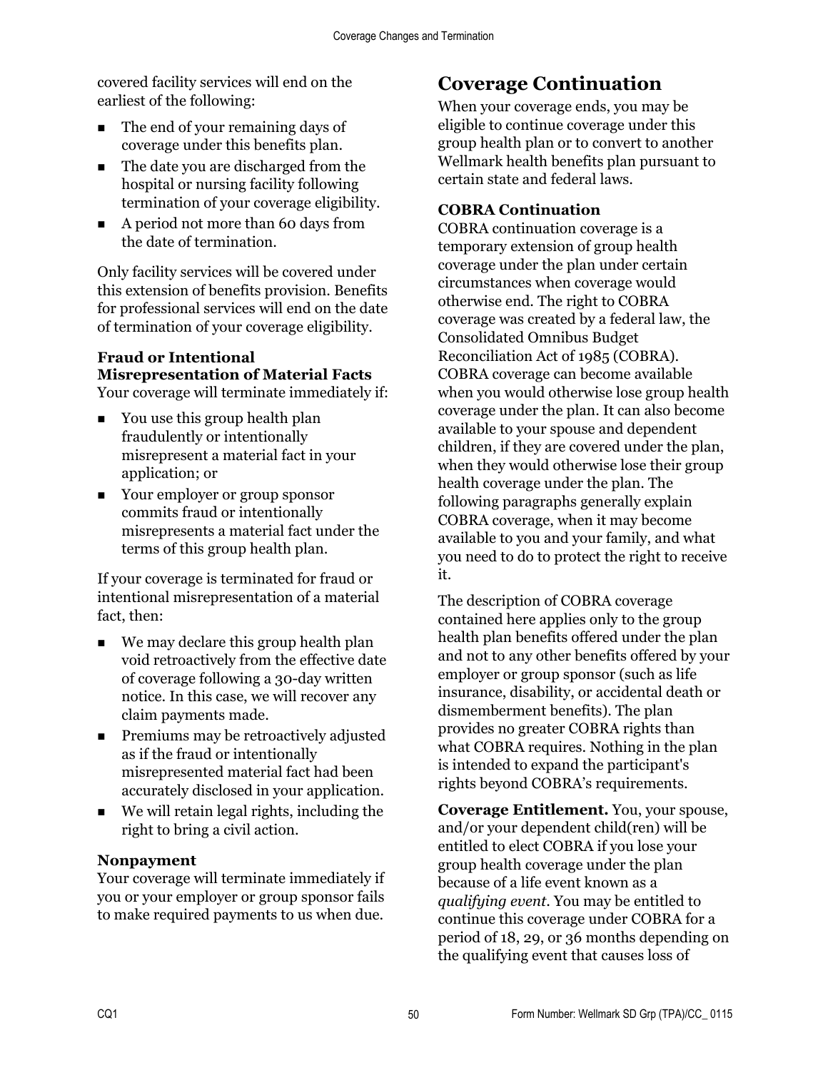covered facility services will end on the earliest of the following:

- The end of your remaining days of coverage under this benefits plan.
- The date you are discharged from the hospital or nursing facility following termination of your coverage eligibility.
- A period not more than 60 days from the date of termination.

Only facility services will be covered under this extension of benefits provision. Benefits for professional services will end on the date of termination of your coverage eligibility.

### Fraud or Intentional Misrepresentation of Material Facts

Your coverage will terminate immediately if:

- You use this group health plan fraudulently or intentionally misrepresent a material fact in your application; or
- Your employer or group sponsor commits fraud or intentionally misrepresents a material fact under the terms of this group health plan.

If your coverage is terminated for fraud or intentional misrepresentation of a material fact, then:

- We may declare this group health plan void retroactively from the effective date of coverage following a 30-day written notice. In this case, we will recover any claim payments made.
- Premiums may be retroactively adjusted as if the fraud or intentionally misrepresented material fact had been accurately disclosed in your application.
- We will retain legal rights, including the right to bring a civil action.

### Nonpayment

Your coverage will terminate immediately if you or your employer or group sponsor fails to make required payments to us when due.

## Coverage Continuation

When your coverage ends, you may be eligible to continue coverage under this group health plan or to convert to another Wellmark health benefits plan pursuant to certain state and federal laws.

### COBRA Continuation

COBRA continuation coverage is a temporary extension of group health coverage under the plan under certain circumstances when coverage would otherwise end. The right to COBRA coverage was created by a federal law, the Consolidated Omnibus Budget Reconciliation Act of 1985 (COBRA). COBRA coverage can become available when you would otherwise lose group health coverage under the plan. It can also become available to your spouse and dependent children, if they are covered under the plan, when they would otherwise lose their group health coverage under the plan. The following paragraphs generally explain COBRA coverage, when it may become available to you and your family, and what you need to do to protect the right to receive it.

The description of COBRA coverage contained here applies only to the group health plan benefits offered under the plan and not to any other benefits offered by your employer or group sponsor (such as life insurance, disability, or accidental death or dismemberment benefits). The plan provides no greater COBRA rights than what COBRA requires. Nothing in the plan is intended to expand the participant's rights beyond COBRA's requirements.

**Coverage Entitlement.** You, your spouse, and/or your dependent child(ren) will be entitled to elect COBRA if you lose your group health coverage under the plan because of a life event known as a *qualifying event*. You may be entitled to continue this coverage under COBRA for a period of 18, 29, or 36 months depending on the qualifying event that causes loss of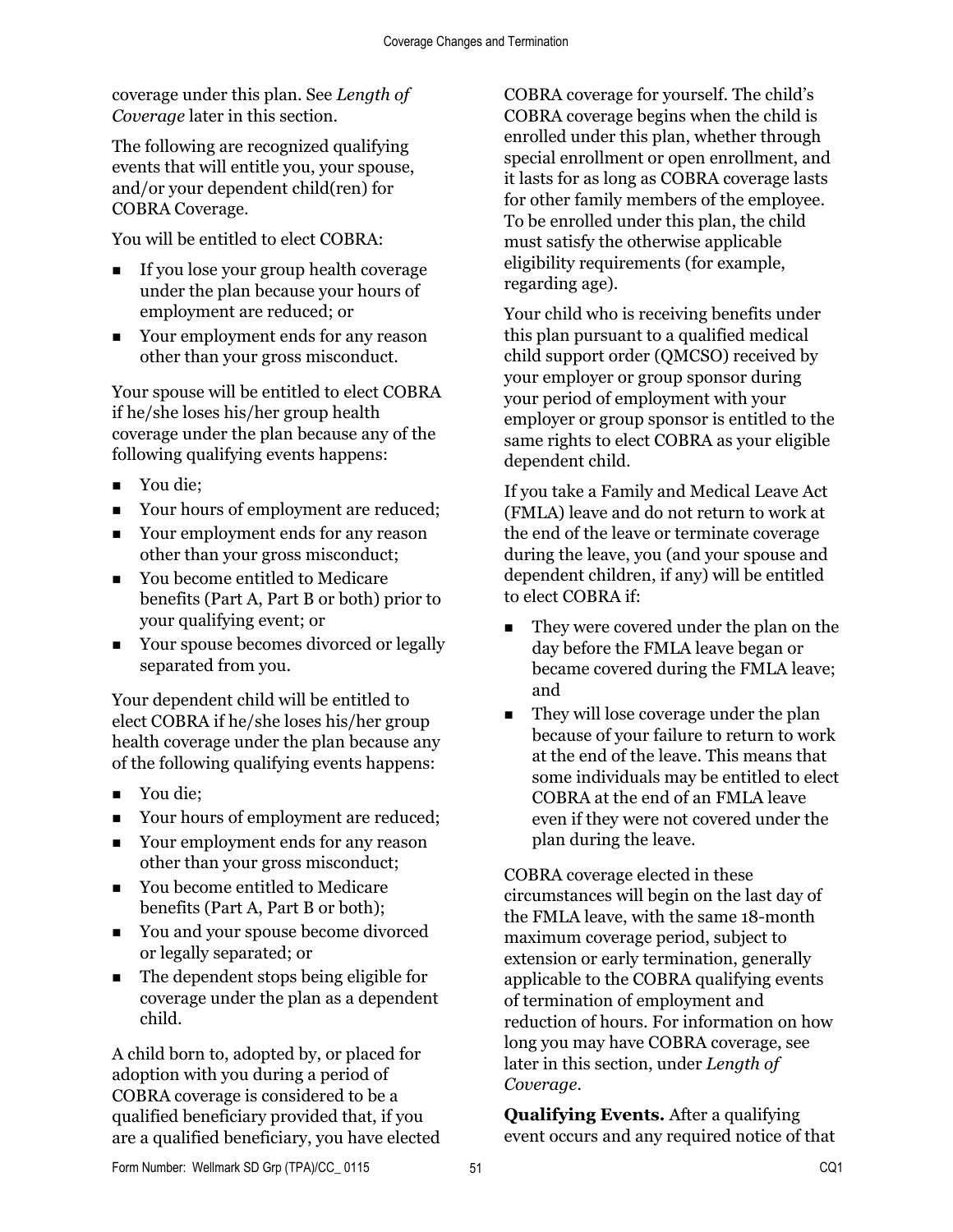coverage under this plan. See *Length of Coverage* later in this section.

The following are recognized qualifying events that will entitle you, your spouse, and/or your dependent child(ren) for COBRA Coverage.

You will be entitled to elect COBRA:

- If you lose your group health coverage under the plan because your hours of employment are reduced; or
- Your employment ends for any reason other than your gross misconduct.

Your spouse will be entitled to elect COBRA if he/she loses his/her group health coverage under the plan because any of the following qualifying events happens:

- You die;
- Your hours of employment are reduced;
- Your employment ends for any reason other than your gross misconduct;
- You become entitled to Medicare benefits (Part A, Part B or both) prior to your qualifying event; or
- Your spouse becomes divorced or legally separated from you.

Your dependent child will be entitled to elect COBRA if he/she loses his/her group health coverage under the plan because any of the following qualifying events happens:

- You die;
- Your hours of employment are reduced;
- Your employment ends for any reason other than your gross misconduct;
- You become entitled to Medicare benefits (Part A, Part B or both);
- You and your spouse become divorced or legally separated; or
- The dependent stops being eligible for coverage under the plan as a dependent child.

A child born to, adopted by, or placed for adoption with you during a period of COBRA coverage is considered to be a qualified beneficiary provided that, if you are a qualified beneficiary, you have elected COBRA coverage for yourself. The child's COBRA coverage begins when the child is enrolled under this plan, whether through special enrollment or open enrollment, and it lasts for as long as COBRA coverage lasts for other family members of the employee. To be enrolled under this plan, the child must satisfy the otherwise applicable eligibility requirements (for example, regarding age).

Your child who is receiving benefits under this plan pursuant to a qualified medical child support order (QMCSO) received by your employer or group sponsor during your period of employment with your employer or group sponsor is entitled to the same rights to elect COBRA as your eligible dependent child.

If you take a Family and Medical Leave Act (FMLA) leave and do not return to work at the end of the leave or terminate coverage during the leave, you (and your spouse and dependent children, if any) will be entitled to elect COBRA if:

- They were covered under the plan on the day before the FMLA leave began or became covered during the FMLA leave; and
- They will lose coverage under the plan because of your failure to return to work at the end of the leave. This means that some individuals may be entitled to elect COBRA at the end of an FMLA leave even if they were not covered under the plan during the leave.

COBRA coverage elected in these circumstances will begin on the last day of the FMLA leave, with the same 18-month maximum coverage period, subject to extension or early termination, generally applicable to the COBRA qualifying events of termination of employment and reduction of hours. For information on how long you may have COBRA coverage, see later in this section, under *Length of Coverage*.

**Qualifying Events.** After a qualifying event occurs and any required notice of that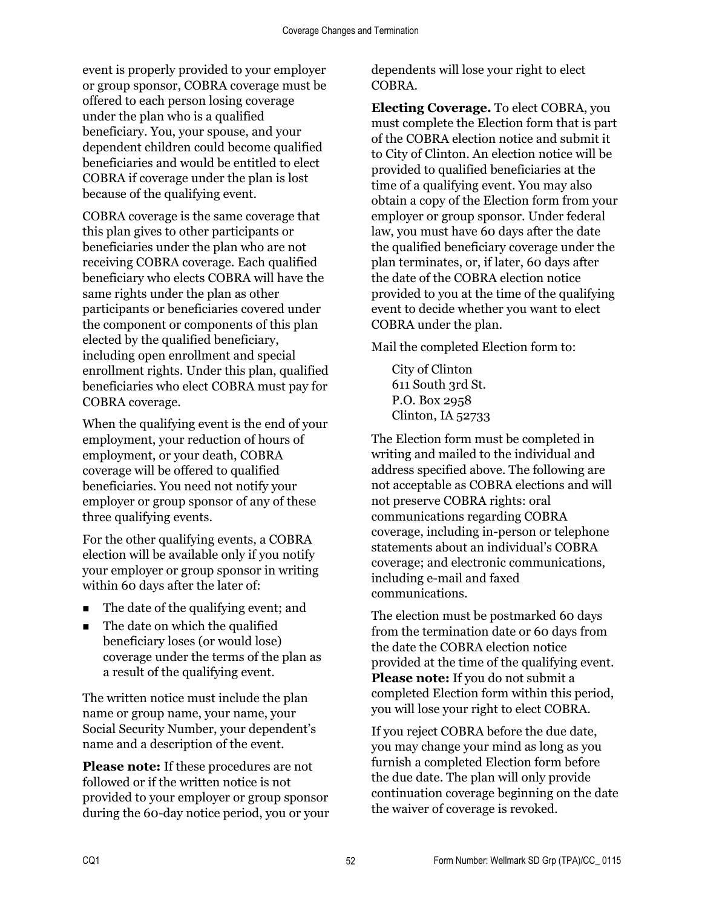event is properly provided to your employer or group sponsor, COBRA coverage must be offered to each person losing coverage under the plan who is a qualified beneficiary. You, your spouse, and your dependent children could become qualified beneficiaries and would be entitled to elect COBRA if coverage under the plan is lost because of the qualifying event.

COBRA coverage is the same coverage that this plan gives to other participants or beneficiaries under the plan who are not receiving COBRA coverage. Each qualified beneficiary who elects COBRA will have the same rights under the plan as other participants or beneficiaries covered under the component or components of this plan elected by the qualified beneficiary, including open enrollment and special enrollment rights. Under this plan, qualified beneficiaries who elect COBRA must pay for COBRA coverage.

When the qualifying event is the end of your employment, your reduction of hours of employment, or your death, COBRA coverage will be offered to qualified beneficiaries. You need not notify your employer or group sponsor of any of these three qualifying events.

For the other qualifying events, a COBRA election will be available only if you notify your employer or group sponsor in writing within 60 days after the later of:

- The date of the qualifying event; and
- The date on which the qualified beneficiary loses (or would lose) coverage under the terms of the plan as a result of the qualifying event.

The written notice must include the plan name or group name, your name, your Social Security Number, your dependent's name and a description of the event.

**Please note:** If these procedures are not followed or if the written notice is not provided to your employer or group sponsor during the 60-day notice period, you or your dependents will lose your right to elect COBRA.

**Electing Coverage.** To elect COBRA, you must complete the Election form that is part of the COBRA election notice and submit it to City of Clinton. An election notice will be provided to qualified beneficiaries at the time of a qualifying event. You may also obtain a copy of the Election form from your employer or group sponsor. Under federal law, you must have 60 days after the date the qualified beneficiary coverage under the plan terminates, or, if later, 60 days after the date of the COBRA election notice provided to you at the time of the qualifying event to decide whether you want to elect COBRA under the plan.

Mail the completed Election form to:

City of Clinton
611 South 3rd St.
P.O. Box 2958
Clinton, IA 52733

The Election form must be completed in writing and mailed to the individual and address specified above. The following are not acceptable as COBRA elections and will not preserve COBRA rights: oral communications regarding COBRA coverage, including in-person or telephone statements about an individual's COBRA coverage; and electronic communications, including e-mail and faxed communications.

The election must be postmarked 60 days from the termination date or 60 days from the date the COBRA election notice provided at the time of the qualifying event. **Please note:** If you do not submit a completed Election form within this period, you will lose your right to elect COBRA.

If you reject COBRA before the due date, you may change your mind as long as you furnish a completed Election form before the due date. The plan will only provide continuation coverage beginning on the date the waiver of coverage is revoked.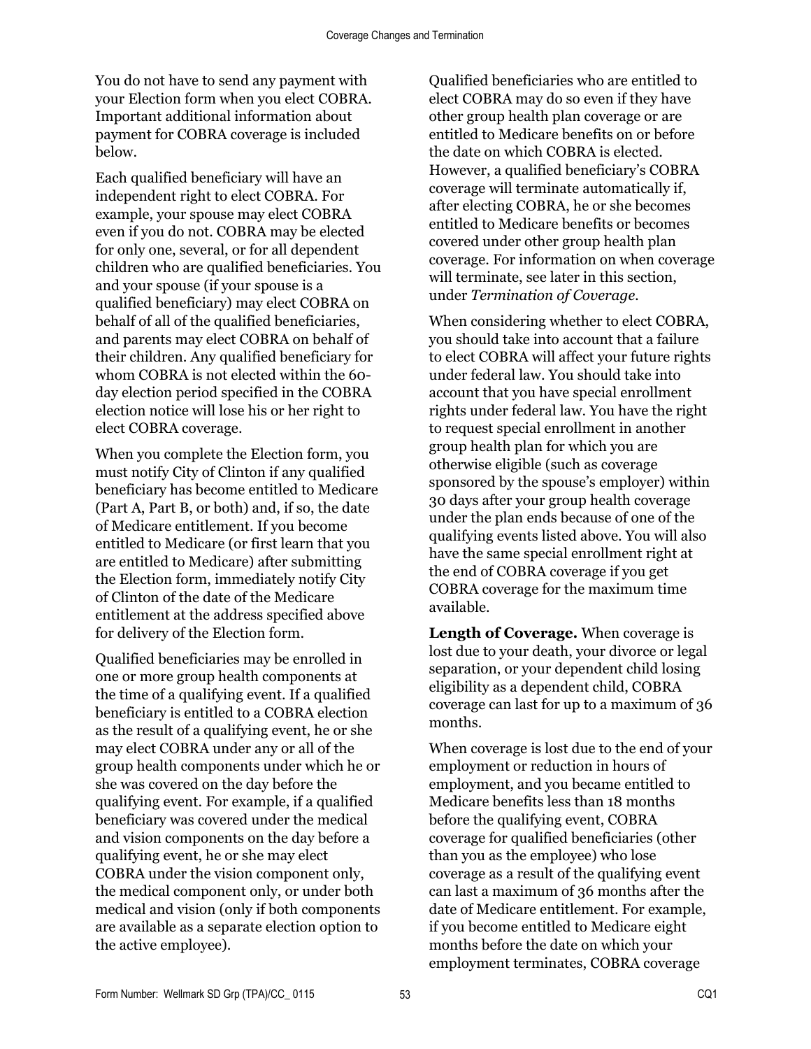You do not have to send any payment with your Election form when you elect COBRA. Important additional information about payment for COBRA coverage is included below.

Each qualified beneficiary will have an independent right to elect COBRA. For example, your spouse may elect COBRA even if you do not. COBRA may be elected for only one, several, or for all dependent children who are qualified beneficiaries. You and your spouse (if your spouse is a qualified beneficiary) may elect COBRA on behalf of all of the qualified beneficiaries, and parents may elect COBRA on behalf of their children. Any qualified beneficiary for whom COBRA is not elected within the 60-day election period specified in the COBRA election notice will lose his or her right to elect COBRA coverage.

When you complete the Election form, you must notify City of Clinton if any qualified beneficiary has become entitled to Medicare (Part A, Part B, or both) and, if so, the date of Medicare entitlement. If you become entitled to Medicare (or first learn that you are entitled to Medicare) after submitting the Election form, immediately notify City of Clinton of the date of the Medicare entitlement at the address specified above for delivery of the Election form.

Qualified beneficiaries may be enrolled in one or more group health components at the time of a qualifying event. If a qualified beneficiary is entitled to a COBRA election as the result of a qualifying event, he or she may elect COBRA under any or all of the group health components under which he or she was covered on the day before the qualifying event. For example, if a qualified beneficiary was covered under the medical and vision components on the day before a qualifying event, he or she may elect COBRA under the vision component only, the medical component only, or under both medical and vision (only if both components are available as a separate election option to the active employee).

Qualified beneficiaries who are entitled to elect COBRA may do so even if they have other group health plan coverage or are entitled to Medicare benefits on or before the date on which COBRA is elected. However, a qualified beneficiary's COBRA coverage will terminate automatically if, after electing COBRA, he or she becomes entitled to Medicare benefits or becomes covered under other group health plan coverage. For information on when coverage will terminate, see later in this section, under *Termination of Coverage*.

When considering whether to elect COBRA, you should take into account that a failure to elect COBRA will affect your future rights under federal law. You should take into account that you have special enrollment rights under federal law. You have the right to request special enrollment in another group health plan for which you are otherwise eligible (such as coverage sponsored by the spouse's employer) within 30 days after your group health coverage under the plan ends because of one of the qualifying events listed above. You will also have the same special enrollment right at the end of COBRA coverage if you get COBRA coverage for the maximum time available.

**Length of Coverage.** When coverage is lost due to your death, your divorce or legal separation, or your dependent child losing eligibility as a dependent child, COBRA coverage can last for up to a maximum of 36 months.

When coverage is lost due to the end of your employment or reduction in hours of employment, and you became entitled to Medicare benefits less than 18 months before the qualifying event, COBRA coverage for qualified beneficiaries (other than you as the employee) who lose coverage as a result of the qualifying event can last a maximum of 36 months after the date of Medicare entitlement. For example, if you become entitled to Medicare eight months before the date on which your employment terminates, COBRA coverage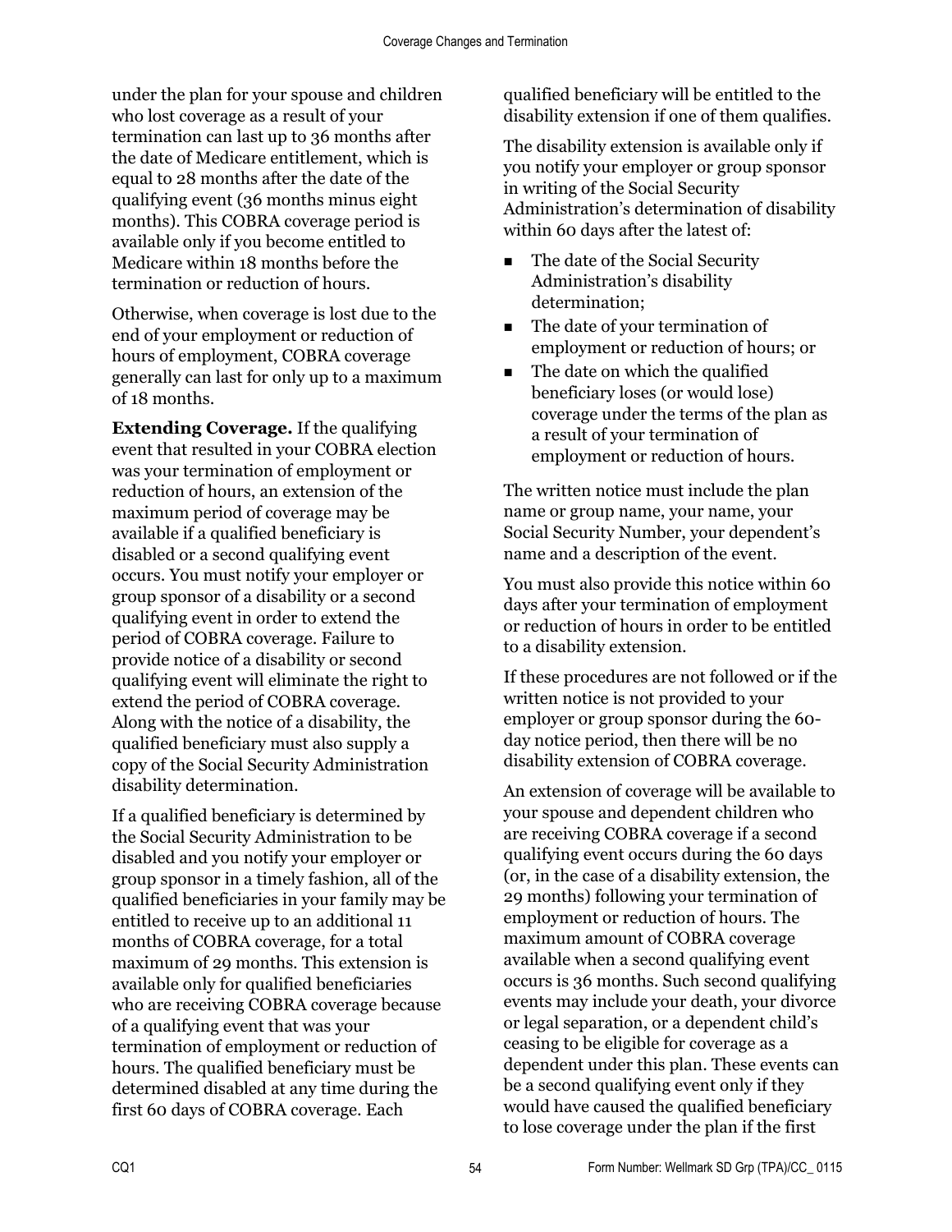under the plan for your spouse and children who lost coverage as a result of your termination can last up to 36 months after the date of Medicare entitlement, which is equal to 28 months after the date of the qualifying event (36 months minus eight months). This COBRA coverage period is available only if you become entitled to Medicare within 18 months before the termination or reduction of hours.

Otherwise, when coverage is lost due to the end of your employment or reduction of hours of employment, COBRA coverage generally can last for only up to a maximum of 18 months.

**Extending Coverage.** If the qualifying event that resulted in your COBRA election was your termination of employment or reduction of hours, an extension of the maximum period of coverage may be available if a qualified beneficiary is disabled or a second qualifying event occurs. You must notify your employer or group sponsor of a disability or a second qualifying event in order to extend the period of COBRA coverage. Failure to provide notice of a disability or second qualifying event will eliminate the right to extend the period of COBRA coverage. Along with the notice of a disability, the qualified beneficiary must also supply a copy of the Social Security Administration disability determination.

If a qualified beneficiary is determined by the Social Security Administration to be disabled and you notify your employer or group sponsor in a timely fashion, all of the qualified beneficiaries in your family may be entitled to receive up to an additional 11 months of COBRA coverage, for a total maximum of 29 months. This extension is available only for qualified beneficiaries who are receiving COBRA coverage because of a qualifying event that was your termination of employment or reduction of hours. The qualified beneficiary must be determined disabled at any time during the first 60 days of COBRA coverage. Each qualified beneficiary will be entitled to the disability extension if one of them qualifies.

The disability extension is available only if you notify your employer or group sponsor in writing of the Social Security Administration's determination of disability within 60 days after the latest of:

- The date of the Social Security Administration's disability determination;
- The date of your termination of employment or reduction of hours; or
- The date on which the qualified beneficiary loses (or would lose) coverage under the terms of the plan as a result of your termination of employment or reduction of hours.

The written notice must include the plan name or group name, your name, your Social Security Number, your dependent's name and a description of the event.

You must also provide this notice within 60 days after your termination of employment or reduction of hours in order to be entitled to a disability extension.

If these procedures are not followed or if the written notice is not provided to your employer or group sponsor during the 60-day notice period, then there will be no disability extension of COBRA coverage.

An extension of coverage will be available to your spouse and dependent children who are receiving COBRA coverage if a second qualifying event occurs during the 60 days (or, in the case of a disability extension, the 29 months) following your termination of employment or reduction of hours. The maximum amount of COBRA coverage available when a second qualifying event occurs is 36 months. Such second qualifying events may include your death, your divorce or legal separation, or a dependent child's ceasing to be eligible for coverage as a dependent under this plan. These events can be a second qualifying event only if they would have caused the qualified beneficiary to lose coverage under the plan if the first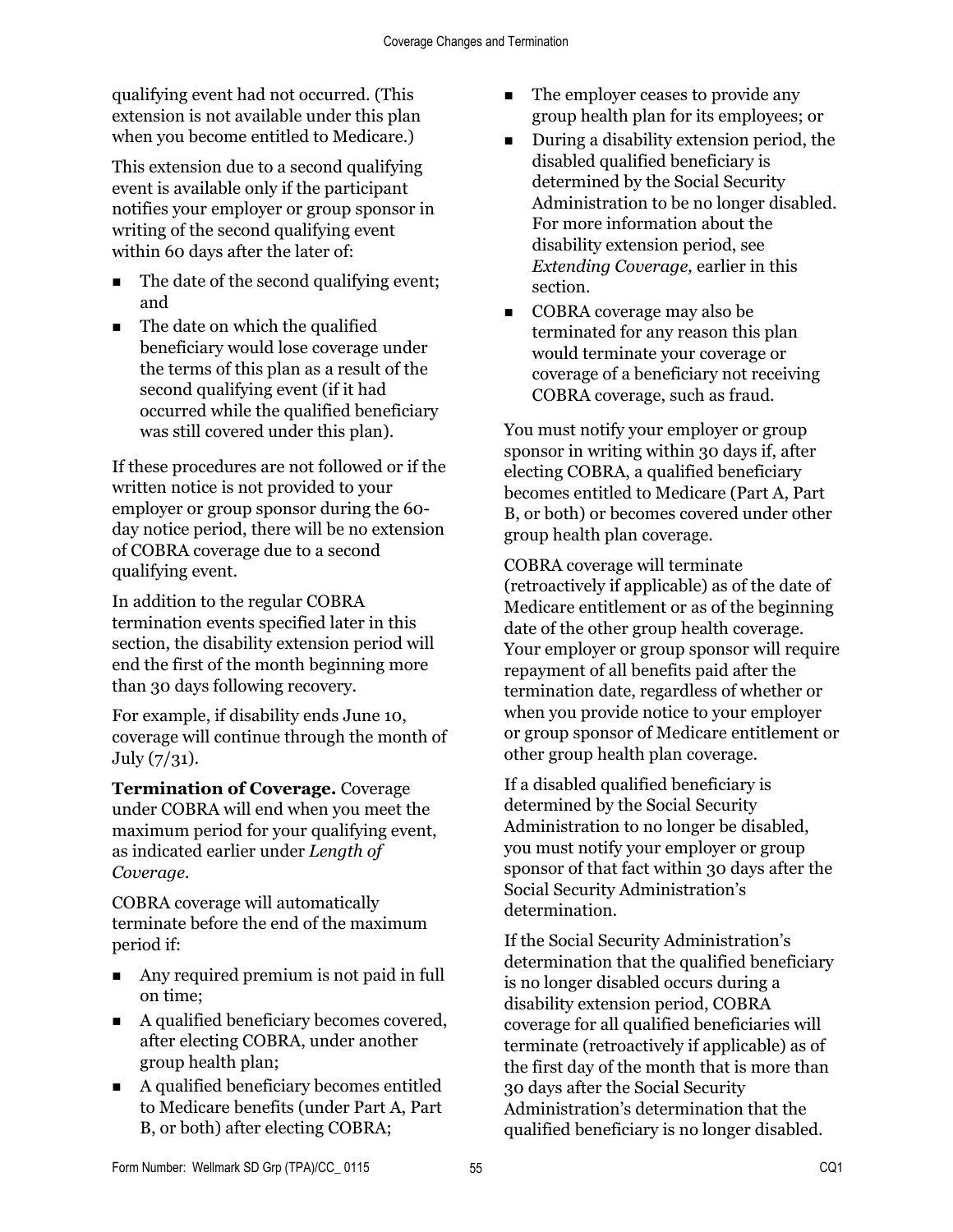qualifying event had not occurred. (This extension is not available under this plan when you become entitled to Medicare.)

This extension due to a second qualifying event is available only if the participant notifies your employer or group sponsor in writing of the second qualifying event within 60 days after the later of:

- The date of the second qualifying event; and
- The date on which the qualified beneficiary would lose coverage under the terms of this plan as a result of the second qualifying event (if it had occurred while the qualified beneficiary was still covered under this plan).

If these procedures are not followed or if the written notice is not provided to your employer or group sponsor during the 60-day notice period, there will be no extension of COBRA coverage due to a second qualifying event.

In addition to the regular COBRA termination events specified later in this section, the disability extension period will end the first of the month beginning more than 30 days following recovery.

For example, if disability ends June 10, coverage will continue through the month of July (7/31).

**Termination of Coverage.** Coverage under COBRA will end when you meet the maximum period for your qualifying event, as indicated earlier under *Length of Coverage*.

COBRA coverage will automatically terminate before the end of the maximum period if:

- Any required premium is not paid in full on time;
- A qualified beneficiary becomes covered, after electing COBRA, under another group health plan;
- A qualified beneficiary becomes entitled to Medicare benefits (under Part A, Part B, or both) after electing COBRA;
- The employer ceases to provide any group health plan for its employees; or
- During a disability extension period, the disabled qualified beneficiary is determined by the Social Security Administration to be no longer disabled. For more information about the disability extension period, see *Extending Coverage,* earlier in this section.
- COBRA coverage may also be terminated for any reason this plan would terminate your coverage or coverage of a beneficiary not receiving COBRA coverage, such as fraud.

You must notify your employer or group sponsor in writing within 30 days if, after electing COBRA, a qualified beneficiary becomes entitled to Medicare (Part A, Part B, or both) or becomes covered under other group health plan coverage.

COBRA coverage will terminate (retroactively if applicable) as of the date of Medicare entitlement or as of the beginning date of the other group health coverage. Your employer or group sponsor will require repayment of all benefits paid after the termination date, regardless of whether or when you provide notice to your employer or group sponsor of Medicare entitlement or other group health plan coverage.

If a disabled qualified beneficiary is determined by the Social Security Administration to no longer be disabled, you must notify your employer or group sponsor of that fact within 30 days after the Social Security Administration's determination.

If the Social Security Administration's determination that the qualified beneficiary is no longer disabled occurs during a disability extension period, COBRA coverage for all qualified beneficiaries will terminate (retroactively if applicable) as of the first day of the month that is more than 30 days after the Social Security Administration's determination that the qualified beneficiary is no longer disabled.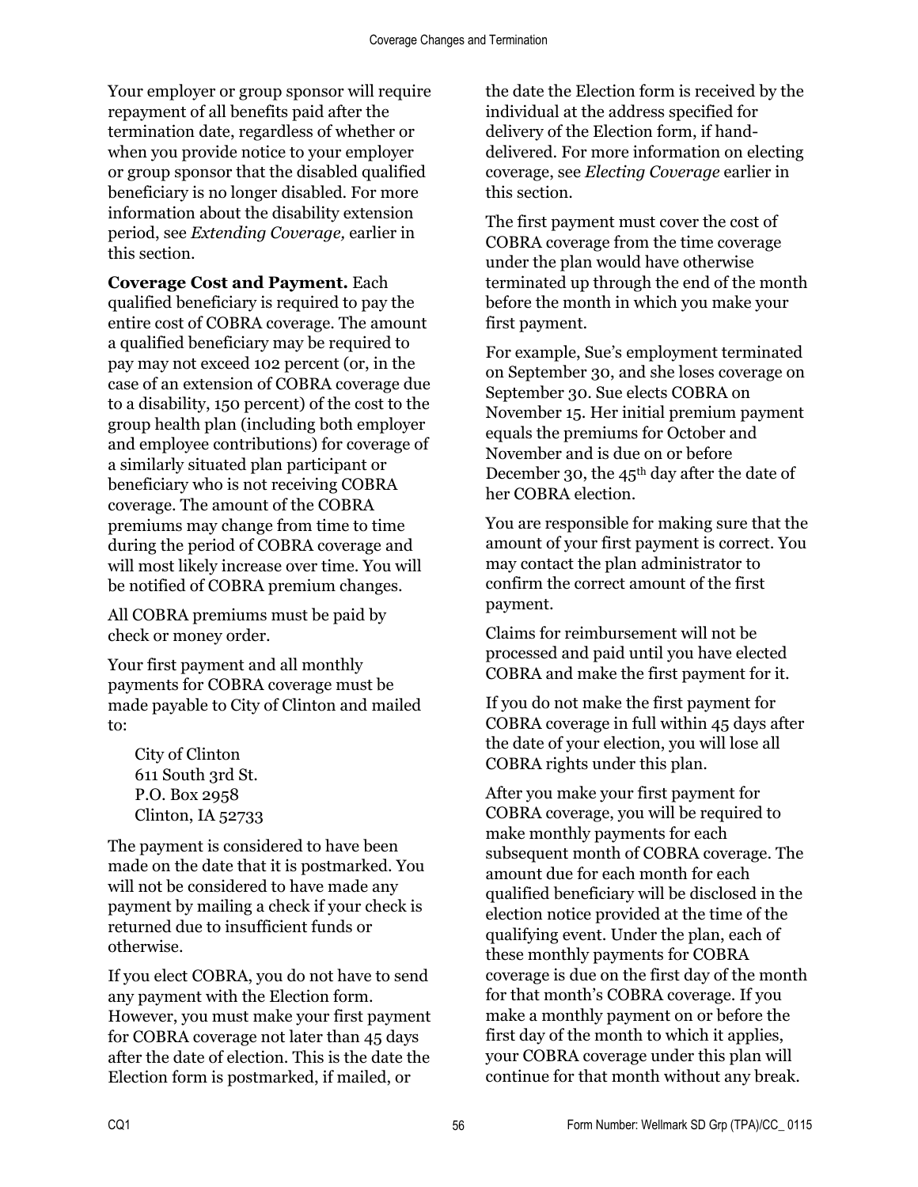Your employer or group sponsor will require repayment of all benefits paid after the termination date, regardless of whether or when you provide notice to your employer or group sponsor that the disabled qualified beneficiary is no longer disabled. For more information about the disability extension period, see *Extending Coverage,* earlier in this section.

**Coverage Cost and Payment.** Each qualified beneficiary is required to pay the entire cost of COBRA coverage. The amount a qualified beneficiary may be required to pay may not exceed 102 percent (or, in the case of an extension of COBRA coverage due to a disability, 150 percent) of the cost to the group health plan (including both employer and employee contributions) for coverage of a similarly situated plan participant or beneficiary who is not receiving COBRA coverage. The amount of the COBRA premiums may change from time to time during the period of COBRA coverage and will most likely increase over time. You will be notified of COBRA premium changes.

All COBRA premiums must be paid by check or money order.

Your first payment and all monthly payments for COBRA coverage must be made payable to City of Clinton and mailed to:

City of Clinton
611 South 3rd St.
P.O. Box 2958
Clinton, IA 52733

The payment is considered to have been made on the date that it is postmarked. You will not be considered to have made any payment by mailing a check if your check is returned due to insufficient funds or otherwise.

If you elect COBRA, you do not have to send any payment with the Election form. However, you must make your first payment for COBRA coverage not later than 45 days after the date of election. This is the date the Election form is postmarked, if mailed, or the date the Election form is received by the individual at the address specified for delivery of the Election form, if hand-delivered. For more information on electing coverage, see *Electing Coverage* earlier in this section.

The first payment must cover the cost of COBRA coverage from the time coverage under the plan would have otherwise terminated up through the end of the month before the month in which you make your first payment.

For example, Sue's employment terminated on September 30, and she loses coverage on September 30. Sue elects COBRA on November 15. Her initial premium payment equals the premiums for October and November and is due on or before December 30, the 45th day after the date of her COBRA election.

You are responsible for making sure that the amount of your first payment is correct. You may contact the plan administrator to confirm the correct amount of the first payment.

Claims for reimbursement will not be processed and paid until you have elected COBRA and make the first payment for it.

If you do not make the first payment for COBRA coverage in full within 45 days after the date of your election, you will lose all COBRA rights under this plan.

After you make your first payment for COBRA coverage, you will be required to make monthly payments for each subsequent month of COBRA coverage. The amount due for each month for each qualified beneficiary will be disclosed in the election notice provided at the time of the qualifying event. Under the plan, each of these monthly payments for COBRA coverage is due on the first day of the month for that month's COBRA coverage. If you make a monthly payment on or before the first day of the month to which it applies, your COBRA coverage under this plan will continue for that month without any break.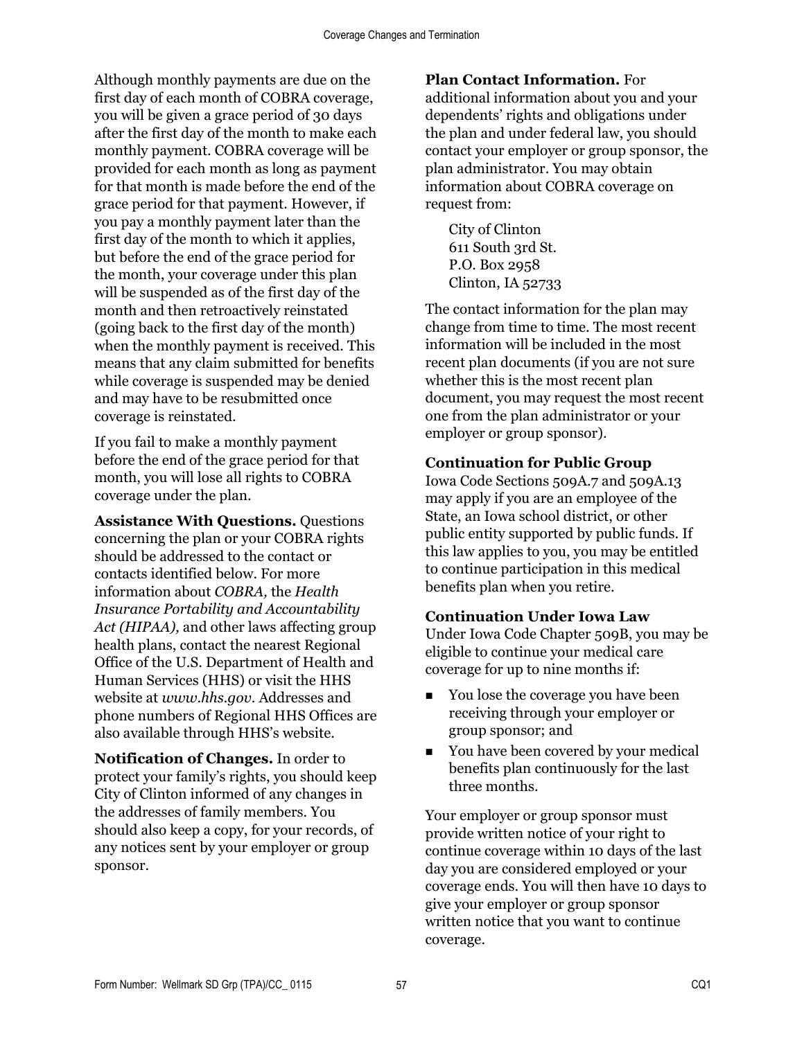Although monthly payments are due on the first day of each month of COBRA coverage, you will be given a grace period of 30 days after the first day of the month to make each monthly payment. COBRA coverage will be provided for each month as long as payment for that month is made before the end of the grace period for that payment. However, if you pay a monthly payment later than the first day of the month to which it applies, but before the end of the grace period for the month, your coverage under this plan will be suspended as of the first day of the month and then retroactively reinstated (going back to the first day of the month) when the monthly payment is received. This means that any claim submitted for benefits while coverage is suspended may be denied and may have to be resubmitted once coverage is reinstated.

If you fail to make a monthly payment before the end of the grace period for that month, you will lose all rights to COBRA coverage under the plan.

**Assistance With Questions.** Questions concerning the plan or your COBRA rights should be addressed to the contact or contacts identified below. For more information about *COBRA,* the *Health Insurance Portability and Accountability Act (HIPAA),* and other laws affecting group health plans, contact the nearest Regional Office of the U.S. Department of Health and Human Services (HHS) or visit the HHS website at *www.hhs.gov*. Addresses and phone numbers of Regional HHS Offices are also available through HHS's website.

**Notification of Changes.** In order to protect your family's rights, you should keep City of Clinton informed of any changes in the addresses of family members. You should also keep a copy, for your records, of any notices sent by your employer or group sponsor.

**Plan Contact Information.** For additional information about you and your dependents' rights and obligations under the plan and under federal law, you should contact your employer or group sponsor, the plan administrator. You may obtain information about COBRA coverage on request from:

City of Clinton
611 South 3rd St.
P.O. Box 2958
Clinton, IA 52733

The contact information for the plan may change from time to time. The most recent information will be included in the most recent plan documents (if you are not sure whether this is the most recent plan document, you may request the most recent one from the plan administrator or your employer or group sponsor).

### Continuation for Public Group

Iowa Code Sections 509A.7 and 509A.13 may apply if you are an employee of the State, an Iowa school district, or other public entity supported by public funds. If this law applies to you, you may be entitled to continue participation in this medical benefits plan when you retire.

### Continuation Under Iowa Law

Under Iowa Code Chapter 509B, you may be eligible to continue your medical care coverage for up to nine months if:

- You lose the coverage you have been receiving through your employer or group sponsor; and
- You have been covered by your medical benefits plan continuously for the last three months.

Your employer or group sponsor must provide written notice of your right to continue coverage within 10 days of the last day you are considered employed or your coverage ends. You will then have 10 days to give your employer or group sponsor written notice that you want to continue coverage.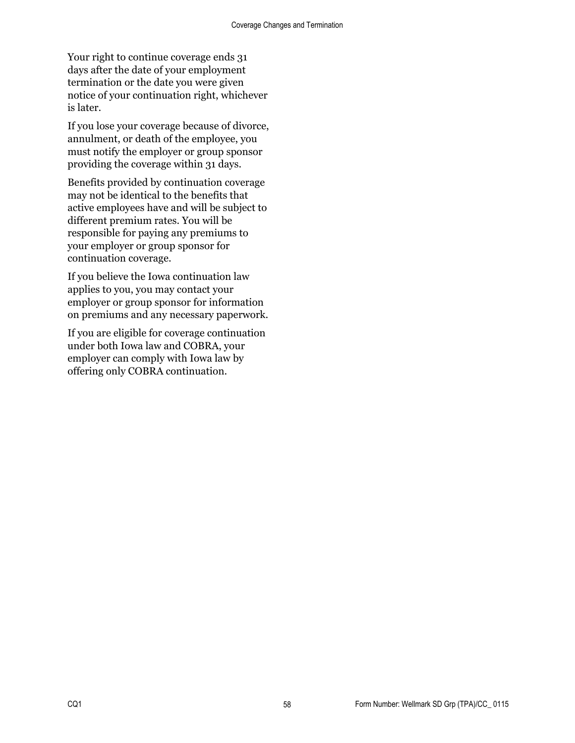Your right to continue coverage ends 31 days after the date of your employment termination or the date you were given notice of your continuation right, whichever is later.

If you lose your coverage because of divorce, annulment, or death of the employee, you must notify the employer or group sponsor providing the coverage within 31 days.

Benefits provided by continuation coverage may not be identical to the benefits that active employees have and will be subject to different premium rates. You will be responsible for paying any premiums to your employer or group sponsor for continuation coverage.

If you believe the Iowa continuation law applies to you, you may contact your employer or group sponsor for information on premiums and any necessary paperwork.

If you are eligible for coverage continuation under both Iowa law and COBRA, your employer can comply with Iowa law by offering only COBRA continuation.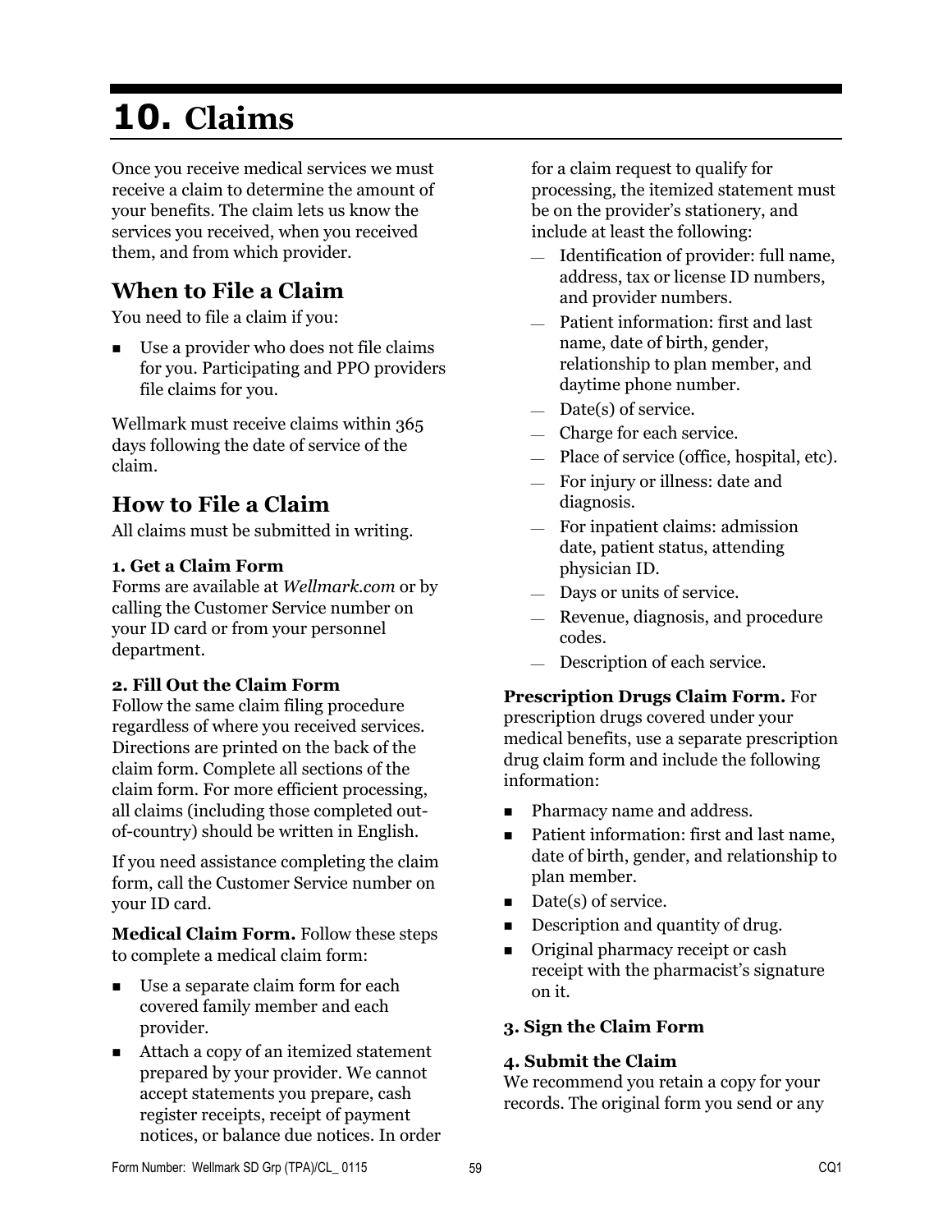# 10. Claims

Once you receive medical services we must receive a claim to determine the amount of your benefits. The claim lets us know the services you received, when you received them, and from which provider.

## When to File a Claim

You need to file a claim if you:

- Use a provider who does not file claims for you. Participating and PPO providers file claims for you.

Wellmark must receive claims within 365 days following the date of service of the claim.

## How to File a Claim

All claims must be submitted in writing.

**1. Get a Claim Form**

Forms are available at *Wellmark.com* or by calling the Customer Service number on your ID card or from your personnel department.

**2. Fill Out the Claim Form**

Follow the same claim filing procedure regardless of where you received services. Directions are printed on the back of the claim form. Complete all sections of the claim form. For more efficient processing, all claims (including those completed out-of-country) should be written in English.

If you need assistance completing the claim form, call the Customer Service number on your ID card.

**Medical Claim Form.** Follow these steps to complete a medical claim form:

- Use a separate claim form for each covered family member and each provider.
- Attach a copy of an itemized statement prepared by your provider. We cannot accept statements you prepare, cash register receipts, receipt of payment notices, or balance due notices. In order for a claim request to qualify for processing, the itemized statement must be on the provider's stationery, and include at least the following:
  - Identification of provider: full name, address, tax or license ID numbers, and provider numbers.
  - Patient information: first and last name, date of birth, gender, relationship to plan member, and daytime phone number.
  - Date(s) of service.
  - Charge for each service.
  - Place of service (office, hospital, etc).
  - For injury or illness: date and diagnosis.
  - For inpatient claims: admission date, patient status, attending physician ID.
  - Days or units of service.
  - Revenue, diagnosis, and procedure codes.
  - Description of each service.

**Prescription Drugs Claim Form.** For prescription drugs covered under your medical benefits, use a separate prescription drug claim form and include the following information:

- Pharmacy name and address.
- Patient information: first and last name, date of birth, gender, and relationship to plan member.
- Date(s) of service.
- Description and quantity of drug.
- Original pharmacy receipt or cash receipt with the pharmacist's signature on it.

**3. Sign the Claim Form**

**4. Submit the Claim**

We recommend you retain a copy for your records. The original form you send or any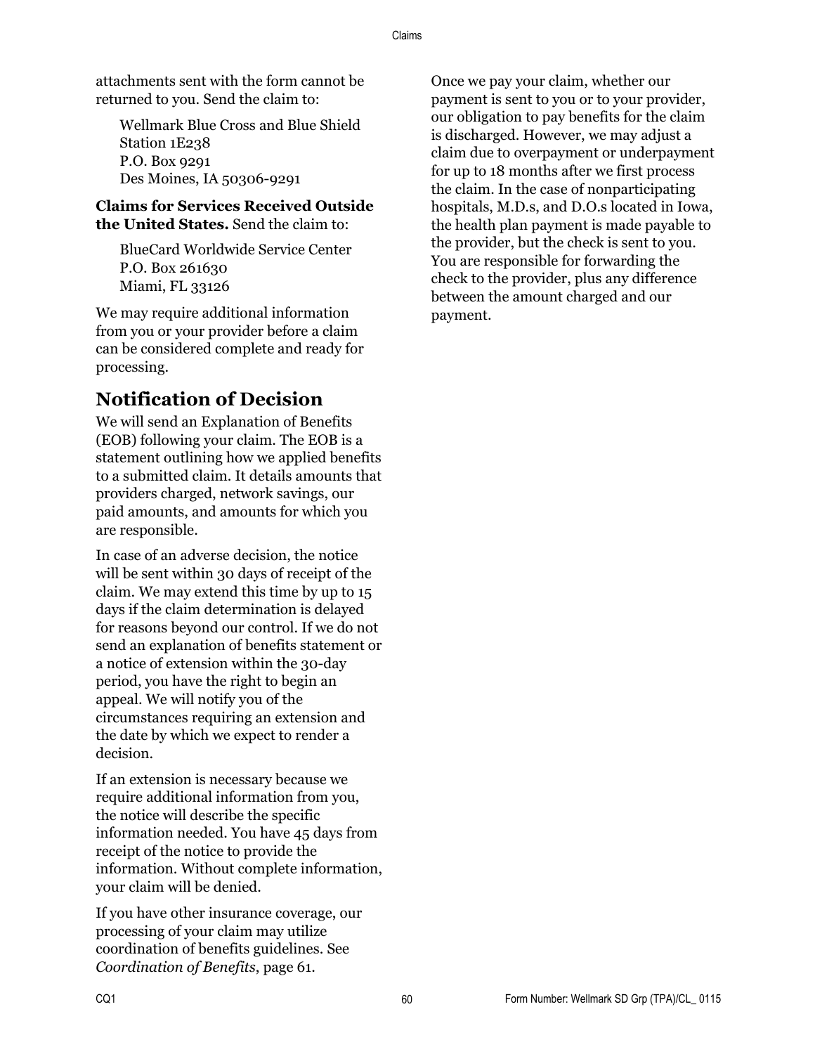attachments sent with the form cannot be returned to you. Send the claim to:

Wellmark Blue Cross and Blue Shield
Station 1E238
P.O. Box 9291
Des Moines, IA 50306-9291

**Claims for Services Received Outside the United States.** Send the claim to:

BlueCard Worldwide Service Center
P.O. Box 261630
Miami, FL 33126

We may require additional information from you or your provider before a claim can be considered complete and ready for processing.

## Notification of Decision

We will send an Explanation of Benefits (EOB) following your claim. The EOB is a statement outlining how we applied benefits to a submitted claim. It details amounts that providers charged, network savings, our paid amounts, and amounts for which you are responsible.

In case of an adverse decision, the notice will be sent within 30 days of receipt of the claim. We may extend this time by up to 15 days if the claim determination is delayed for reasons beyond our control. If we do not send an explanation of benefits statement or a notice of extension within the 30-day period, you have the right to begin an appeal. We will notify you of the circumstances requiring an extension and the date by which we expect to render a decision.

If an extension is necessary because we require additional information from you, the notice will describe the specific information needed. You have 45 days from receipt of the notice to provide the information. Without complete information, your claim will be denied.

If you have other insurance coverage, our processing of your claim may utilize coordination of benefits guidelines. See *Coordination of Benefits*, page 61.

Once we pay your claim, whether our payment is sent to you or to your provider, our obligation to pay benefits for the claim is discharged. However, we may adjust a claim due to overpayment or underpayment for up to 18 months after we first process the claim. In the case of nonparticipating hospitals, M.D.s, and D.O.s located in Iowa, the health plan payment is made payable to the provider, but the check is sent to you. You are responsible for forwarding the check to the provider, plus any difference between the amount charged and our payment.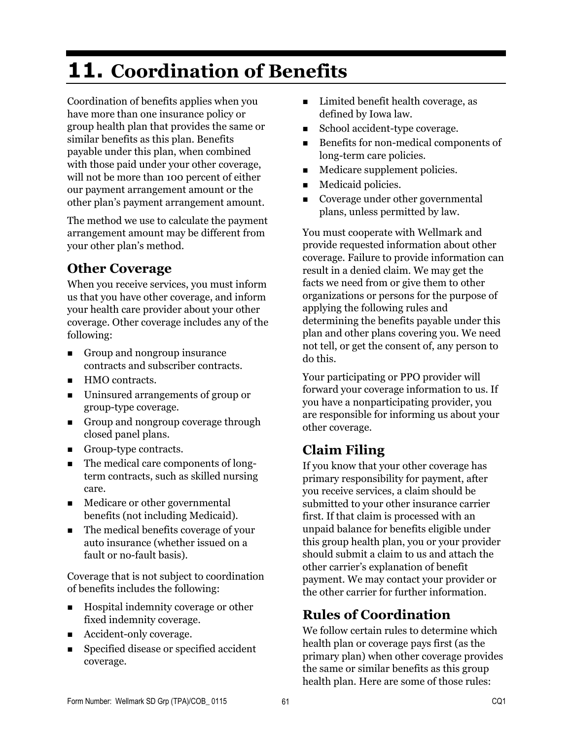# 11. Coordination of Benefits

Coordination of benefits applies when you have more than one insurance policy or group health plan that provides the same or similar benefits as this plan. Benefits payable under this plan, when combined with those paid under your other coverage, will not be more than 100 percent of either our payment arrangement amount or the other plan's payment arrangement amount.

The method we use to calculate the payment arrangement amount may be different from your other plan's method.

## Other Coverage

When you receive services, you must inform us that you have other coverage, and inform your health care provider about your other coverage. Other coverage includes any of the following:

- Group and nongroup insurance contracts and subscriber contracts.
- HMO contracts.
- Uninsured arrangements of group or group-type coverage.
- Group and nongroup coverage through closed panel plans.
- Group-type contracts.
- The medical care components of long-term contracts, such as skilled nursing care.
- Medicare or other governmental benefits (not including Medicaid).
- The medical benefits coverage of your auto insurance (whether issued on a fault or no-fault basis).

Coverage that is not subject to coordination of benefits includes the following:

- Hospital indemnity coverage or other fixed indemnity coverage.
- Accident-only coverage.
- Specified disease or specified accident coverage.
- Limited benefit health coverage, as defined by Iowa law.
- School accident-type coverage.
- Benefits for non-medical components of long-term care policies.
- Medicare supplement policies.
- Medicaid policies.
- Coverage under other governmental plans, unless permitted by law.

You must cooperate with Wellmark and provide requested information about other coverage. Failure to provide information can result in a denied claim. We may get the facts we need from or give them to other organizations or persons for the purpose of applying the following rules and determining the benefits payable under this plan and other plans covering you. We need not tell, or get the consent of, any person to do this.

Your participating or PPO provider will forward your coverage information to us. If you have a nonparticipating provider, you are responsible for informing us about your other coverage.

## Claim Filing

If you know that your other coverage has primary responsibility for payment, after you receive services, a claim should be submitted to your other insurance carrier first. If that claim is processed with an unpaid balance for benefits eligible under this group health plan, you or your provider should submit a claim to us and attach the other carrier's explanation of benefit payment. We may contact your provider or the other carrier for further information.

## Rules of Coordination

We follow certain rules to determine which health plan or coverage pays first (as the primary plan) when other coverage provides the same or similar benefits as this group health plan. Here are some of those rules: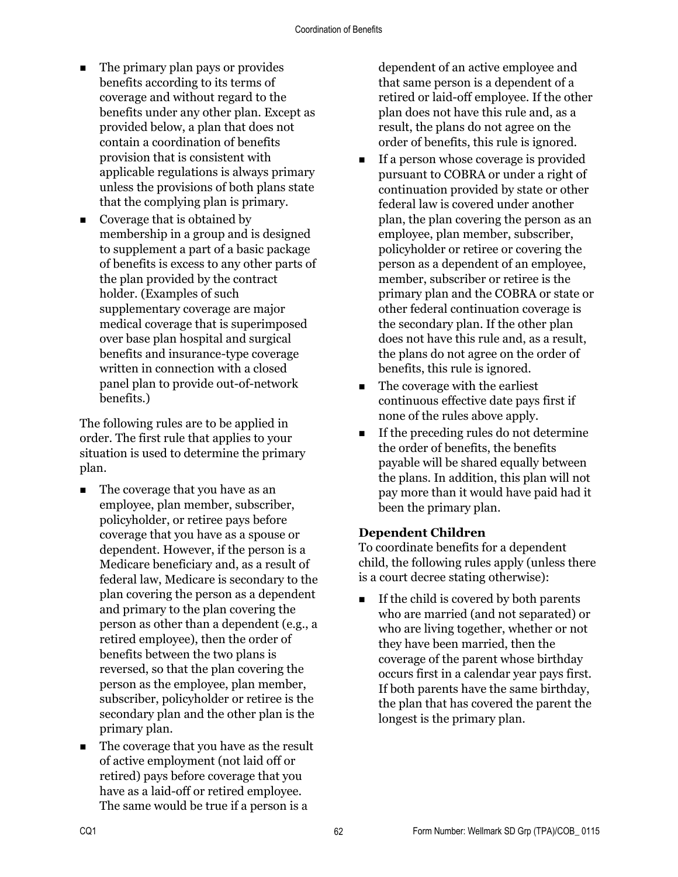- The primary plan pays or provides benefits according to its terms of coverage and without regard to the benefits under any other plan. Except as provided below, a plan that does not contain a coordination of benefits provision that is consistent with applicable regulations is always primary unless the provisions of both plans state that the complying plan is primary.
- Coverage that is obtained by membership in a group and is designed to supplement a part of a basic package of benefits is excess to any other parts of the plan provided by the contract holder. (Examples of such supplementary coverage are major medical coverage that is superimposed over base plan hospital and surgical benefits and insurance-type coverage written in connection with a closed panel plan to provide out-of-network benefits.)

The following rules are to be applied in order. The first rule that applies to your situation is used to determine the primary plan.

- The coverage that you have as an employee, plan member, subscriber, policyholder, or retiree pays before coverage that you have as a spouse or dependent. However, if the person is a Medicare beneficiary and, as a result of federal law, Medicare is secondary to the plan covering the person as a dependent and primary to the plan covering the person as other than a dependent (e.g., a retired employee), then the order of benefits between the two plans is reversed, so that the plan covering the person as the employee, plan member, subscriber, policyholder or retiree is the secondary plan and the other plan is the primary plan.
- The coverage that you have as the result of active employment (not laid off or retired) pays before coverage that you have as a laid-off or retired employee. The same would be true if a person is a dependent of an active employee and that same person is a dependent of a retired or laid-off employee. If the other plan does not have this rule and, as a result, the plans do not agree on the order of benefits, this rule is ignored.
- If a person whose coverage is provided pursuant to COBRA or under a right of continuation provided by state or other federal law is covered under another plan, the plan covering the person as an employee, plan member, subscriber, policyholder or retiree or covering the person as a dependent of an employee, member, subscriber or retiree is the primary plan and the COBRA or state or other federal continuation coverage is the secondary plan. If the other plan does not have this rule and, as a result, the plans do not agree on the order of benefits, this rule is ignored.
- The coverage with the earliest continuous effective date pays first if none of the rules above apply.
- If the preceding rules do not determine the order of benefits, the benefits payable will be shared equally between the plans. In addition, this plan will not pay more than it would have paid had it been the primary plan.

### Dependent Children

To coordinate benefits for a dependent child, the following rules apply (unless there is a court decree stating otherwise):

- If the child is covered by both parents who are married (and not separated) or who are living together, whether or not they have been married, then the coverage of the parent whose birthday occurs first in a calendar year pays first. If both parents have the same birthday, the plan that has covered the parent the longest is the primary plan.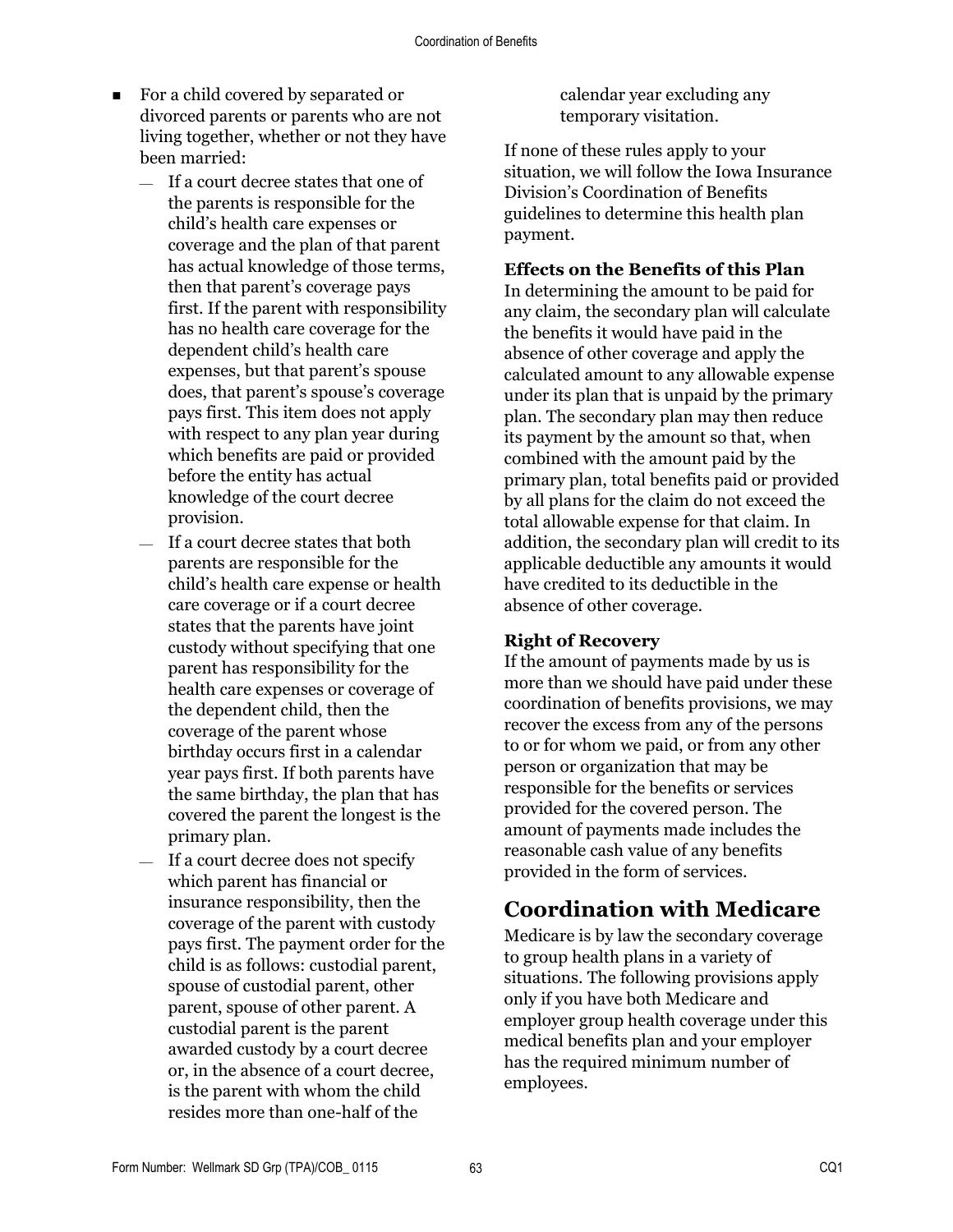- For a child covered by separated or divorced parents or parents who are not living together, whether or not they have been married:
  - If a court decree states that one of the parents is responsible for the child's health care expenses or coverage and the plan of that parent has actual knowledge of those terms, then that parent's coverage pays first. If the parent with responsibility has no health care coverage for the dependent child's health care expenses, but that parent's spouse does, that parent's spouse's coverage pays first. This item does not apply with respect to any plan year during which benefits are paid or provided before the entity has actual knowledge of the court decree provision.
  - If a court decree states that both parents are responsible for the child's health care expense or health care coverage or if a court decree states that the parents have joint custody without specifying that one parent has responsibility for the health care expenses or coverage of the dependent child, then the coverage of the parent whose birthday occurs first in a calendar year pays first. If both parents have the same birthday, the plan that has covered the parent the longest is the primary plan.
  - If a court decree does not specify which parent has financial or insurance responsibility, then the coverage of the parent with custody pays first. The payment order for the child is as follows: custodial parent, spouse of custodial parent, other parent, spouse of other parent. A custodial parent is the parent awarded custody by a court decree or, in the absence of a court decree, is the parent with whom the child resides more than one-half of the calendar year excluding any temporary visitation.

If none of these rules apply to your situation, we will follow the Iowa Insurance Division's Coordination of Benefits guidelines to determine this health plan payment.

**Effects on the Benefits of this Plan**

In determining the amount to be paid for any claim, the secondary plan will calculate the benefits it would have paid in the absence of other coverage and apply the calculated amount to any allowable expense under its plan that is unpaid by the primary plan. The secondary plan may then reduce its payment by the amount so that, when combined with the amount paid by the primary plan, total benefits paid or provided by all plans for the claim do not exceed the total allowable expense for that claim. In addition, the secondary plan will credit to its applicable deductible any amounts it would have credited to its deductible in the absence of other coverage.

**Right of Recovery**

If the amount of payments made by us is more than we should have paid under these coordination of benefits provisions, we may recover the excess from any of the persons to or for whom we paid, or from any other person or organization that may be responsible for the benefits or services provided for the covered person. The amount of payments made includes the reasonable cash value of any benefits provided in the form of services.

## Coordination with Medicare

Medicare is by law the secondary coverage to group health plans in a variety of situations. The following provisions apply only if you have both Medicare and employer group health coverage under this medical benefits plan and your employer has the required minimum number of employees.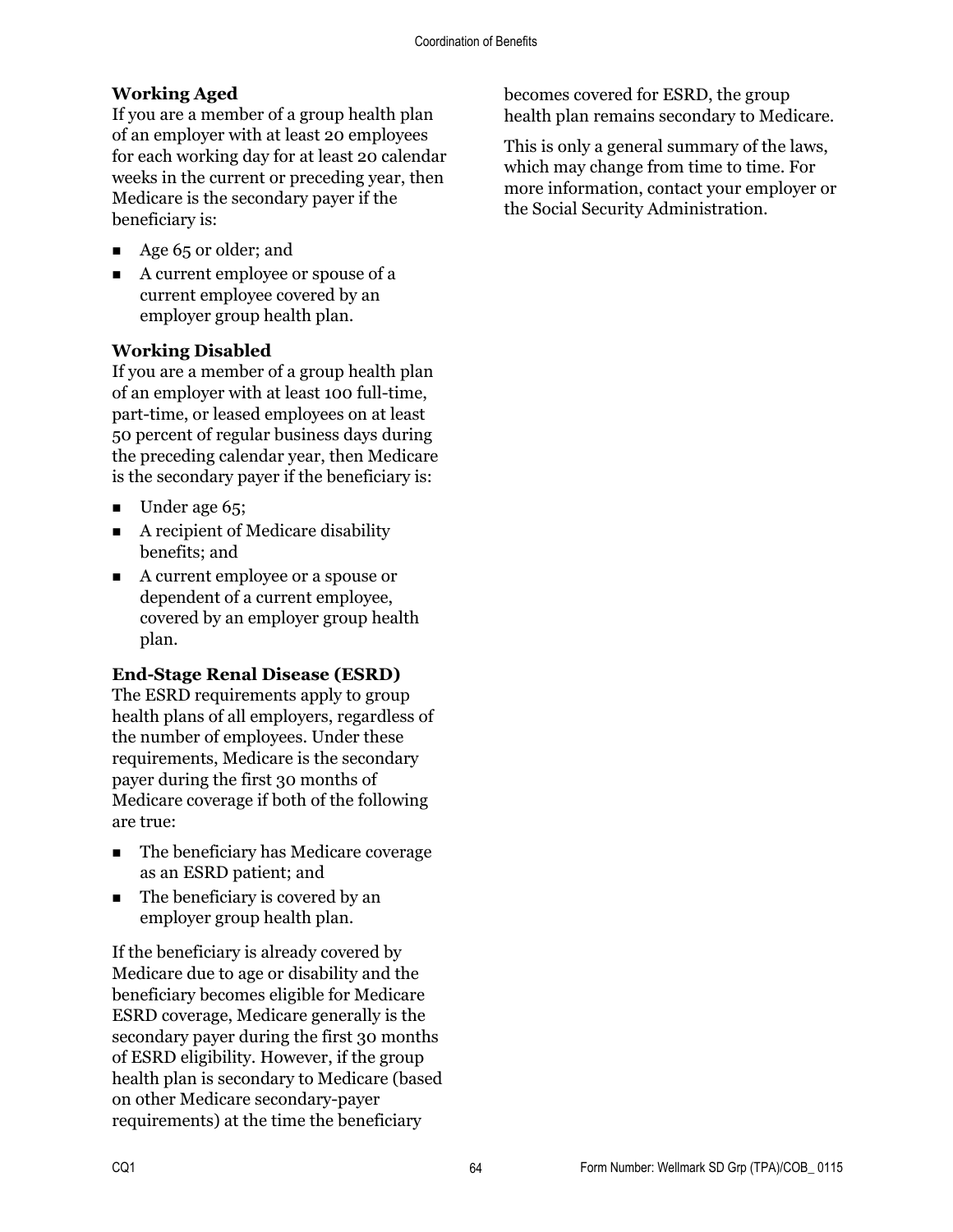### Working Aged

If you are a member of a group health plan of an employer with at least 20 employees for each working day for at least 20 calendar weeks in the current or preceding year, then Medicare is the secondary payer if the beneficiary is:

- Age 65 or older; and
- A current employee or spouse of a current employee covered by an employer group health plan.

### Working Disabled

If you are a member of a group health plan of an employer with at least 100 full-time, part-time, or leased employees on at least 50 percent of regular business days during the preceding calendar year, then Medicare is the secondary payer if the beneficiary is:

- Under age 65;
- A recipient of Medicare disability benefits; and
- A current employee or a spouse or dependent of a current employee, covered by an employer group health plan.

### End-Stage Renal Disease (ESRD)

The ESRD requirements apply to group health plans of all employers, regardless of the number of employees. Under these requirements, Medicare is the secondary payer during the first 30 months of Medicare coverage if both of the following are true:

- The beneficiary has Medicare coverage as an ESRD patient; and
- The beneficiary is covered by an employer group health plan.

If the beneficiary is already covered by Medicare due to age or disability and the beneficiary becomes eligible for Medicare ESRD coverage, Medicare generally is the secondary payer during the first 30 months of ESRD eligibility. However, if the group health plan is secondary to Medicare (based on other Medicare secondary-payer requirements) at the time the beneficiary becomes covered for ESRD, the group health plan remains secondary to Medicare.

This is only a general summary of the laws, which may change from time to time. For more information, contact your employer or the Social Security Administration.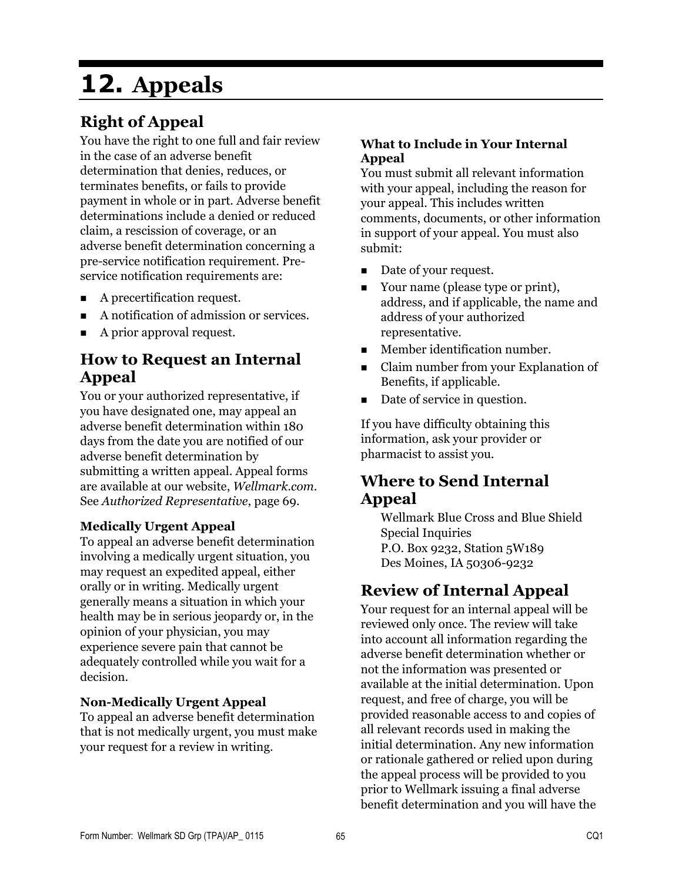# 12. Appeals

## Right of Appeal

You have the right to one full and fair review in the case of an adverse benefit determination that denies, reduces, or terminates benefits, or fails to provide payment in whole or in part. Adverse benefit determinations include a denied or reduced claim, a rescission of coverage, or an adverse benefit determination concerning a pre-service notification requirement. Pre-service notification requirements are:

- A precertification request.
- A notification of admission or services.
- A prior approval request.

## How to Request an Internal Appeal

You or your authorized representative, if you have designated one, may appeal an adverse benefit determination within 180 days from the date you are notified of our adverse benefit determination by submitting a written appeal. Appeal forms are available at our website, *Wellmark.com*. See *Authorized Representative*, page 69.

### Medically Urgent Appeal

To appeal an adverse benefit determination involving a medically urgent situation, you may request an expedited appeal, either orally or in writing. Medically urgent generally means a situation in which your health may be in serious jeopardy or, in the opinion of your physician, you may experience severe pain that cannot be adequately controlled while you wait for a decision.

### Non-Medically Urgent Appeal

To appeal an adverse benefit determination that is not medically urgent, you must make your request for a review in writing.

### What to Include in Your Internal Appeal

You must submit all relevant information with your appeal, including the reason for your appeal. This includes written comments, documents, or other information in support of your appeal. You must also submit:

- Date of your request.
- Your name (please type or print), address, and if applicable, the name and address of your authorized representative.
- Member identification number.
- Claim number from your Explanation of Benefits, if applicable.
- Date of service in question.

If you have difficulty obtaining this information, ask your provider or pharmacist to assist you.

## Where to Send Internal Appeal

Wellmark Blue Cross and Blue Shield
Special Inquiries
P.O. Box 9232, Station 5W189
Des Moines, IA 50306-9232

## Review of Internal Appeal

Your request for an internal appeal will be reviewed only once. The review will take into account all information regarding the adverse benefit determination whether or not the information was presented or available at the initial determination. Upon request, and free of charge, you will be provided reasonable access to and copies of all relevant records used in making the initial determination. Any new information or rationale gathered or relied upon during the appeal process will be provided to you prior to Wellmark issuing a final adverse benefit determination and you will have the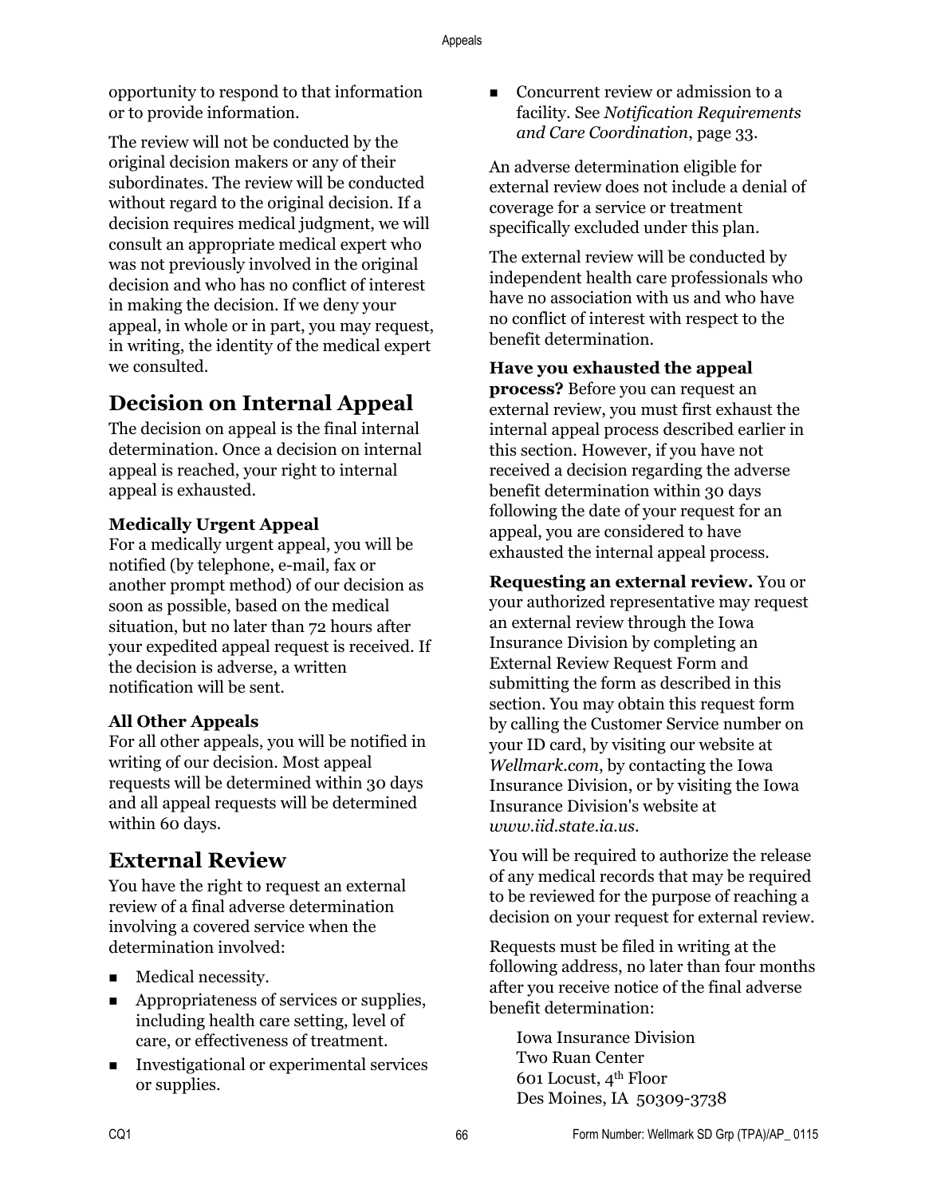opportunity to respond to that information or to provide information.

The review will not be conducted by the original decision makers or any of their subordinates. The review will be conducted without regard to the original decision. If a decision requires medical judgment, we will consult an appropriate medical expert who was not previously involved in the original decision and who has no conflict of interest in making the decision. If we deny your appeal, in whole or in part, you may request, in writing, the identity of the medical expert we consulted.

## Decision on Internal Appeal

The decision on appeal is the final internal determination. Once a decision on internal appeal is reached, your right to internal appeal is exhausted.

### Medically Urgent Appeal

For a medically urgent appeal, you will be notified (by telephone, e-mail, fax or another prompt method) of our decision as soon as possible, based on the medical situation, but no later than 72 hours after your expedited appeal request is received. If the decision is adverse, a written notification will be sent.

### All Other Appeals

For all other appeals, you will be notified in writing of our decision. Most appeal requests will be determined within 30 days and all appeal requests will be determined within 60 days.

## External Review

You have the right to request an external review of a final adverse determination involving a covered service when the determination involved:

- Medical necessity.
- Appropriateness of services or supplies, including health care setting, level of care, or effectiveness of treatment.
- Investigational or experimental services or supplies.
- Concurrent review or admission to a facility. See *Notification Requirements and Care Coordination*, page 33.

An adverse determination eligible for external review does not include a denial of coverage for a service or treatment specifically excluded under this plan.

The external review will be conducted by independent health care professionals who have no association with us and who have no conflict of interest with respect to the benefit determination.

**Have you exhausted the appeal process?** Before you can request an external review, you must first exhaust the internal appeal process described earlier in this section. However, if you have not received a decision regarding the adverse benefit determination within 30 days following the date of your request for an appeal, you are considered to have exhausted the internal appeal process.

**Requesting an external review.** You or your authorized representative may request an external review through the Iowa Insurance Division by completing an External Review Request Form and submitting the form as described in this section. You may obtain this request form by calling the Customer Service number on your ID card, by visiting our website at *Wellmark.com*, by contacting the Iowa Insurance Division, or by visiting the Iowa Insurance Division's website at *www.iid.state.ia.us*.

You will be required to authorize the release of any medical records that may be required to be reviewed for the purpose of reaching a decision on your request for external review.

Requests must be filed in writing at the following address, no later than four months after you receive notice of the final adverse benefit determination:

Iowa Insurance Division
Two Ruan Center
601 Locust, 4th Floor
Des Moines, IA 50309-3738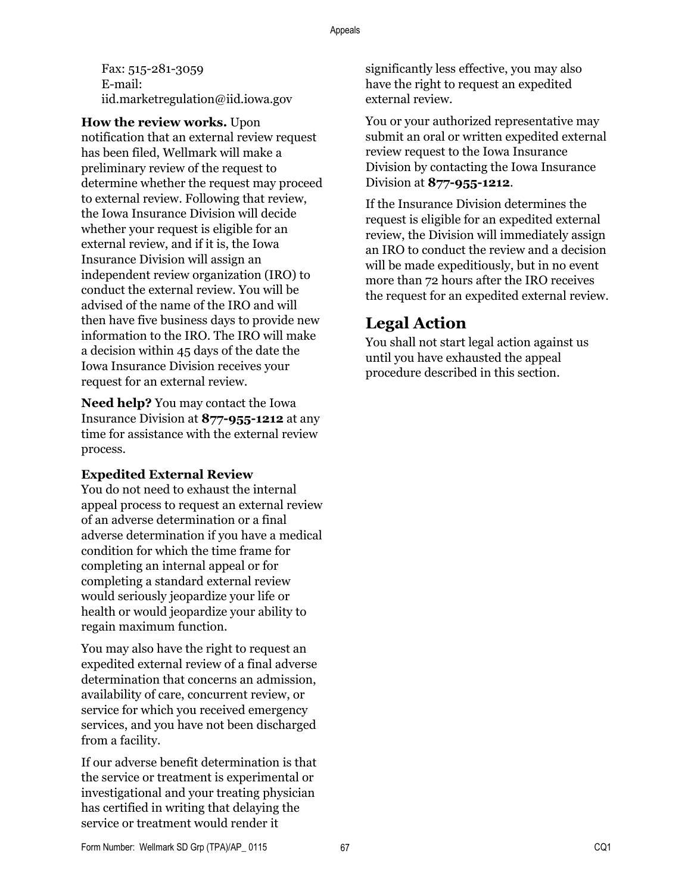Fax: 515-281-3059
E-mail:
iid.marketregulation@iid.iowa.gov

**How the review works.** Upon notification that an external review request has been filed, Wellmark will make a preliminary review of the request to determine whether the request may proceed to external review. Following that review, the Iowa Insurance Division will decide whether your request is eligible for an external review, and if it is, the Iowa Insurance Division will assign an independent review organization (IRO) to conduct the external review. You will be advised of the name of the IRO and will then have five business days to provide new information to the IRO. The IRO will make a decision within 45 days of the date the Iowa Insurance Division receives your request for an external review.

**Need help?** You may contact the Iowa Insurance Division at **877-955-1212** at any time for assistance with the external review process.

**Expedited External Review**

You do not need to exhaust the internal appeal process to request an external review of an adverse determination or a final adverse determination if you have a medical condition for which the time frame for completing an internal appeal or for completing a standard external review would seriously jeopardize your life or health or would jeopardize your ability to regain maximum function.

You may also have the right to request an expedited external review of a final adverse determination that concerns an admission, availability of care, concurrent review, or service for which you received emergency services, and you have not been discharged from a facility.

If our adverse benefit determination is that the service or treatment is experimental or investigational and your treating physician has certified in writing that delaying the service or treatment would render it significantly less effective, you may also have the right to request an expedited external review.

You or your authorized representative may submit an oral or written expedited external review request to the Iowa Insurance Division by contacting the Iowa Insurance Division at **877-955-1212**.

If the Insurance Division determines the request is eligible for an expedited external review, the Division will immediately assign an IRO to conduct the review and a decision will be made expeditiously, but in no event more than 72 hours after the IRO receives the request for an expedited external review.

## Legal Action

You shall not start legal action against us until you have exhausted the appeal procedure described in this section.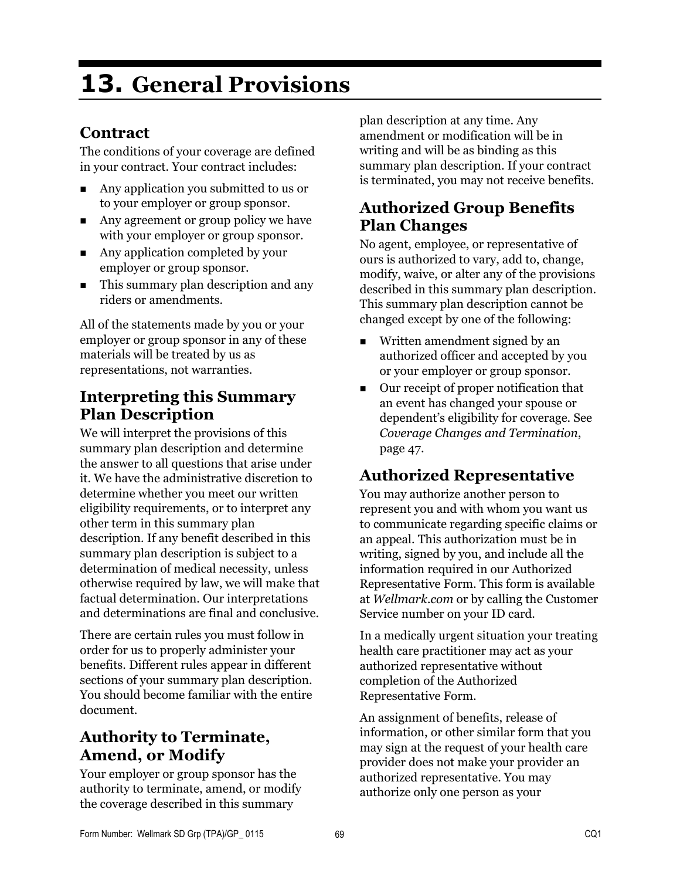# 13. General Provisions

## Contract

The conditions of your coverage are defined in your contract. Your contract includes:

- Any application you submitted to us or to your employer or group sponsor.
- Any agreement or group policy we have with your employer or group sponsor.
- Any application completed by your employer or group sponsor.
- This summary plan description and any riders or amendments.

All of the statements made by you or your employer or group sponsor in any of these materials will be treated by us as representations, not warranties.

## Interpreting this Summary Plan Description

We will interpret the provisions of this summary plan description and determine the answer to all questions that arise under it. We have the administrative discretion to determine whether you meet our written eligibility requirements, or to interpret any other term in this summary plan description. If any benefit described in this summary plan description is subject to a determination of medical necessity, unless otherwise required by law, we will make that factual determination. Our interpretations and determinations are final and conclusive.

There are certain rules you must follow in order for us to properly administer your benefits. Different rules appear in different sections of your summary plan description. You should become familiar with the entire document.

## Authority to Terminate, Amend, or Modify

Your employer or group sponsor has the authority to terminate, amend, or modify the coverage described in this summary plan description at any time. Any amendment or modification will be in writing and will be as binding as this summary plan description. If your contract is terminated, you may not receive benefits.

## Authorized Group Benefits Plan Changes

No agent, employee, or representative of ours is authorized to vary, add to, change, modify, waive, or alter any of the provisions described in this summary plan description. This summary plan description cannot be changed except by one of the following:

- Written amendment signed by an authorized officer and accepted by you or your employer or group sponsor.
- Our receipt of proper notification that an event has changed your spouse or dependent's eligibility for coverage. See *Coverage Changes and Termination*, page 47.

## Authorized Representative

You may authorize another person to represent you and with whom you want us to communicate regarding specific claims or an appeal. This authorization must be in writing, signed by you, and include all the information required in our Authorized Representative Form. This form is available at *Wellmark.com* or by calling the Customer Service number on your ID card.

In a medically urgent situation your treating health care practitioner may act as your authorized representative without completion of the Authorized Representative Form.

An assignment of benefits, release of information, or other similar form that you may sign at the request of your health care provider does not make your provider an authorized representative. You may authorize only one person as your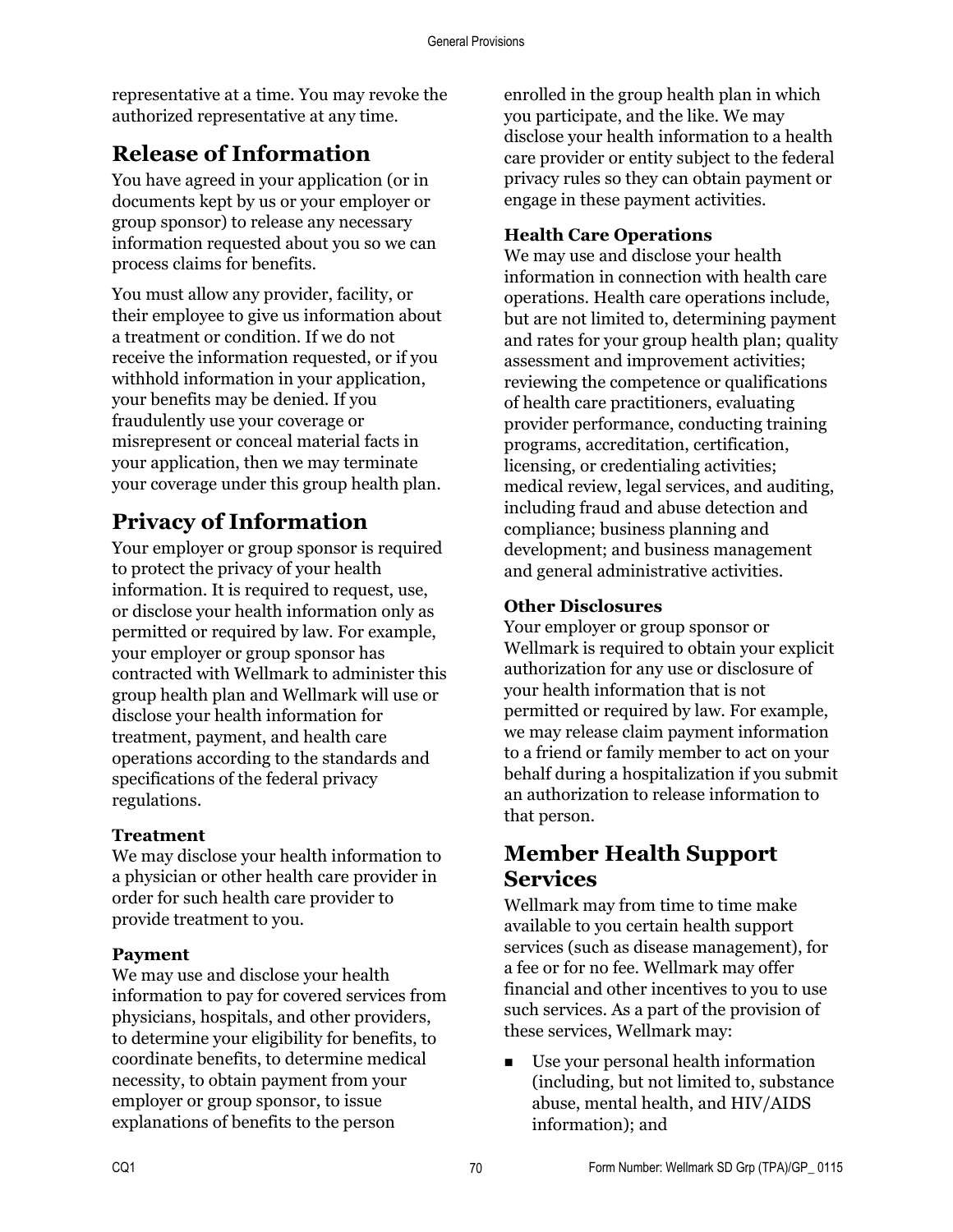representative at a time. You may revoke the authorized representative at any time.

## Release of Information

You have agreed in your application (or in documents kept by us or your employer or group sponsor) to release any necessary information requested about you so we can process claims for benefits.

You must allow any provider, facility, or their employee to give us information about a treatment or condition. If we do not receive the information requested, or if you withhold information in your application, your benefits may be denied. If you fraudulently use your coverage or misrepresent or conceal material facts in your application, then we may terminate your coverage under this group health plan.

## Privacy of Information

Your employer or group sponsor is required to protect the privacy of your health information. It is required to request, use, or disclose your health information only as permitted or required by law. For example, your employer or group sponsor has contracted with Wellmark to administer this group health plan and Wellmark will use or disclose your health information for treatment, payment, and health care operations according to the standards and specifications of the federal privacy regulations.

**Treatment**
We may disclose your health information to a physician or other health care provider in order for such health care provider to provide treatment to you.

**Payment**
We may use and disclose your health information to pay for covered services from physicians, hospitals, and other providers, to determine your eligibility for benefits, to coordinate benefits, to determine medical necessity, to obtain payment from your employer or group sponsor, to issue explanations of benefits to the person enrolled in the group health plan in which you participate, and the like. We may disclose your health information to a health care provider or entity subject to the federal privacy rules so they can obtain payment or engage in these payment activities.

**Health Care Operations**
We may use and disclose your health information in connection with health care operations. Health care operations include, but are not limited to, determining payment and rates for your group health plan; quality assessment and improvement activities; reviewing the competence or qualifications of health care practitioners, evaluating provider performance, conducting training programs, accreditation, certification, licensing, or credentialing activities; medical review, legal services, and auditing, including fraud and abuse detection and compliance; business planning and development; and business management and general administrative activities.

**Other Disclosures**
Your employer or group sponsor or Wellmark is required to obtain your explicit authorization for any use or disclosure of your health information that is not permitted or required by law. For example, we may release claim payment information to a friend or family member to act on your behalf during a hospitalization if you submit an authorization to release information to that person.

## Member Health Support Services

Wellmark may from time to time make available to you certain health support services (such as disease management), for a fee or for no fee. Wellmark may offer financial and other incentives to you to use such services. As a part of the provision of these services, Wellmark may:

- Use your personal health information (including, but not limited to, substance abuse, mental health, and HIV/AIDS information); and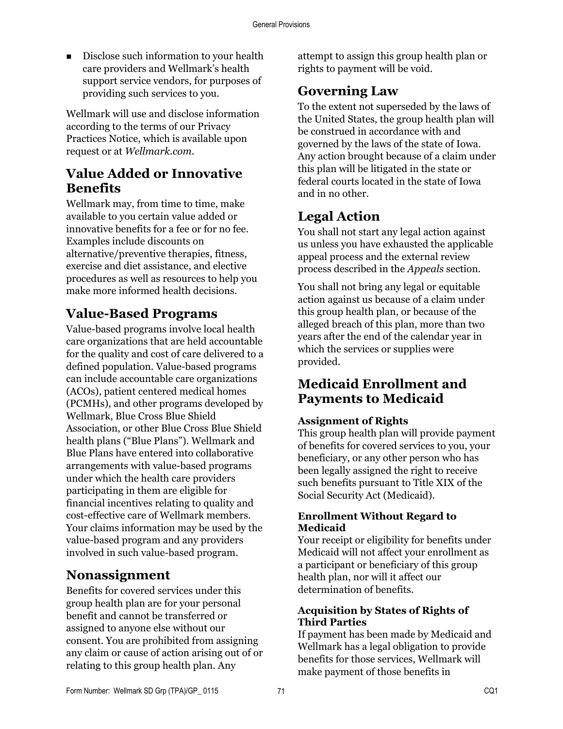- Disclose such information to your health care providers and Wellmark's health support service vendors, for purposes of providing such services to you.

Wellmark will use and disclose information according to the terms of our Privacy Practices Notice, which is available upon request or at *Wellmark.com*.

## Value Added or Innovative Benefits

Wellmark may, from time to time, make available to you certain value added or innovative benefits for a fee or for no fee. Examples include discounts on alternative/preventive therapies, fitness, exercise and diet assistance, and elective procedures as well as resources to help you make more informed health decisions.

## Value-Based Programs

Value-based programs involve local health care organizations that are held accountable for the quality and cost of care delivered to a defined population. Value-based programs can include accountable care organizations (ACOs), patient centered medical homes (PCMHs), and other programs developed by Wellmark, Blue Cross Blue Shield Association, or other Blue Cross Blue Shield health plans ("Blue Plans"). Wellmark and Blue Plans have entered into collaborative arrangements with value-based programs under which the health care providers participating in them are eligible for financial incentives relating to quality and cost-effective care of Wellmark members. Your claims information may be used by the value-based program and any providers involved in such value-based program.

## Nonassignment

Benefits for covered services under this group health plan are for your personal benefit and cannot be transferred or assigned to anyone else without our consent. You are prohibited from assigning any claim or cause of action arising out of or relating to this group health plan. Any attempt to assign this group health plan or rights to payment will be void.

## Governing Law

To the extent not superseded by the laws of the United States, the group health plan will be construed in accordance with and governed by the laws of the state of Iowa. Any action brought because of a claim under this plan will be litigated in the state or federal courts located in the state of Iowa and in no other.

## Legal Action

You shall not start any legal action against us unless you have exhausted the applicable appeal process and the external review process described in the *Appeals* section.

You shall not bring any legal or equitable action against us because of a claim under this group health plan, or because of the alleged breach of this plan, more than two years after the end of the calendar year in which the services or supplies were provided.

## Medicaid Enrollment and Payments to Medicaid

### Assignment of Rights

This group health plan will provide payment of benefits for covered services to you, your beneficiary, or any other person who has been legally assigned the right to receive such benefits pursuant to Title XIX of the Social Security Act (Medicaid).

### Enrollment Without Regard to Medicaid

Your receipt or eligibility for benefits under Medicaid will not affect your enrollment as a participant or beneficiary of this group health plan, nor will it affect our determination of benefits.

### Acquisition by States of Rights of Third Parties

If payment has been made by Medicaid and Wellmark has a legal obligation to provide benefits for those services, Wellmark will make payment of those benefits in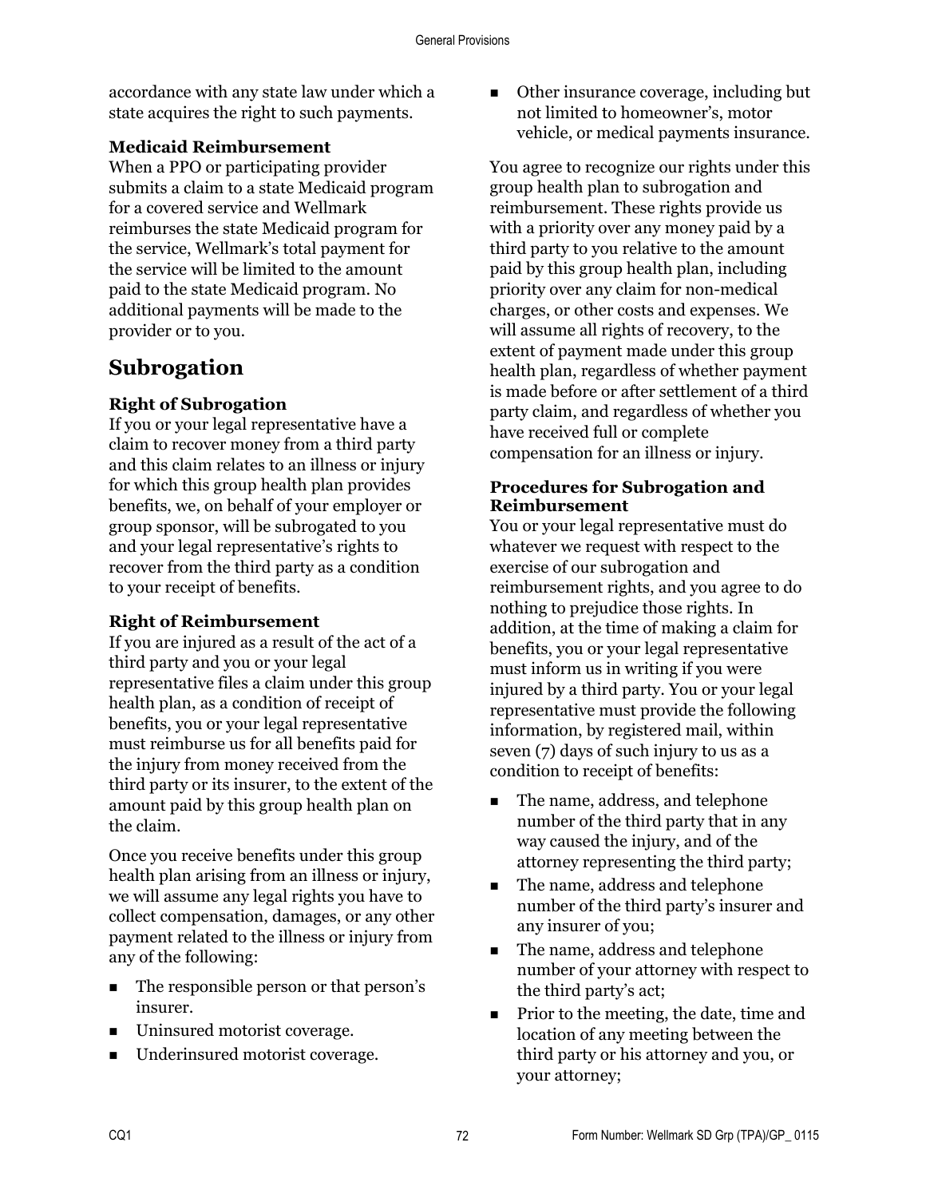accordance with any state law under which a state acquires the right to such payments.

### Medicaid Reimbursement

When a PPO or participating provider submits a claim to a state Medicaid program for a covered service and Wellmark reimburses the state Medicaid program for the service, Wellmark's total payment for the service will be limited to the amount paid to the state Medicaid program. No additional payments will be made to the provider or to you.

## Subrogation

### Right of Subrogation

If you or your legal representative have a claim to recover money from a third party and this claim relates to an illness or injury for which this group health plan provides benefits, we, on behalf of your employer or group sponsor, will be subrogated to you and your legal representative's rights to recover from the third party as a condition to your receipt of benefits.

### Right of Reimbursement

If you are injured as a result of the act of a third party and you or your legal representative files a claim under this group health plan, as a condition of receipt of benefits, you or your legal representative must reimburse us for all benefits paid for the injury from money received from the third party or its insurer, to the extent of the amount paid by this group health plan on the claim.

Once you receive benefits under this group health plan arising from an illness or injury, we will assume any legal rights you have to collect compensation, damages, or any other payment related to the illness or injury from any of the following:

- The responsible person or that person's insurer.
- Uninsured motorist coverage.
- Underinsured motorist coverage.
- Other insurance coverage, including but not limited to homeowner's, motor vehicle, or medical payments insurance.

You agree to recognize our rights under this group health plan to subrogation and reimbursement. These rights provide us with a priority over any money paid by a third party to you relative to the amount paid by this group health plan, including priority over any claim for non-medical charges, or other costs and expenses. We will assume all rights of recovery, to the extent of payment made under this group health plan, regardless of whether payment is made before or after settlement of a third party claim, and regardless of whether you have received full or complete compensation for an illness or injury.

### Procedures for Subrogation and Reimbursement

You or your legal representative must do whatever we request with respect to the exercise of our subrogation and reimbursement rights, and you agree to do nothing to prejudice those rights. In addition, at the time of making a claim for benefits, you or your legal representative must inform us in writing if you were injured by a third party. You or your legal representative must provide the following information, by registered mail, within seven (7) days of such injury to us as a condition to receipt of benefits:

- The name, address, and telephone number of the third party that in any way caused the injury, and of the attorney representing the third party;
- The name, address and telephone number of the third party's insurer and any insurer of you;
- The name, address and telephone number of your attorney with respect to the third party's act;
- Prior to the meeting, the date, time and location of any meeting between the third party or his attorney and you, or your attorney;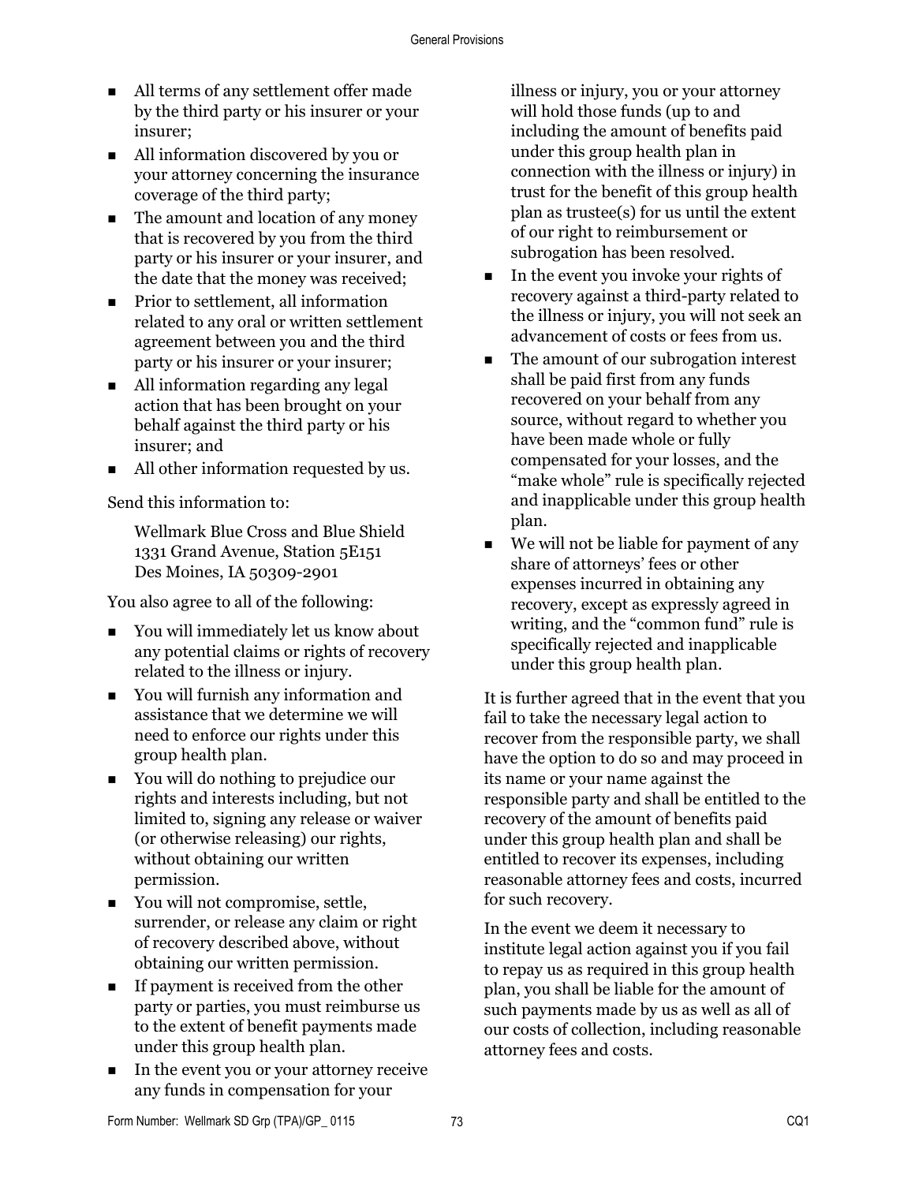- All terms of any settlement offer made by the third party or his insurer or your insurer;
- All information discovered by you or your attorney concerning the insurance coverage of the third party;
- The amount and location of any money that is recovered by you from the third party or his insurer or your insurer, and the date that the money was received;
- Prior to settlement, all information related to any oral or written settlement agreement between you and the third party or his insurer or your insurer;
- All information regarding any legal action that has been brought on your behalf against the third party or his insurer; and
- All other information requested by us.

Send this information to:

> Wellmark Blue Cross and Blue Shield
> 1331 Grand Avenue, Station 5E151
> Des Moines, IA 50309-2901

You also agree to all of the following:

- You will immediately let us know about any potential claims or rights of recovery related to the illness or injury.
- You will furnish any information and assistance that we determine we will need to enforce our rights under this group health plan.
- You will do nothing to prejudice our rights and interests including, but not limited to, signing any release or waiver (or otherwise releasing) our rights, without obtaining our written permission.
- You will not compromise, settle, surrender, or release any claim or right of recovery described above, without obtaining our written permission.
- If payment is received from the other party or parties, you must reimburse us to the extent of benefit payments made under this group health plan.
- In the event you or your attorney receive any funds in compensation for your illness or injury, you or your attorney will hold those funds (up to and including the amount of benefits paid under this group health plan in connection with the illness or injury) in trust for the benefit of this group health plan as trustee(s) for us until the extent of our right to reimbursement or subrogation has been resolved.
- In the event you invoke your rights of recovery against a third-party related to the illness or injury, you will not seek an advancement of costs or fees from us.
- The amount of our subrogation interest shall be paid first from any funds recovered on your behalf from any source, without regard to whether you have been made whole or fully compensated for your losses, and the "make whole" rule is specifically rejected and inapplicable under this group health plan.
- We will not be liable for payment of any share of attorneys' fees or other expenses incurred in obtaining any recovery, except as expressly agreed in writing, and the "common fund" rule is specifically rejected and inapplicable under this group health plan.

It is further agreed that in the event that you fail to take the necessary legal action to recover from the responsible party, we shall have the option to do so and may proceed in its name or your name against the responsible party and shall be entitled to the recovery of the amount of benefits paid under this group health plan and shall be entitled to recover its expenses, including reasonable attorney fees and costs, incurred for such recovery.

In the event we deem it necessary to institute legal action against you if you fail to repay us as required in this group health plan, you shall be liable for the amount of such payments made by us as well as all of our costs of collection, including reasonable attorney fees and costs.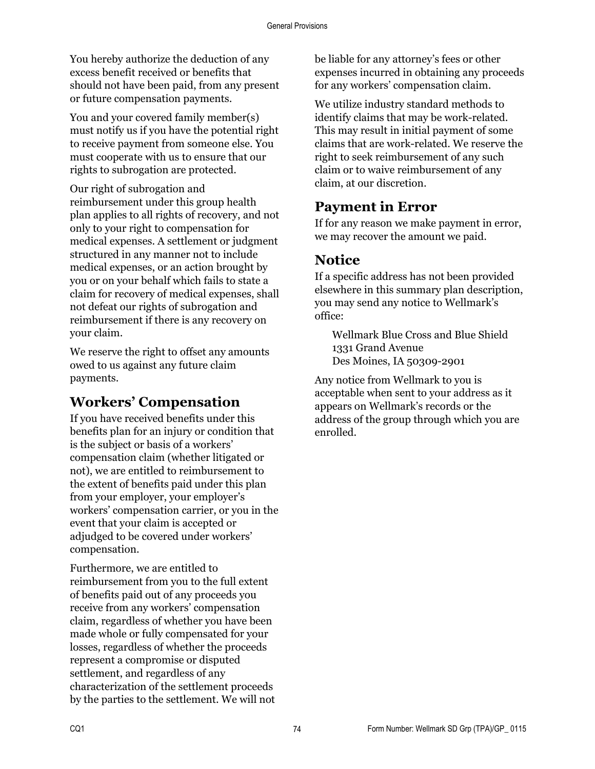You hereby authorize the deduction of any excess benefit received or benefits that should not have been paid, from any present or future compensation payments.

You and your covered family member(s) must notify us if you have the potential right to receive payment from someone else. You must cooperate with us to ensure that our rights to subrogation are protected.

Our right of subrogation and reimbursement under this group health plan applies to all rights of recovery, and not only to your right to compensation for medical expenses. A settlement or judgment structured in any manner not to include medical expenses, or an action brought by you or on your behalf which fails to state a claim for recovery of medical expenses, shall not defeat our rights of subrogation and reimbursement if there is any recovery on your claim.

We reserve the right to offset any amounts owed to us against any future claim payments.

## Workers' Compensation

If you have received benefits under this benefits plan for an injury or condition that is the subject or basis of a workers' compensation claim (whether litigated or not), we are entitled to reimbursement to the extent of benefits paid under this plan from your employer, your employer's workers' compensation carrier, or you in the event that your claim is accepted or adjudged to be covered under workers' compensation.

Furthermore, we are entitled to reimbursement from you to the full extent of benefits paid out of any proceeds you receive from any workers' compensation claim, regardless of whether you have been made whole or fully compensated for your losses, regardless of whether the proceeds represent a compromise or disputed settlement, and regardless of any characterization of the settlement proceeds by the parties to the settlement. We will not be liable for any attorney's fees or other expenses incurred in obtaining any proceeds for any workers' compensation claim.

We utilize industry standard methods to identify claims that may be work-related. This may result in initial payment of some claims that are work-related. We reserve the right to seek reimbursement of any such claim or to waive reimbursement of any claim, at our discretion.

## Payment in Error

If for any reason we make payment in error, we may recover the amount we paid.

## Notice

If a specific address has not been provided elsewhere in this summary plan description, you may send any notice to Wellmark's office:

Wellmark Blue Cross and Blue Shield
1331 Grand Avenue
Des Moines, IA 50309-2901

Any notice from Wellmark to you is acceptable when sent to your address as it appears on Wellmark's records or the address of the group through which you are enrolled.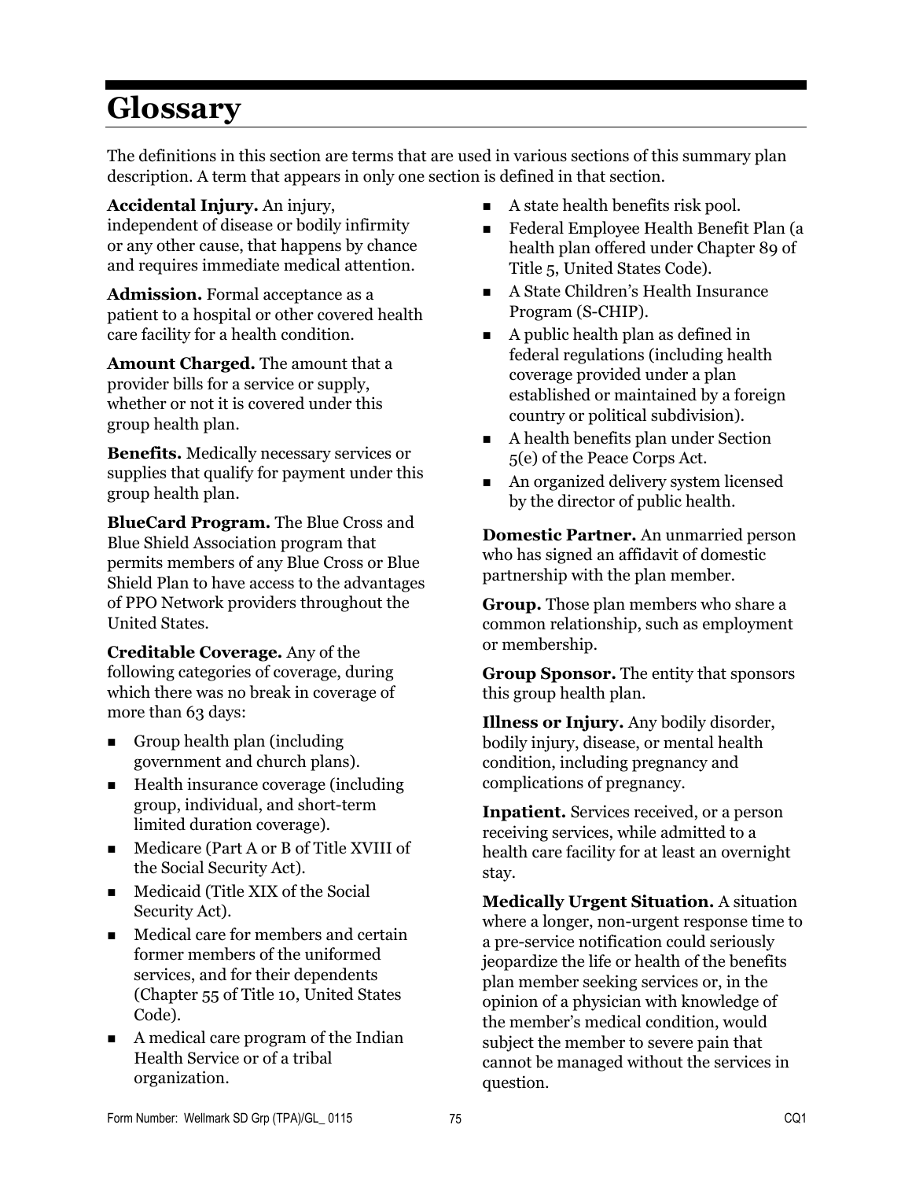# Glossary

The definitions in this section are terms that are used in various sections of this summary plan description. A term that appears in only one section is defined in that section.

**Accidental Injury.** An injury, independent of disease or bodily infirmity or any other cause, that happens by chance and requires immediate medical attention.

**Admission.** Formal acceptance as a patient to a hospital or other covered health care facility for a health condition.

**Amount Charged.** The amount that a provider bills for a service or supply, whether or not it is covered under this group health plan.

**Benefits.** Medically necessary services or supplies that qualify for payment under this group health plan.

**BlueCard Program.** The Blue Cross and Blue Shield Association program that permits members of any Blue Cross or Blue Shield Plan to have access to the advantages of PPO Network providers throughout the United States.

**Creditable Coverage.** Any of the following categories of coverage, during which there was no break in coverage of more than 63 days:

- Group health plan (including government and church plans).
- Health insurance coverage (including group, individual, and short-term limited duration coverage).
- Medicare (Part A or B of Title XVIII of the Social Security Act).
- Medicaid (Title XIX of the Social Security Act).
- Medical care for members and certain former members of the uniformed services, and for their dependents (Chapter 55 of Title 10, United States Code).
- A medical care program of the Indian Health Service or of a tribal organization.
- A state health benefits risk pool.
- Federal Employee Health Benefit Plan (a health plan offered under Chapter 89 of Title 5, United States Code).
- A State Children's Health Insurance Program (S-CHIP).
- A public health plan as defined in federal regulations (including health coverage provided under a plan established or maintained by a foreign country or political subdivision).
- A health benefits plan under Section 5(e) of the Peace Corps Act.
- An organized delivery system licensed by the director of public health.

**Domestic Partner.** An unmarried person who has signed an affidavit of domestic partnership with the plan member.

**Group.** Those plan members who share a common relationship, such as employment or membership.

**Group Sponsor.** The entity that sponsors this group health plan.

**Illness or Injury.** Any bodily disorder, bodily injury, disease, or mental health condition, including pregnancy and complications of pregnancy.

**Inpatient.** Services received, or a person receiving services, while admitted to a health care facility for at least an overnight stay.

**Medically Urgent Situation.** A situation where a longer, non-urgent response time to a pre-service notification could seriously jeopardize the life or health of the benefits plan member seeking services or, in the opinion of a physician with knowledge of the member's medical condition, would subject the member to severe pain that cannot be managed without the services in question.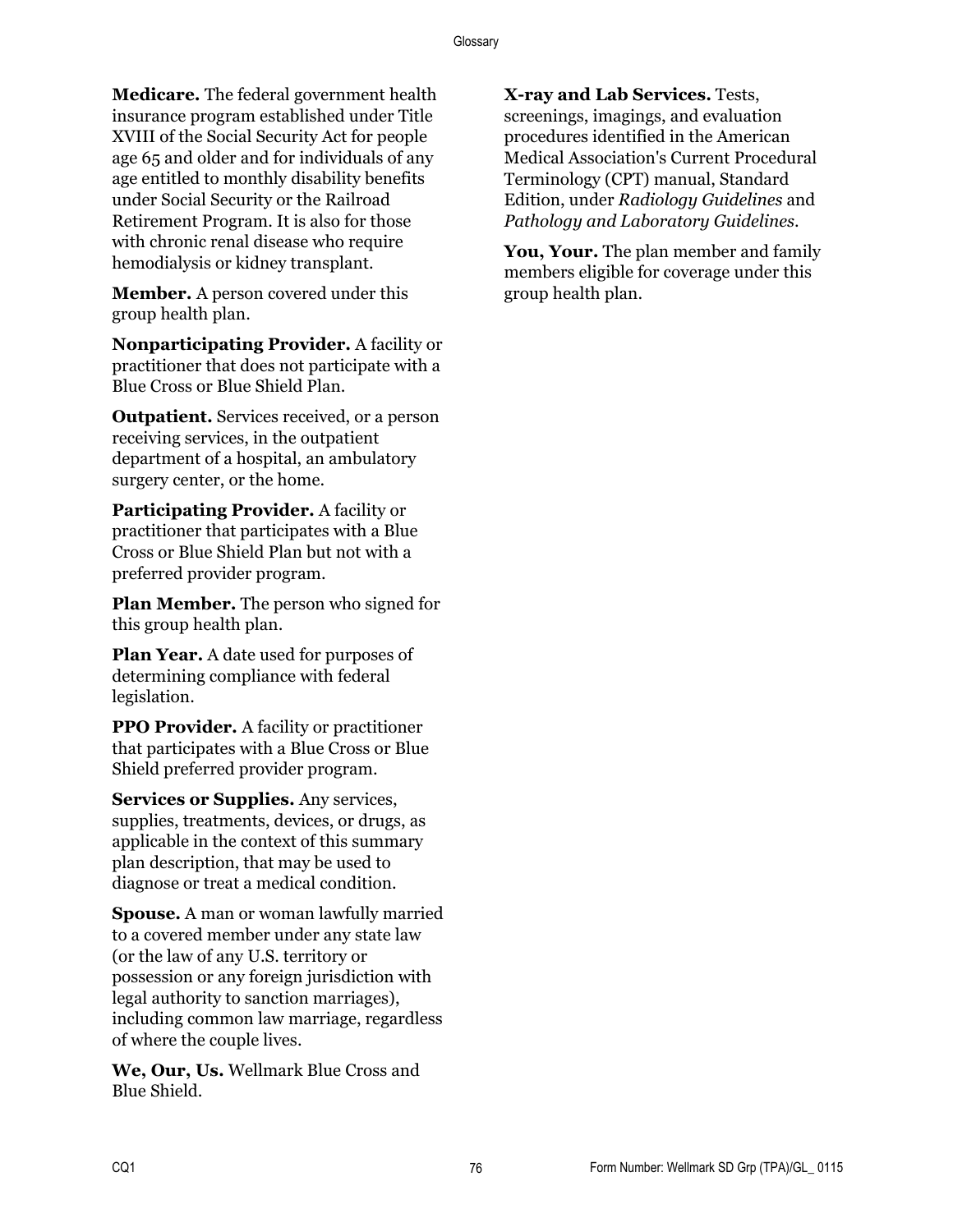**Medicare.** The federal government health insurance program established under Title XVIII of the Social Security Act for people age 65 and older and for individuals of any age entitled to monthly disability benefits under Social Security or the Railroad Retirement Program. It is also for those with chronic renal disease who require hemodialysis or kidney transplant.

**Member.** A person covered under this group health plan.

**Nonparticipating Provider.** A facility or practitioner that does not participate with a Blue Cross or Blue Shield Plan.

**Outpatient.** Services received, or a person receiving services, in the outpatient department of a hospital, an ambulatory surgery center, or the home.

**Participating Provider.** A facility or practitioner that participates with a Blue Cross or Blue Shield Plan but not with a preferred provider program.

**Plan Member.** The person who signed for this group health plan.

**Plan Year.** A date used for purposes of determining compliance with federal legislation.

**PPO Provider.** A facility or practitioner that participates with a Blue Cross or Blue Shield preferred provider program.

**Services or Supplies.** Any services, supplies, treatments, devices, or drugs, as applicable in the context of this summary plan description, that may be used to diagnose or treat a medical condition.

**Spouse.** A man or woman lawfully married to a covered member under any state law (or the law of any U.S. territory or possession or any foreign jurisdiction with legal authority to sanction marriages), including common law marriage, regardless of where the couple lives.

**We, Our, Us.** Wellmark Blue Cross and Blue Shield.

**X-ray and Lab Services.** Tests, screenings, imagings, and evaluation procedures identified in the American Medical Association's Current Procedural Terminology (CPT) manual, Standard Edition, under *Radiology Guidelines* and *Pathology and Laboratory Guidelines*.

**You, Your.** The plan member and family members eligible for coverage under this group health plan.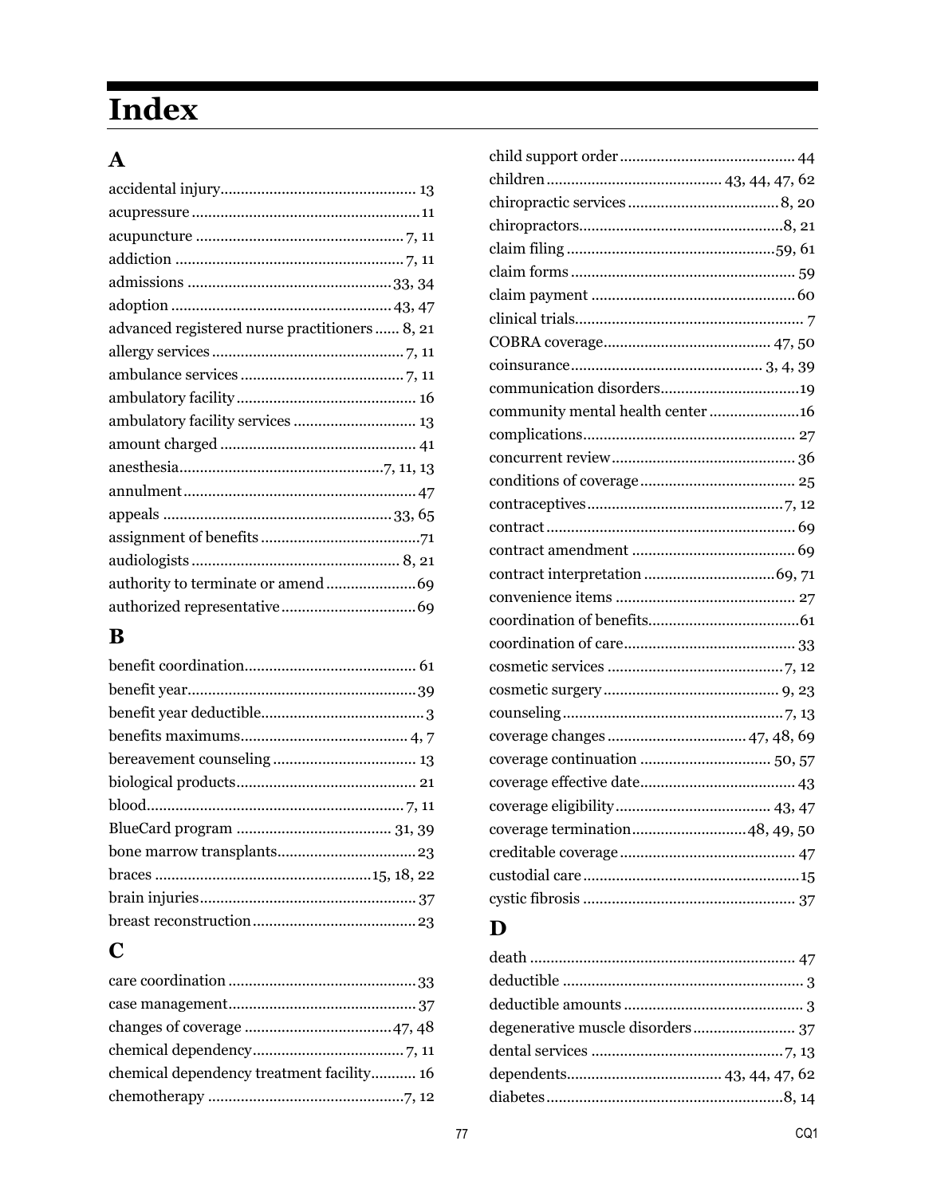# Index

## A

accidental injury ............................................... 13
acupressure ....................................................... 11
acupuncture .................................................. 7, 11
addiction ....................................................... 7, 11
admissions ................................................. 33, 34
adoption ..................................................... 43, 47
advanced registered nurse practitioners ...... 8, 21
allergy services .............................................. 7, 11
ambulance services ........................................ 7, 11
ambulatory facility ............................................ 16
ambulatory facility services .............................. 13
amount charged ................................................ 41
anesthesia ................................................. 7, 11, 13
annulment ......................................................... 47
appeals ....................................................... 33, 65
assignment of benefits ....................................... 71
audiologists .................................................. 8, 21
authority to terminate or amend ...................... 69
authorized representative ................................ 69

## B

benefit coordination .......................................... 61
benefit year ....................................................... 39
benefit year deductible ....................................... 3
benefits maximums ......................................... 4, 7
bereavement counseling ................................... 13
biological products ............................................ 21
blood ............................................................ 7, 11
BlueCard program ...................................... 31, 39
bone marrow transplants .................................. 23
braces .................................................... 15, 18, 22
brain injuries ..................................................... 37
breast reconstruction ........................................ 23

## C

care coordination ............................................. 33
case management ............................................. 37
changes of coverage .................................... 47, 48
chemical dependency ..................................... 7, 11
chemical dependency treatment facility ........... 16
chemotherapy ................................................ 7, 12
child support order ........................................... 44
children ........................................... 43, 44, 47, 62
chiropractic services ..................................... 8, 20
chiropractors ................................................. 8, 21
claim filing ................................................... 59, 61
claim forms ....................................................... 59
claim payment ................................................... 60
clinical trials ........................................................ 7
COBRA coverage .......................................... 47, 50
coinsurance ............................................... 3, 4, 39
communication disorders .................................. 19
community mental health center ...................... 16
complications .................................................... 27
concurrent review ............................................. 36
conditions of coverage ...................................... 25
contraceptives ............................................... 7, 12
contract ............................................................. 69
contract amendment ......................................... 69
contract interpretation ................................ 69, 71
convenience items ............................................ 27
coordination of benefits .................................... 61
coordination of care .......................................... 33
cosmetic services ........................................... 7, 12
cosmetic surgery ............................................ 9, 23
counseling ..................................................... 7, 13
coverage changes .................................. 47, 48, 69
coverage continuation ................................. 50, 57
coverage effective date ..................................... 43
coverage eligibility ....................................... 43, 47
coverage termination ............................ 48, 49, 50
creditable coverage ........................................... 47
custodial care .................................................... 15
cystic fibrosis .................................................... 37

## D

death ................................................................. 47
deductible ........................................................... 3
deductible amounts ............................................ 3
degenerative muscle disorders ......................... 37
dental services ............................................... 7, 13
dependents ..................................... 43, 44, 47, 62
diabetes ......................................................... 8, 14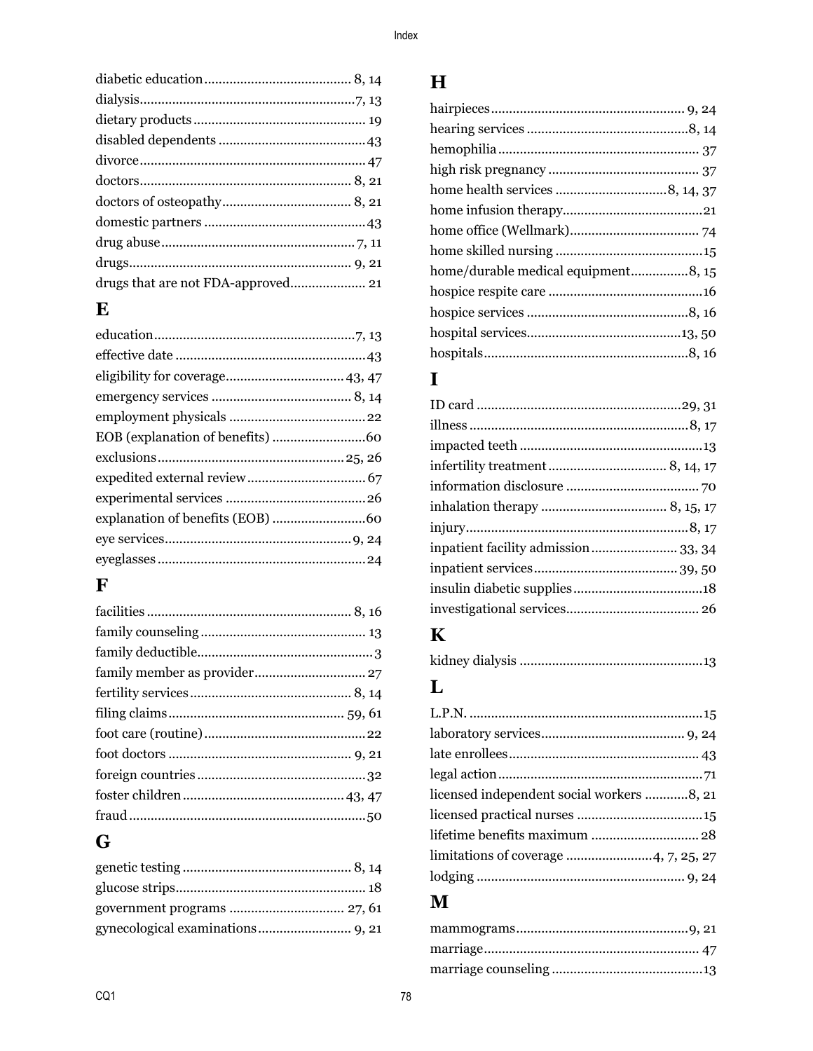diabetic education ........................................ 8, 14
dialysis.......................................................7, 13
dietary products ............................................... 19
disabled dependents ........................................43
divorce............................................................ 47
doctors.......................................................... 8, 21
doctors of osteopathy.................................... 8, 21
domestic partners ............................................43
drug abuse.....................................................7, 11
drugs............................................................. 9, 21
drugs that are not FDA-approved.................... 21

## E

education.......................................................7, 13
effective date ....................................................43
eligibility for coverage................................ 43, 47
emergency services ...................................... 8, 14
employment physicals .....................................22
EOB (explanation of benefits) .........................60
exclusions ................................................... 25, 26
expedited external review................................ 67
experimental services ......................................26
explanation of benefits (EOB) .........................60
eye services..................................................9, 24
eyeglasses .........................................................24

## F

facilities ........................................................ 8, 16
family counseling ............................................. 13
family deductible................................................3
family member as provider.............................. 27
fertility services ............................................ 8, 14
filing claims ................................................ 59, 61
foot care (routine) ............................................22
foot doctors .................................................. 9, 21
foreign countries ..............................................32
foster children ............................................ 43, 47
fraud ................................................................50

## G

genetic testing .............................................. 8, 14
glucose strips.................................................... 18
government programs ............................... 27, 61
gynecological examinations.......................... 9, 21

## H

hairpieces ..................................................... 9, 24
hearing services ............................................8, 14
hemophilia ....................................................... 37
high risk pregnancy .......................................... 37
home health services ..............................8, 14, 37
home infusion therapy......................................21
home office (Wellmark)................................... 74
home skilled nursing ........................................15
home/durable medical equipment...............8, 15
hospice respite care ..........................................16
hospice services ............................................8, 16
hospital services..........................................13, 50
hospitals........................................................8, 16

## I

ID card ........................................................29, 31
illness ............................................................8, 17
impacted teeth ..................................................13
infertility treatment ................................ 8, 14, 17
information disclosure .................................... 70
inhalation therapy .................................. 8, 15, 17
injury.............................................................8, 17
inpatient facility admission ....................... 33, 34
inpatient services ....................................... 39, 50
insulin diabetic supplies...................................18
investigational services.................................... 26

## K

kidney dialysis ..................................................13

## L

L.P.N. ................................................................15
laboratory services....................................... 9, 24
late enrollees .................................................... 43
legal action ........................................................71
licensed independent social workers ...........8, 21
licensed practical nurses ..................................15
lifetime benefits maximum ............................. 28
limitations of coverage .......................4, 7, 25, 27
lodging ......................................................... 9, 24

## M

mammograms...............................................9, 21
marriage.......................................................... 47
marriage counseling .........................................13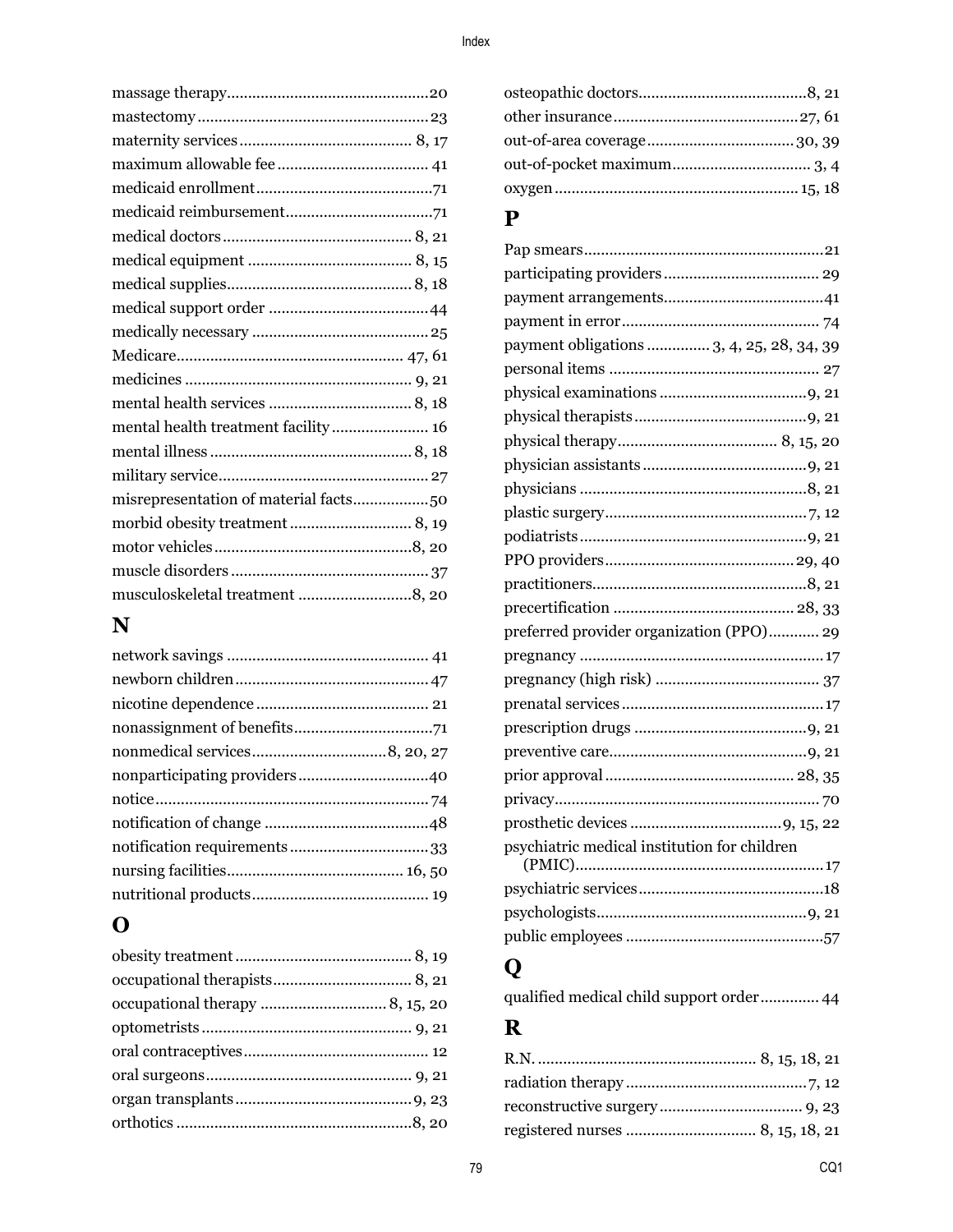massage therapy...............................................20
mastectomy......................................................23
maternity services......................................... 8, 17
maximum allowable fee.................................... 41
medicaid enrollment.........................................71
medicaid reimbursement..................................71
medical doctors............................................. 8, 21
medical equipment ....................................... 8, 15
medical supplies............................................ 8, 18
medical support order ......................................44
medically necessary ..........................................25
Medicare..................................................... 47, 61
medicines ...................................................... 9, 21
mental health services .................................. 8, 18
mental health treatment facility....................... 16
mental illness ................................................ 8, 18
military service..................................................27
misrepresentation of material facts.................50
morbid obesity treatment ............................. 8, 19
motor vehicles...............................................8, 20
muscle disorders ...............................................37
musculoskeletal treatment ...........................8, 20

## N

network savings ............................................... 41
newborn children.............................................47
nicotine dependence......................................... 21
nonassignment of benefits................................71
nonmedical services...............................8, 20, 27
nonparticipating providers...............................40
notice.................................................................74
notification of change .......................................48
notification requirements .................................33
nursing facilities.......................................... 16, 50
nutritional products.......................................... 19

## O

obesity treatment .......................................... 8, 19
occupational therapists................................. 8, 21
occupational therapy ............................. 8, 15, 20
optometrists .................................................. 9, 21
oral contraceptives............................................ 12
oral surgeons................................................. 9, 21
organ transplants..........................................9, 23
orthotics .......................................................8, 20
osteopathic doctors........................................8, 21
other insurance........................................... 27, 61
out-of-area coverage................................... 30, 39
out-of-pocket maximum................................. 3, 4
oxygen.......................................................... 15, 18

## P

Pap smears.........................................................21
participating providers..................................... 29
payment arrangements......................................41
payment in error.............................................. 74
payment obligations .............. 3, 4, 25, 28, 34, 39
personal items ................................................. 27
physical examinations ...................................9, 21
physical therapists.........................................9, 21
physical therapy...................................... 8, 15, 20
physician assistants.......................................9, 21
physicians ......................................................8, 21
plastic surgery................................................7, 12
podiatrists......................................................9, 21
PPO providers............................................. 29, 40
practitioners...................................................8, 21
precertification ........................................... 28, 33
preferred provider organization (PPO)............ 29
pregnancy ..........................................................17
pregnancy (high risk) ...................................... 37
prenatal services................................................17
prescription drugs .........................................9, 21
preventive care...............................................9, 21
prior approval ............................................. 28, 35
privacy............................................................... 70
prosthetic devices ....................................9, 15, 22
psychiatric medical institution for children (PMIC)...........................................................17
psychiatric services............................................18
psychologists..................................................9, 21
public employees ...............................................57

## Q

qualified medical child support order............. 44

## R

R.N. .................................................... 8, 15, 18, 21
radiation therapy...........................................7, 12
reconstructive surgery.................................. 9, 23
registered nurses ............................... 8, 15, 18, 21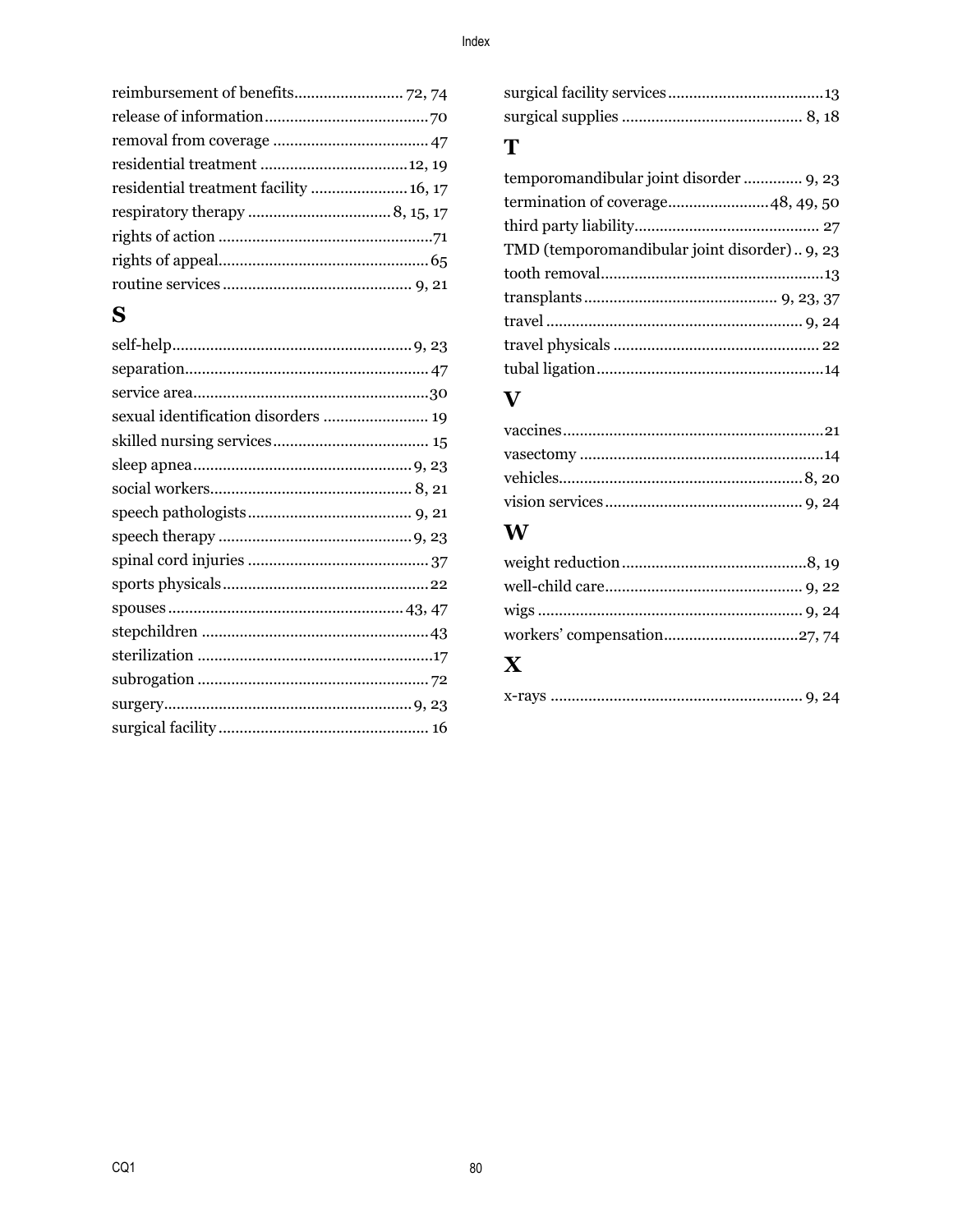reimbursement of benefits.......................... 72, 74
release of information.......................................70
removal from coverage ..................................... 47
residential treatment ...................................12, 19
residential treatment facility ....................... 16, 17
respiratory therapy .................................. 8, 15, 17
rights of action ..................................................71
rights of appeal.................................................65
routine services ............................................ 9, 21

## S

self-help........................................................ 9, 23
separation........................................................ 47
service area.......................................................30
sexual identification disorders ......................... 19
skilled nursing services..................................... 15
sleep apnea.................................................... 9, 23
social workers................................................ 8, 21
speech pathologists....................................... 9, 21
speech therapy ............................................. 9, 23
spinal cord injuries ........................................... 37
sports physicals.................................................22
spouses ....................................................... 43, 47
stepchildren ..................................................... 43
sterilization .......................................................17
subrogation ...................................................... 72
surgery.......................................................... 9, 23
surgical facility .................................................. 16
surgical facility services....................................13
surgical supplies ........................................... 8, 18

## T

temporomandibular joint disorder ............. 9, 23
termination of coverage........................48, 49, 50
third party liability............................................ 27
TMD (temporomandibular joint disorder) .. 9, 23
tooth removal.....................................................13
transplants ............................................ 9, 23, 37
travel ............................................................ 9, 24
travel physicals ................................................. 22
tubal ligation......................................................14

## V

vaccines.............................................................21
vasectomy ..........................................................14
vehicles......................................................... 8, 20
vision services ............................................... 9, 24

## W

weight reduction............................................8, 19
well-child care............................................... 9, 22
wigs .............................................................. 9, 24
workers' compensation................................27, 74

## X

x-rays ........................................................... 9, 24